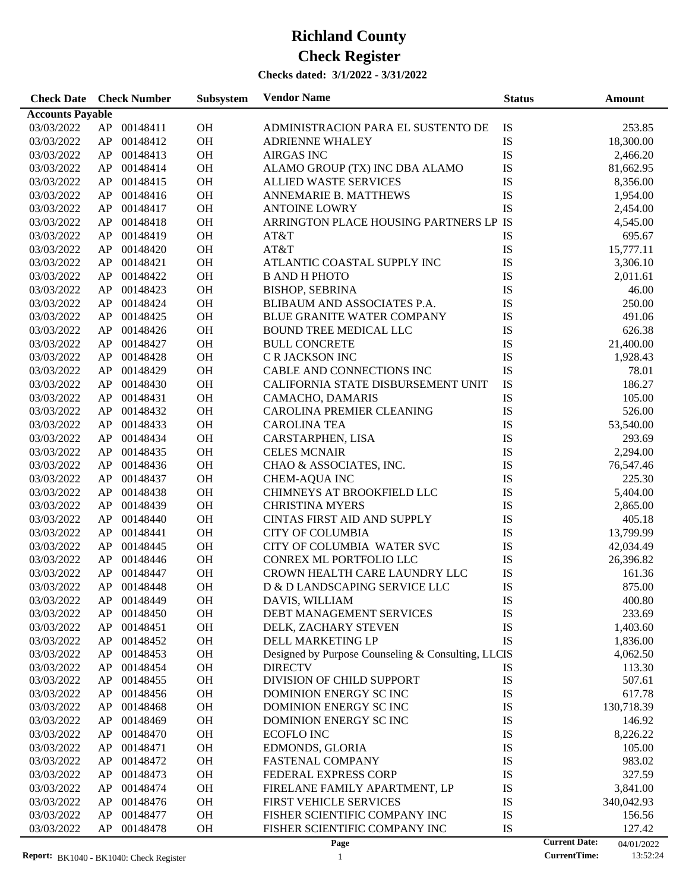# Richland County

# Check Register

### Checks dated: 3/1/2022 - 3/31/2022

| Check Date | Check Number | | Subsystem | Vendor Name | Status | Amount |
|---|---|---|---|---|---|---|
| **Accounts Payable** | | | | | | |
| 03/03/2022 | AP | 00148411 | OH | ADMINISTRACION PARA EL SUSTENTO DE | IS | 253.85 |
| 03/03/2022 | AP | 00148412 | OH | ADRIENNE WHALEY | IS | 18,300.00 |
| 03/03/2022 | AP | 00148413 | OH | AIRGAS INC | IS | 2,466.20 |
| 03/03/2022 | AP | 00148414 | OH | ALAMO GROUP (TX) INC DBA ALAMO | IS | 81,662.95 |
| 03/03/2022 | AP | 00148415 | OH | ALLIED WASTE SERVICES | IS | 8,356.00 |
| 03/03/2022 | AP | 00148416 | OH | ANNEMARIE B. MATTHEWS | IS | 1,954.00 |
| 03/03/2022 | AP | 00148417 | OH | ANTOINE LOWRY | IS | 2,454.00 |
| 03/03/2022 | AP | 00148418 | OH | ARRINGTON PLACE HOUSING PARTNERS LP | IS | 4,545.00 |
| 03/03/2022 | AP | 00148419 | OH | AT&T | IS | 695.67 |
| 03/03/2022 | AP | 00148420 | OH | AT&T | IS | 15,777.11 |
| 03/03/2022 | AP | 00148421 | OH | ATLANTIC COASTAL SUPPLY INC | IS | 3,306.10 |
| 03/03/2022 | AP | 00148422 | OH | B AND H PHOTO | IS | 2,011.61 |
| 03/03/2022 | AP | 00148423 | OH | BISHOP, SEBRINA | IS | 46.00 |
| 03/03/2022 | AP | 00148424 | OH | BLIBAUM AND ASSOCIATES P.A. | IS | 250.00 |
| 03/03/2022 | AP | 00148425 | OH | BLUE GRANITE WATER COMPANY | IS | 491.06 |
| 03/03/2022 | AP | 00148426 | OH | BOUND TREE MEDICAL LLC | IS | 626.38 |
| 03/03/2022 | AP | 00148427 | OH | BULL CONCRETE | IS | 21,400.00 |
| 03/03/2022 | AP | 00148428 | OH | C R JACKSON INC | IS | 1,928.43 |
| 03/03/2022 | AP | 00148429 | OH | CABLE AND CONNECTIONS INC | IS | 78.01 |
| 03/03/2022 | AP | 00148430 | OH | CALIFORNIA STATE DISBURSEMENT UNIT | IS | 186.27 |
| 03/03/2022 | AP | 00148431 | OH | CAMACHO, DAMARIS | IS | 105.00 |
| 03/03/2022 | AP | 00148432 | OH | CAROLINA PREMIER CLEANING | IS | 526.00 |
| 03/03/2022 | AP | 00148433 | OH | CAROLINA TEA | IS | 53,540.00 |
| 03/03/2022 | AP | 00148434 | OH | CARSTARPHEN, LISA | IS | 293.69 |
| 03/03/2022 | AP | 00148435 | OH | CELES MCNAIR | IS | 2,294.00 |
| 03/03/2022 | AP | 00148436 | OH | CHAO & ASSOCIATES, INC. | IS | 76,547.46 |
| 03/03/2022 | AP | 00148437 | OH | CHEM-AQUA INC | IS | 225.30 |
| 03/03/2022 | AP | 00148438 | OH | CHIMNEYS AT BROOKFIELD LLC | IS | 5,404.00 |
| 03/03/2022 | AP | 00148439 | OH | CHRISTINA MYERS | IS | 2,865.00 |
| 03/03/2022 | AP | 00148440 | OH | CINTAS FIRST AID AND SUPPLY | IS | 405.18 |
| 03/03/2022 | AP | 00148441 | OH | CITY OF COLUMBIA | IS | 13,799.99 |
| 03/03/2022 | AP | 00148445 | OH | CITY OF COLUMBIA WATER SVC | IS | 42,034.49 |
| 03/03/2022 | AP | 00148446 | OH | CONREX ML PORTFOLIO LLC | IS | 26,396.82 |
| 03/03/2022 | AP | 00148447 | OH | CROWN HEALTH CARE LAUNDRY LLC | IS | 161.36 |
| 03/03/2022 | AP | 00148448 | OH | D & D LANDSCAPING SERVICE LLC | IS | 875.00 |
| 03/03/2022 | AP | 00148449 | OH | DAVIS, WILLIAM | IS | 400.80 |
| 03/03/2022 | AP | 00148450 | OH | DEBT MANAGEMENT SERVICES | IS | 233.69 |
| 03/03/2022 | AP | 00148451 | OH | DELK, ZACHARY STEVEN | IS | 1,403.60 |
| 03/03/2022 | AP | 00148452 | OH | DELL MARKETING LP | IS | 1,836.00 |
| 03/03/2022 | AP | 00148453 | OH | Designed by Purpose Counseling & Consulting, LLC | IS | 4,062.50 |
| 03/03/2022 | AP | 00148454 | OH | DIRECTV | IS | 113.30 |
| 03/03/2022 | AP | 00148455 | OH | DIVISION OF CHILD SUPPORT | IS | 507.61 |
| 03/03/2022 | AP | 00148456 | OH | DOMINION ENERGY SC INC | IS | 617.78 |
| 03/03/2022 | AP | 00148468 | OH | DOMINION ENERGY SC INC | IS | 130,718.39 |
| 03/03/2022 | AP | 00148469 | OH | DOMINION ENERGY SC INC | IS | 146.92 |
| 03/03/2022 | AP | 00148470 | OH | ECOFLO INC | IS | 8,226.22 |
| 03/03/2022 | AP | 00148471 | OH | EDMONDS, GLORIA | IS | 105.00 |
| 03/03/2022 | AP | 00148472 | OH | FASTENAL COMPANY | IS | 983.02 |
| 03/03/2022 | AP | 00148473 | OH | FEDERAL EXPRESS CORP | IS | 327.59 |
| 03/03/2022 | AP | 00148474 | OH | FIRELANE FAMILY APARTMENT, LP | IS | 3,841.00 |
| 03/03/2022 | AP | 00148476 | OH | FIRST VEHICLE SERVICES | IS | 340,042.93 |
| 03/03/2022 | AP | 00148477 | OH | FISHER SCIENTIFIC COMPANY INC | IS | 156.56 |
| 03/03/2022 | AP | 00148478 | OH | FISHER SCIENTIFIC COMPANY INC | IS | 127.42 |

Report: BK1040 - BK1040: Check Register

Current Date: 04/01/2022
CurrentTime: 13:52:24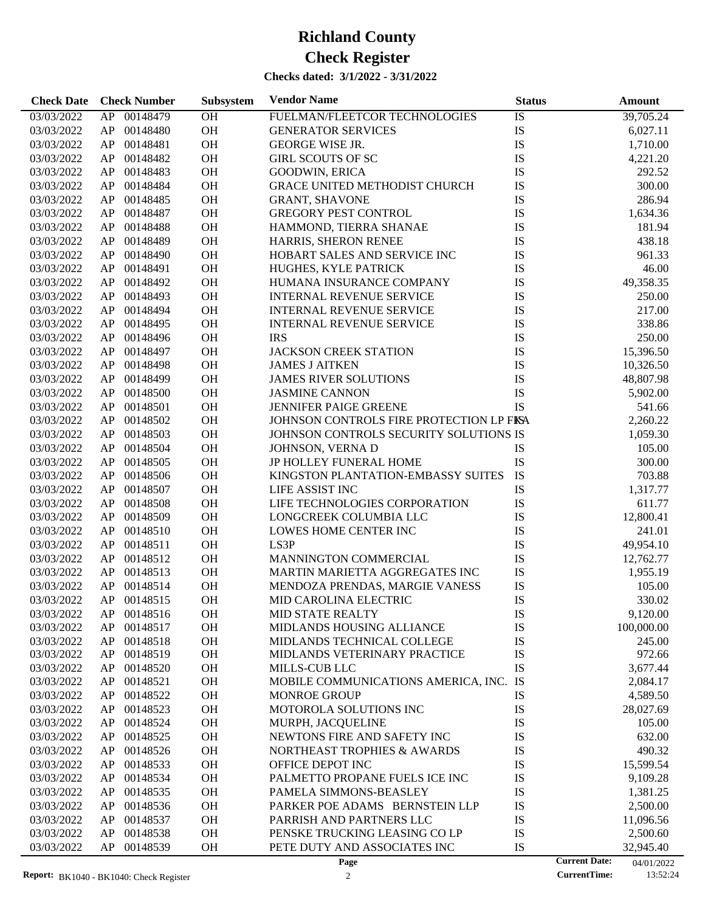# Richland County

# Check Register

### Checks dated: 3/1/2022 - 3/31/2022

| Check Date | Check Number | | Subsystem | Vendor Name | Status | Amount |
|---|---|---|---|---|---|---|
| 03/03/2022 | AP | 00148479 | OH | FUELMAN/FLEETCOR TECHNOLOGIES | IS | 39,705.24 |
| 03/03/2022 | AP | 00148480 | OH | GENERATOR SERVICES | IS | 6,027.11 |
| 03/03/2022 | AP | 00148481 | OH | GEORGE WISE JR. | IS | 1,710.00 |
| 03/03/2022 | AP | 00148482 | OH | GIRL SCOUTS OF SC | IS | 4,221.20 |
| 03/03/2022 | AP | 00148483 | OH | GOODWIN, ERICA | IS | 292.52 |
| 03/03/2022 | AP | 00148484 | OH | GRACE UNITED METHODIST CHURCH | IS | 300.00 |
| 03/03/2022 | AP | 00148485 | OH | GRANT, SHAVONE | IS | 286.94 |
| 03/03/2022 | AP | 00148487 | OH | GREGORY PEST CONTROL | IS | 1,634.36 |
| 03/03/2022 | AP | 00148488 | OH | HAMMOND, TIERRA SHANAE | IS | 181.94 |
| 03/03/2022 | AP | 00148489 | OH | HARRIS, SHERON RENEE | IS | 438.18 |
| 03/03/2022 | AP | 00148490 | OH | HOBART SALES AND SERVICE INC | IS | 961.33 |
| 03/03/2022 | AP | 00148491 | OH | HUGHES, KYLE PATRICK | IS | 46.00 |
| 03/03/2022 | AP | 00148492 | OH | HUMANA INSURANCE COMPANY | IS | 49,358.35 |
| 03/03/2022 | AP | 00148493 | OH | INTERNAL REVENUE SERVICE | IS | 250.00 |
| 03/03/2022 | AP | 00148494 | OH | INTERNAL REVENUE SERVICE | IS | 217.00 |
| 03/03/2022 | AP | 00148495 | OH | INTERNAL REVENUE SERVICE | IS | 338.86 |
| 03/03/2022 | AP | 00148496 | OH | IRS | IS | 250.00 |
| 03/03/2022 | AP | 00148497 | OH | JACKSON CREEK STATION | IS | 15,396.50 |
| 03/03/2022 | AP | 00148498 | OH | JAMES J AITKEN | IS | 10,326.50 |
| 03/03/2022 | AP | 00148499 | OH | JAMES RIVER SOLUTIONS | IS | 48,807.98 |
| 03/03/2022 | AP | 00148500 | OH | JASMINE CANNON | IS | 5,902.00 |
| 03/03/2022 | AP | 00148501 | OH | JENNIFER PAIGE GREENE | IS | 541.66 |
| 03/03/2022 | AP | 00148502 | OH | JOHNSON CONTROLS FIRE PROTECTION LP FKA | IS | 2,260.22 |
| 03/03/2022 | AP | 00148503 | OH | JOHNSON CONTROLS SECURITY SOLUTIONS | IS | 1,059.30 |
| 03/03/2022 | AP | 00148504 | OH | JOHNSON, VERNA D | IS | 105.00 |
| 03/03/2022 | AP | 00148505 | OH | JP HOLLEY FUNERAL HOME | IS | 300.00 |
| 03/03/2022 | AP | 00148506 | OH | KINGSTON PLANTATION-EMBASSY SUITES | IS | 703.88 |
| 03/03/2022 | AP | 00148507 | OH | LIFE ASSIST INC | IS | 1,317.77 |
| 03/03/2022 | AP | 00148508 | OH | LIFE TECHNOLOGIES CORPORATION | IS | 611.77 |
| 03/03/2022 | AP | 00148509 | OH | LONGCREEK COLUMBIA LLC | IS | 12,800.41 |
| 03/03/2022 | AP | 00148510 | OH | LOWES HOME CENTER INC | IS | 241.01 |
| 03/03/2022 | AP | 00148511 | OH | LS3P | IS | 49,954.10 |
| 03/03/2022 | AP | 00148512 | OH | MANNINGTON COMMERCIAL | IS | 12,762.77 |
| 03/03/2022 | AP | 00148513 | OH | MARTIN MARIETTA AGGREGATES INC | IS | 1,955.19 |
| 03/03/2022 | AP | 00148514 | OH | MENDOZA PRENDAS, MARGIE VANESS | IS | 105.00 |
| 03/03/2022 | AP | 00148515 | OH | MID CAROLINA ELECTRIC | IS | 330.02 |
| 03/03/2022 | AP | 00148516 | OH | MID STATE REALTY | IS | 9,120.00 |
| 03/03/2022 | AP | 00148517 | OH | MIDLANDS HOUSING ALLIANCE | IS | 100,000.00 |
| 03/03/2022 | AP | 00148518 | OH | MIDLANDS TECHNICAL COLLEGE | IS | 245.00 |
| 03/03/2022 | AP | 00148519 | OH | MIDLANDS VETERINARY PRACTICE | IS | 972.66 |
| 03/03/2022 | AP | 00148520 | OH | MILLS-CUB LLC | IS | 3,677.44 |
| 03/03/2022 | AP | 00148521 | OH | MOBILE COMMUNICATIONS AMERICA, INC. | IS | 2,084.17 |
| 03/03/2022 | AP | 00148522 | OH | MONROE GROUP | IS | 4,589.50 |
| 03/03/2022 | AP | 00148523 | OH | MOTOROLA SOLUTIONS INC | IS | 28,027.69 |
| 03/03/2022 | AP | 00148524 | OH | MURPH, JACQUELINE | IS | 105.00 |
| 03/03/2022 | AP | 00148525 | OH | NEWTONS FIRE AND SAFETY INC | IS | 632.00 |
| 03/03/2022 | AP | 00148526 | OH | NORTHEAST TROPHIES & AWARDS | IS | 490.32 |
| 03/03/2022 | AP | 00148533 | OH | OFFICE DEPOT INC | IS | 15,599.54 |
| 03/03/2022 | AP | 00148534 | OH | PALMETTO PROPANE FUELS ICE INC | IS | 9,109.28 |
| 03/03/2022 | AP | 00148535 | OH | PAMELA SIMMONS-BEASLEY | IS | 1,381.25 |
| 03/03/2022 | AP | 00148536 | OH | PARKER POE ADAMS BERNSTEIN LLP | IS | 2,500.00 |
| 03/03/2022 | AP | 00148537 | OH | PARRISH AND PARTNERS LLC | IS | 11,096.56 |
| 03/03/2022 | AP | 00148538 | OH | PENSKE TRUCKING LEASING CO LP | IS | 2,500.60 |
| 03/03/2022 | AP | 00148539 | OH | PETE DUTY AND ASSOCIATES INC | IS | 32,945.40 |

Report: BK1040 - BK1040: Check Register — Current Date: 04/01/2022 — CurrentTime: 13:52:24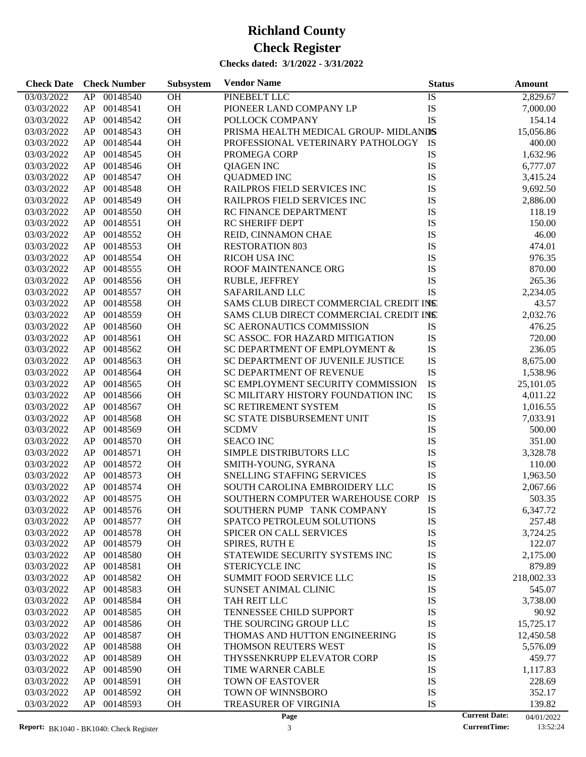# Richland County

# Check Register

**Checks dated: 3/1/2022 - 3/31/2022**

| Check Date | Check Number | | Subsystem | Vendor Name | Status | Amount |
|---|---|---|---|---|---|---|
| 03/03/2022 | AP | 00148540 | OH | PINEBELT LLC | IS | 2,829.67 |
| 03/03/2022 | AP | 00148541 | OH | PIONEER LAND COMPANY LP | IS | 7,000.00 |
| 03/03/2022 | AP | 00148542 | OH | POLLOCK COMPANY | IS | 154.14 |
| 03/03/2022 | AP | 00148543 | OH | PRISMA HEALTH MEDICAL GROUP- MIDLANDS | IS | 15,056.86 |
| 03/03/2022 | AP | 00148544 | OH | PROFESSIONAL VETERINARY PATHOLOGY | IS | 400.00 |
| 03/03/2022 | AP | 00148545 | OH | PROMEGA CORP | IS | 1,632.96 |
| 03/03/2022 | AP | 00148546 | OH | QIAGEN INC | IS | 6,777.07 |
| 03/03/2022 | AP | 00148547 | OH | QUADMED INC | IS | 3,415.24 |
| 03/03/2022 | AP | 00148548 | OH | RAILPROS FIELD SERVICES INC | IS | 9,692.50 |
| 03/03/2022 | AP | 00148549 | OH | RAILPROS FIELD SERVICES INC | IS | 2,886.00 |
| 03/03/2022 | AP | 00148550 | OH | RC FINANCE DEPARTMENT | IS | 118.19 |
| 03/03/2022 | AP | 00148551 | OH | RC SHERIFF DEPT | IS | 150.00 |
| 03/03/2022 | AP | 00148552 | OH | REID, CINNAMON CHAE | IS | 46.00 |
| 03/03/2022 | AP | 00148553 | OH | RESTORATION 803 | IS | 474.01 |
| 03/03/2022 | AP | 00148554 | OH | RICOH USA INC | IS | 976.35 |
| 03/03/2022 | AP | 00148555 | OH | ROOF MAINTENANCE ORG | IS | 870.00 |
| 03/03/2022 | AP | 00148556 | OH | RUBLE, JEFFREY | IS | 265.36 |
| 03/03/2022 | AP | 00148557 | OH | SAFARILAND LLC | IS | 2,234.05 |
| 03/03/2022 | AP | 00148558 | OH | SAMS CLUB DIRECT COMMERCIAL CREDIT INC | IS | 43.57 |
| 03/03/2022 | AP | 00148559 | OH | SAMS CLUB DIRECT COMMERCIAL CREDIT INC | IS | 2,032.76 |
| 03/03/2022 | AP | 00148560 | OH | SC AERONAUTICS COMMISSION | IS | 476.25 |
| 03/03/2022 | AP | 00148561 | OH | SC ASSOC. FOR HAZARD MITIGATION | IS | 720.00 |
| 03/03/2022 | AP | 00148562 | OH | SC DEPARTMENT OF EMPLOYMENT & | IS | 236.05 |
| 03/03/2022 | AP | 00148563 | OH | SC DEPARTMENT OF JUVENILE JUSTICE | IS | 8,675.00 |
| 03/03/2022 | AP | 00148564 | OH | SC DEPARTMENT OF REVENUE | IS | 1,538.96 |
| 03/03/2022 | AP | 00148565 | OH | SC EMPLOYMENT SECURITY COMMISSION | IS | 25,101.05 |
| 03/03/2022 | AP | 00148566 | OH | SC MILITARY HISTORY FOUNDATION INC | IS | 4,011.22 |
| 03/03/2022 | AP | 00148567 | OH | SC RETIREMENT SYSTEM | IS | 1,016.55 |
| 03/03/2022 | AP | 00148568 | OH | SC STATE DISBURSEMENT UNIT | IS | 7,033.91 |
| 03/03/2022 | AP | 00148569 | OH | SCDMV | IS | 500.00 |
| 03/03/2022 | AP | 00148570 | OH | SEACO INC | IS | 351.00 |
| 03/03/2022 | AP | 00148571 | OH | SIMPLE DISTRIBUTORS LLC | IS | 3,328.78 |
| 03/03/2022 | AP | 00148572 | OH | SMITH-YOUNG, SYRANA | IS | 110.00 |
| 03/03/2022 | AP | 00148573 | OH | SNELLING STAFFING SERVICES | IS | 1,963.50 |
| 03/03/2022 | AP | 00148574 | OH | SOUTH CAROLINA EMBROIDERY LLC | IS | 2,067.66 |
| 03/03/2022 | AP | 00148575 | OH | SOUTHERN COMPUTER WAREHOUSE CORP | IS | 503.35 |
| 03/03/2022 | AP | 00148576 | OH | SOUTHERN PUMP TANK COMPANY | IS | 6,347.72 |
| 03/03/2022 | AP | 00148577 | OH | SPATCO PETROLEUM SOLUTIONS | IS | 257.48 |
| 03/03/2022 | AP | 00148578 | OH | SPICER ON CALL SERVICES | IS | 3,724.25 |
| 03/03/2022 | AP | 00148579 | OH | SPIRES, RUTH E | IS | 122.07 |
| 03/03/2022 | AP | 00148580 | OH | STATEWIDE SECURITY SYSTEMS INC | IS | 2,175.00 |
| 03/03/2022 | AP | 00148581 | OH | STERICYCLE INC | IS | 879.89 |
| 03/03/2022 | AP | 00148582 | OH | SUMMIT FOOD SERVICE LLC | IS | 218,002.33 |
| 03/03/2022 | AP | 00148583 | OH | SUNSET ANIMAL CLINIC | IS | 545.07 |
| 03/03/2022 | AP | 00148584 | OH | TAH REIT LLC | IS | 3,738.00 |
| 03/03/2022 | AP | 00148585 | OH | TENNESSEE CHILD SUPPORT | IS | 90.92 |
| 03/03/2022 | AP | 00148586 | OH | THE SOURCING GROUP LLC | IS | 15,725.17 |
| 03/03/2022 | AP | 00148587 | OH | THOMAS AND HUTTON ENGINEERING | IS | 12,450.58 |
| 03/03/2022 | AP | 00148588 | OH | THOMSON REUTERS WEST | IS | 5,576.09 |
| 03/03/2022 | AP | 00148589 | OH | THYSSENKRUPP ELEVATOR CORP | IS | 459.77 |
| 03/03/2022 | AP | 00148590 | OH | TIME WARNER CABLE | IS | 1,117.83 |
| 03/03/2022 | AP | 00148591 | OH | TOWN OF EASTOVER | IS | 228.69 |
| 03/03/2022 | AP | 00148592 | OH | TOWN OF WINNSBORO | IS | 352.17 |
| 03/03/2022 | AP | 00148593 | OH | TREASURER OF VIRGINIA | IS | 139.82 |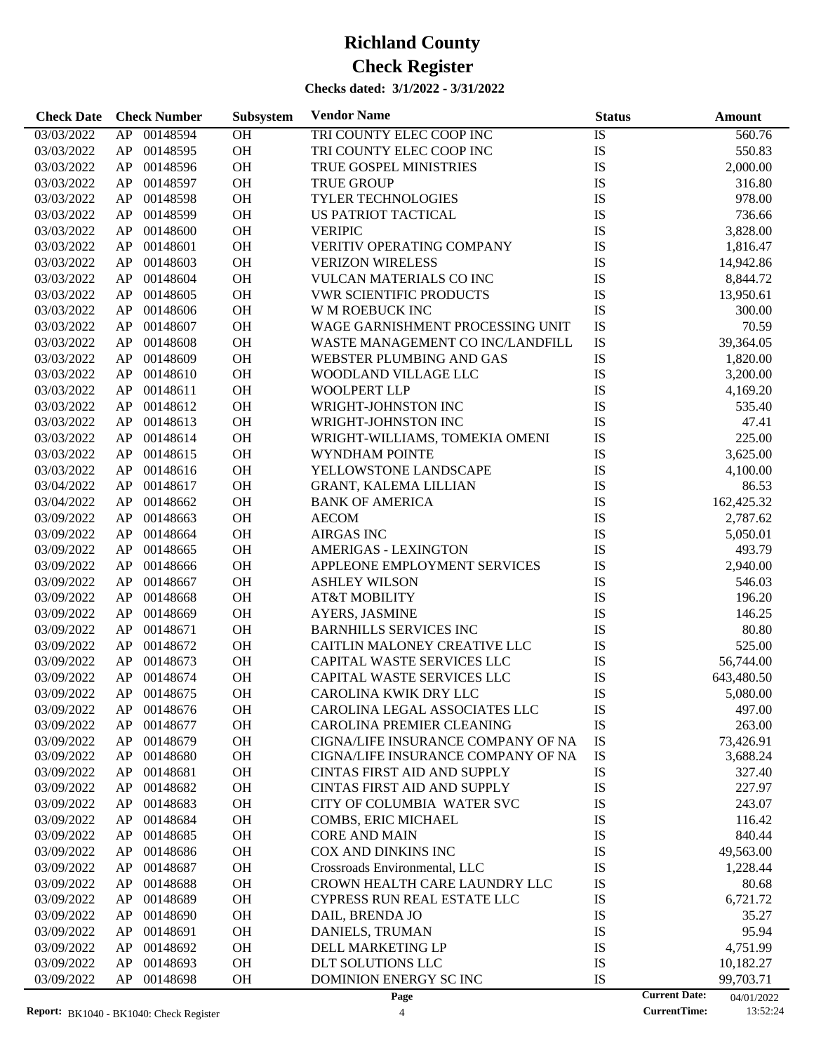# Richland County

# Check Register

**Checks dated: 3/1/2022 - 3/31/2022**

| Check Date | Check Number | | Subsystem | Vendor Name | Status | Amount |
|---|---|---|---|---|---|---|
| 03/03/2022 | AP | 00148594 | OH | TRI COUNTY ELEC COOP INC | IS | 560.76 |
| 03/03/2022 | AP | 00148595 | OH | TRI COUNTY ELEC COOP INC | IS | 550.83 |
| 03/03/2022 | AP | 00148596 | OH | TRUE GOSPEL MINISTRIES | IS | 2,000.00 |
| 03/03/2022 | AP | 00148597 | OH | TRUE GROUP | IS | 316.80 |
| 03/03/2022 | AP | 00148598 | OH | TYLER TECHNOLOGIES | IS | 978.00 |
| 03/03/2022 | AP | 00148599 | OH | US PATRIOT TACTICAL | IS | 736.66 |
| 03/03/2022 | AP | 00148600 | OH | VERIPIC | IS | 3,828.00 |
| 03/03/2022 | AP | 00148601 | OH | VERITIV OPERATING COMPANY | IS | 1,816.47 |
| 03/03/2022 | AP | 00148603 | OH | VERIZON WIRELESS | IS | 14,942.86 |
| 03/03/2022 | AP | 00148604 | OH | VULCAN MATERIALS CO INC | IS | 8,844.72 |
| 03/03/2022 | AP | 00148605 | OH | VWR SCIENTIFIC PRODUCTS | IS | 13,950.61 |
| 03/03/2022 | AP | 00148606 | OH | W M ROEBUCK INC | IS | 300.00 |
| 03/03/2022 | AP | 00148607 | OH | WAGE GARNISHMENT PROCESSING UNIT | IS | 70.59 |
| 03/03/2022 | AP | 00148608 | OH | WASTE MANAGEMENT CO INC/LANDFILL | IS | 39,364.05 |
| 03/03/2022 | AP | 00148609 | OH | WEBSTER PLUMBING AND GAS | IS | 1,820.00 |
| 03/03/2022 | AP | 00148610 | OH | WOODLAND VILLAGE LLC | IS | 3,200.00 |
| 03/03/2022 | AP | 00148611 | OH | WOOLPERT LLP | IS | 4,169.20 |
| 03/03/2022 | AP | 00148612 | OH | WRIGHT-JOHNSTON INC | IS | 535.40 |
| 03/03/2022 | AP | 00148613 | OH | WRIGHT-JOHNSTON INC | IS | 47.41 |
| 03/03/2022 | AP | 00148614 | OH | WRIGHT-WILLIAMS, TOMEKIA OMENI | IS | 225.00 |
| 03/03/2022 | AP | 00148615 | OH | WYNDHAM POINTE | IS | 3,625.00 |
| 03/03/2022 | AP | 00148616 | OH | YELLOWSTONE LANDSCAPE | IS | 4,100.00 |
| 03/04/2022 | AP | 00148617 | OH | GRANT, KALEMA LILLIAN | IS | 86.53 |
| 03/04/2022 | AP | 00148662 | OH | BANK OF AMERICA | IS | 162,425.32 |
| 03/09/2022 | AP | 00148663 | OH | AECOM | IS | 2,787.62 |
| 03/09/2022 | AP | 00148664 | OH | AIRGAS INC | IS | 5,050.01 |
| 03/09/2022 | AP | 00148665 | OH | AMERIGAS - LEXINGTON | IS | 493.79 |
| 03/09/2022 | AP | 00148666 | OH | APPLEONE EMPLOYMENT SERVICES | IS | 2,940.00 |
| 03/09/2022 | AP | 00148667 | OH | ASHLEY WILSON | IS | 546.03 |
| 03/09/2022 | AP | 00148668 | OH | AT&T MOBILITY | IS | 196.20 |
| 03/09/2022 | AP | 00148669 | OH | AYERS, JASMINE | IS | 146.25 |
| 03/09/2022 | AP | 00148671 | OH | BARNHILLS SERVICES INC | IS | 80.80 |
| 03/09/2022 | AP | 00148672 | OH | CAITLIN MALONEY CREATIVE LLC | IS | 525.00 |
| 03/09/2022 | AP | 00148673 | OH | CAPITAL WASTE SERVICES LLC | IS | 56,744.00 |
| 03/09/2022 | AP | 00148674 | OH | CAPITAL WASTE SERVICES LLC | IS | 643,480.50 |
| 03/09/2022 | AP | 00148675 | OH | CAROLINA KWIK DRY LLC | IS | 5,080.00 |
| 03/09/2022 | AP | 00148676 | OH | CAROLINA LEGAL ASSOCIATES LLC | IS | 497.00 |
| 03/09/2022 | AP | 00148677 | OH | CAROLINA PREMIER CLEANING | IS | 263.00 |
| 03/09/2022 | AP | 00148679 | OH | CIGNA/LIFE INSURANCE COMPANY OF NA | IS | 73,426.91 |
| 03/09/2022 | AP | 00148680 | OH | CIGNA/LIFE INSURANCE COMPANY OF NA | IS | 3,688.24 |
| 03/09/2022 | AP | 00148681 | OH | CINTAS FIRST AID AND SUPPLY | IS | 327.40 |
| 03/09/2022 | AP | 00148682 | OH | CINTAS FIRST AID AND SUPPLY | IS | 227.97 |
| 03/09/2022 | AP | 00148683 | OH | CITY OF COLUMBIA WATER SVC | IS | 243.07 |
| 03/09/2022 | AP | 00148684 | OH | COMBS, ERIC MICHAEL | IS | 116.42 |
| 03/09/2022 | AP | 00148685 | OH | CORE AND MAIN | IS | 840.44 |
| 03/09/2022 | AP | 00148686 | OH | COX AND DINKINS INC | IS | 49,563.00 |
| 03/09/2022 | AP | 00148687 | OH | Crossroads Environmental, LLC | IS | 1,228.44 |
| 03/09/2022 | AP | 00148688 | OH | CROWN HEALTH CARE LAUNDRY LLC | IS | 80.68 |
| 03/09/2022 | AP | 00148689 | OH | CYPRESS RUN REAL ESTATE LLC | IS | 6,721.72 |
| 03/09/2022 | AP | 00148690 | OH | DAIL, BRENDA JO | IS | 35.27 |
| 03/09/2022 | AP | 00148691 | OH | DANIELS, TRUMAN | IS | 95.94 |
| 03/09/2022 | AP | 00148692 | OH | DELL MARKETING LP | IS | 4,751.99 |
| 03/09/2022 | AP | 00148693 | OH | DLT SOLUTIONS LLC | IS | 10,182.27 |
| 03/09/2022 | AP | 00148698 | OH | DOMINION ENERGY SC INC | IS | 99,703.71 |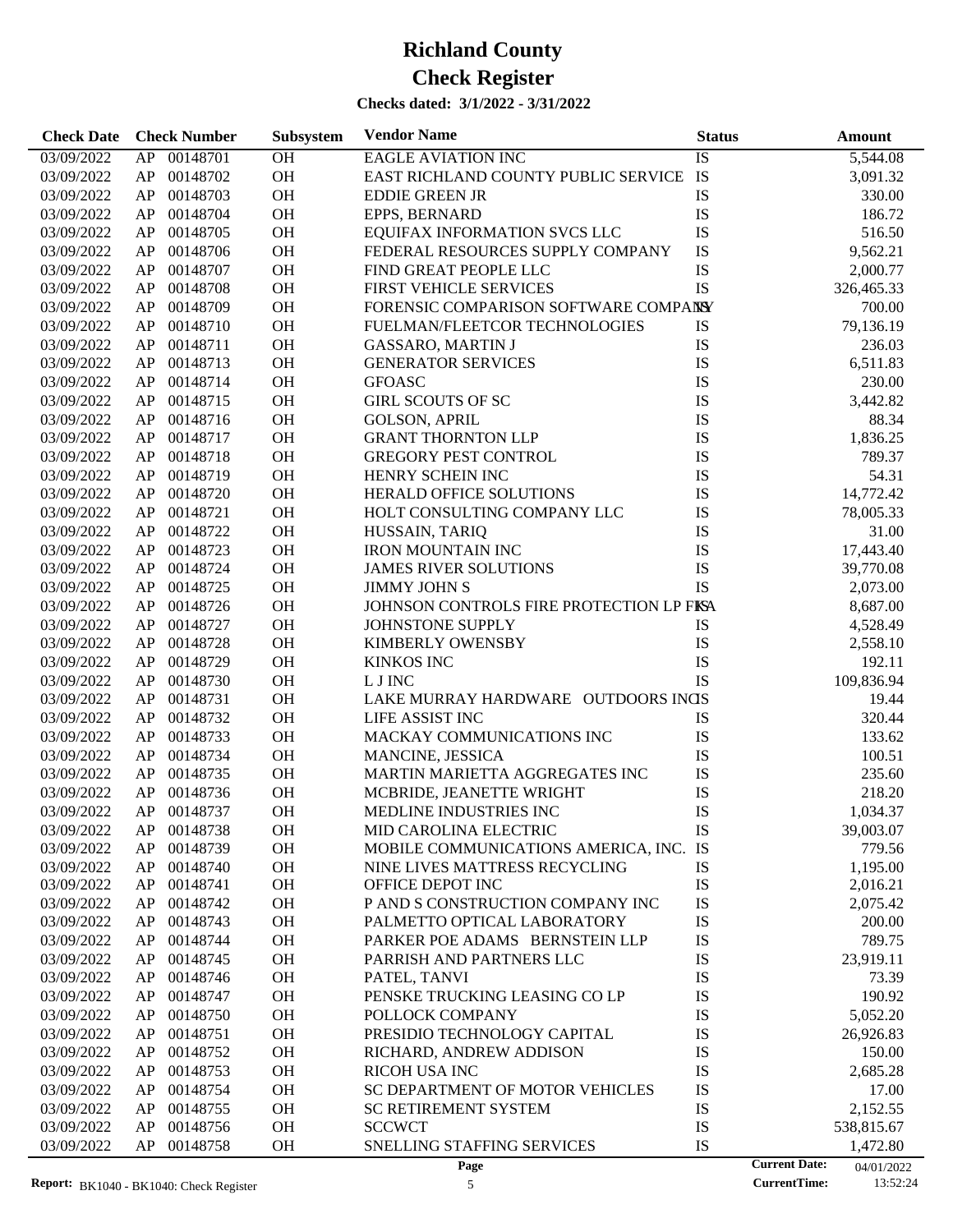# Richland County

# Check Register

**Checks dated: 3/1/2022 - 3/31/2022**

| Check Date | Check Number | | Subsystem | Vendor Name | Status | Amount |
|---|---|---|---|---|---|---|
| 03/09/2022 | AP | 00148701 | OH | EAGLE AVIATION INC | IS | 5,544.08 |
| 03/09/2022 | AP | 00148702 | OH | EAST RICHLAND COUNTY PUBLIC SERVICE | IS | 3,091.32 |
| 03/09/2022 | AP | 00148703 | OH | EDDIE GREEN JR | IS | 330.00 |
| 03/09/2022 | AP | 00148704 | OH | EPPS, BERNARD | IS | 186.72 |
| 03/09/2022 | AP | 00148705 | OH | EQUIFAX INFORMATION SVCS LLC | IS | 516.50 |
| 03/09/2022 | AP | 00148706 | OH | FEDERAL RESOURCES SUPPLY COMPANY | IS | 9,562.21 |
| 03/09/2022 | AP | 00148707 | OH | FIND GREAT PEOPLE LLC | IS | 2,000.77 |
| 03/09/2022 | AP | 00148708 | OH | FIRST VEHICLE SERVICES | IS | 326,465.33 |
| 03/09/2022 | AP | 00148709 | OH | FORENSIC COMPARISON SOFTWARE COMPANY | IS | 700.00 |
| 03/09/2022 | AP | 00148710 | OH | FUELMAN/FLEETCOR TECHNOLOGIES | IS | 79,136.19 |
| 03/09/2022 | AP | 00148711 | OH | GASSARO, MARTIN J | IS | 236.03 |
| 03/09/2022 | AP | 00148713 | OH | GENERATOR SERVICES | IS | 6,511.83 |
| 03/09/2022 | AP | 00148714 | OH | GFOASC | IS | 230.00 |
| 03/09/2022 | AP | 00148715 | OH | GIRL SCOUTS OF SC | IS | 3,442.82 |
| 03/09/2022 | AP | 00148716 | OH | GOLSON, APRIL | IS | 88.34 |
| 03/09/2022 | AP | 00148717 | OH | GRANT THORNTON LLP | IS | 1,836.25 |
| 03/09/2022 | AP | 00148718 | OH | GREGORY PEST CONTROL | IS | 789.37 |
| 03/09/2022 | AP | 00148719 | OH | HENRY SCHEIN INC | IS | 54.31 |
| 03/09/2022 | AP | 00148720 | OH | HERALD OFFICE SOLUTIONS | IS | 14,772.42 |
| 03/09/2022 | AP | 00148721 | OH | HOLT CONSULTING COMPANY LLC | IS | 78,005.33 |
| 03/09/2022 | AP | 00148722 | OH | HUSSAIN, TARIQ | IS | 31.00 |
| 03/09/2022 | AP | 00148723 | OH | IRON MOUNTAIN INC | IS | 17,443.40 |
| 03/09/2022 | AP | 00148724 | OH | JAMES RIVER SOLUTIONS | IS | 39,770.08 |
| 03/09/2022 | AP | 00148725 | OH | JIMMY JOHN S | IS | 2,073.00 |
| 03/09/2022 | AP | 00148726 | OH | JOHNSON CONTROLS FIRE PROTECTION LP FKA | IS | 8,687.00 |
| 03/09/2022 | AP | 00148727 | OH | JOHNSTONE SUPPLY | IS | 4,528.49 |
| 03/09/2022 | AP | 00148728 | OH | KIMBERLY OWENSBY | IS | 2,558.10 |
| 03/09/2022 | AP | 00148729 | OH | KINKOS INC | IS | 192.11 |
| 03/09/2022 | AP | 00148730 | OH | L J INC | IS | 109,836.94 |
| 03/09/2022 | AP | 00148731 | OH | LAKE MURRAY HARDWARE OUTDOORS INC | IS | 19.44 |
| 03/09/2022 | AP | 00148732 | OH | LIFE ASSIST INC | IS | 320.44 |
| 03/09/2022 | AP | 00148733 | OH | MACKAY COMMUNICATIONS INC | IS | 133.62 |
| 03/09/2022 | AP | 00148734 | OH | MANCINE, JESSICA | IS | 100.51 |
| 03/09/2022 | AP | 00148735 | OH | MARTIN MARIETTA AGGREGATES INC | IS | 235.60 |
| 03/09/2022 | AP | 00148736 | OH | MCBRIDE, JEANETTE WRIGHT | IS | 218.20 |
| 03/09/2022 | AP | 00148737 | OH | MEDLINE INDUSTRIES INC | IS | 1,034.37 |
| 03/09/2022 | AP | 00148738 | OH | MID CAROLINA ELECTRIC | IS | 39,003.07 |
| 03/09/2022 | AP | 00148739 | OH | MOBILE COMMUNICATIONS AMERICA, INC. | IS | 779.56 |
| 03/09/2022 | AP | 00148740 | OH | NINE LIVES MATTRESS RECYCLING | IS | 1,195.00 |
| 03/09/2022 | AP | 00148741 | OH | OFFICE DEPOT INC | IS | 2,016.21 |
| 03/09/2022 | AP | 00148742 | OH | P AND S CONSTRUCTION COMPANY INC | IS | 2,075.42 |
| 03/09/2022 | AP | 00148743 | OH | PALMETTO OPTICAL LABORATORY | IS | 200.00 |
| 03/09/2022 | AP | 00148744 | OH | PARKER POE ADAMS BERNSTEIN LLP | IS | 789.75 |
| 03/09/2022 | AP | 00148745 | OH | PARRISH AND PARTNERS LLC | IS | 23,919.11 |
| 03/09/2022 | AP | 00148746 | OH | PATEL, TANVI | IS | 73.39 |
| 03/09/2022 | AP | 00148747 | OH | PENSKE TRUCKING LEASING CO LP | IS | 190.92 |
| 03/09/2022 | AP | 00148750 | OH | POLLOCK COMPANY | IS | 5,052.20 |
| 03/09/2022 | AP | 00148751 | OH | PRESIDIO TECHNOLOGY CAPITAL | IS | 26,926.83 |
| 03/09/2022 | AP | 00148752 | OH | RICHARD, ANDREW ADDISON | IS | 150.00 |
| 03/09/2022 | AP | 00148753 | OH | RICOH USA INC | IS | 2,685.28 |
| 03/09/2022 | AP | 00148754 | OH | SC DEPARTMENT OF MOTOR VEHICLES | IS | 17.00 |
| 03/09/2022 | AP | 00148755 | OH | SC RETIREMENT SYSTEM | IS | 2,152.55 |
| 03/09/2022 | AP | 00148756 | OH | SCCWCT | IS | 538,815.67 |
| 03/09/2022 | AP | 00148758 | OH | SNELLING STAFFING SERVICES | IS | 1,472.80 |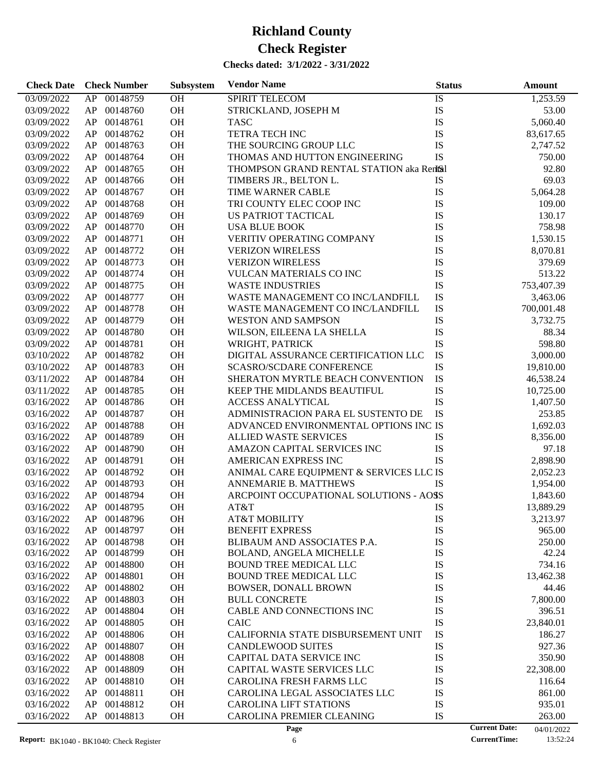# Richland County

# Check Register

**Checks dated: 3/1/2022 - 3/31/2022**

| Check Date | Check Number | | Subsystem | Vendor Name | Status | Amount |
|---|---|---|---|---|---|---|
| 03/09/2022 | AP | 00148759 | OH | SPIRIT TELECOM | IS | 1,253.59 |
| 03/09/2022 | AP | 00148760 | OH | STRICKLAND, JOSEPH M | IS | 53.00 |
| 03/09/2022 | AP | 00148761 | OH | TASC | IS | 5,060.40 |
| 03/09/2022 | AP | 00148762 | OH | TETRA TECH INC | IS | 83,617.65 |
| 03/09/2022 | AP | 00148763 | OH | THE SOURCING GROUP LLC | IS | 2,747.52 |
| 03/09/2022 | AP | 00148764 | OH | THOMAS AND HUTTON ENGINEERING | IS | 750.00 |
| 03/09/2022 | AP | 00148765 | OH | THOMPSON GRAND RENTAL STATION aka Rental | IS | 92.80 |
| 03/09/2022 | AP | 00148766 | OH | TIMBERS JR., BELTON L. | IS | 69.03 |
| 03/09/2022 | AP | 00148767 | OH | TIME WARNER CABLE | IS | 5,064.28 |
| 03/09/2022 | AP | 00148768 | OH | TRI COUNTY ELEC COOP INC | IS | 109.00 |
| 03/09/2022 | AP | 00148769 | OH | US PATRIOT TACTICAL | IS | 130.17 |
| 03/09/2022 | AP | 00148770 | OH | USA BLUE BOOK | IS | 758.98 |
| 03/09/2022 | AP | 00148771 | OH | VERITIV OPERATING COMPANY | IS | 1,530.15 |
| 03/09/2022 | AP | 00148772 | OH | VERIZON WIRELESS | IS | 8,070.81 |
| 03/09/2022 | AP | 00148773 | OH | VERIZON WIRELESS | IS | 379.69 |
| 03/09/2022 | AP | 00148774 | OH | VULCAN MATERIALS CO INC | IS | 513.22 |
| 03/09/2022 | AP | 00148775 | OH | WASTE INDUSTRIES | IS | 753,407.39 |
| 03/09/2022 | AP | 00148777 | OH | WASTE MANAGEMENT CO INC/LANDFILL | IS | 3,463.06 |
| 03/09/2022 | AP | 00148778 | OH | WASTE MANAGEMENT CO INC/LANDFILL | IS | 700,001.48 |
| 03/09/2022 | AP | 00148779 | OH | WESTON AND SAMPSON | IS | 3,732.75 |
| 03/09/2022 | AP | 00148780 | OH | WILSON, EILEENA LA SHELLA | IS | 88.34 |
| 03/09/2022 | AP | 00148781 | OH | WRIGHT, PATRICK | IS | 598.80 |
| 03/10/2022 | AP | 00148782 | OH | DIGITAL ASSURANCE CERTIFICATION LLC | IS | 3,000.00 |
| 03/10/2022 | AP | 00148783 | OH | SCASRO/SCDARE CONFERENCE | IS | 19,810.00 |
| 03/11/2022 | AP | 00148784 | OH | SHERATON MYRTLE BEACH CONVENTION | IS | 46,538.24 |
| 03/11/2022 | AP | 00148785 | OH | KEEP THE MIDLANDS BEAUTIFUL | IS | 10,725.00 |
| 03/16/2022 | AP | 00148786 | OH | ACCESS ANALYTICAL | IS | 1,407.50 |
| 03/16/2022 | AP | 00148787 | OH | ADMINISTRACION PARA EL SUSTENTO DE | IS | 253.85 |
| 03/16/2022 | AP | 00148788 | OH | ADVANCED ENVIRONMENTAL OPTIONS INC | IS | 1,692.03 |
| 03/16/2022 | AP | 00148789 | OH | ALLIED WASTE SERVICES | IS | 8,356.00 |
| 03/16/2022 | AP | 00148790 | OH | AMAZON CAPITAL SERVICES INC | IS | 97.18 |
| 03/16/2022 | AP | 00148791 | OH | AMERICAN EXPRESS INC | IS | 2,898.90 |
| 03/16/2022 | AP | 00148792 | OH | ANIMAL CARE EQUIPMENT & SERVICES LLC | IS | 2,052.23 |
| 03/16/2022 | AP | 00148793 | OH | ANNEMARIE B. MATTHEWS | IS | 1,954.00 |
| 03/16/2022 | AP | 00148794 | OH | ARCPOINT OCCUPATIONAL SOLUTIONS - AOS | IS | 1,843.60 |
| 03/16/2022 | AP | 00148795 | OH | AT&T | IS | 13,889.29 |
| 03/16/2022 | AP | 00148796 | OH | AT&T MOBILITY | IS | 3,213.97 |
| 03/16/2022 | AP | 00148797 | OH | BENEFIT EXPRESS | IS | 965.00 |
| 03/16/2022 | AP | 00148798 | OH | BLIBAUM AND ASSOCIATES P.A. | IS | 250.00 |
| 03/16/2022 | AP | 00148799 | OH | BOLAND, ANGELA MICHELLE | IS | 42.24 |
| 03/16/2022 | AP | 00148800 | OH | BOUND TREE MEDICAL LLC | IS | 734.16 |
| 03/16/2022 | AP | 00148801 | OH | BOUND TREE MEDICAL LLC | IS | 13,462.38 |
| 03/16/2022 | AP | 00148802 | OH | BOWSER, DONALL BROWN | IS | 44.46 |
| 03/16/2022 | AP | 00148803 | OH | BULL CONCRETE | IS | 7,800.00 |
| 03/16/2022 | AP | 00148804 | OH | CABLE AND CONNECTIONS INC | IS | 396.51 |
| 03/16/2022 | AP | 00148805 | OH | CAIC | IS | 23,840.01 |
| 03/16/2022 | AP | 00148806 | OH | CALIFORNIA STATE DISBURSEMENT UNIT | IS | 186.27 |
| 03/16/2022 | AP | 00148807 | OH | CANDLEWOOD SUITES | IS | 927.36 |
| 03/16/2022 | AP | 00148808 | OH | CAPITAL DATA SERVICE INC | IS | 350.90 |
| 03/16/2022 | AP | 00148809 | OH | CAPITAL WASTE SERVICES LLC | IS | 22,308.00 |
| 03/16/2022 | AP | 00148810 | OH | CAROLINA FRESH FARMS LLC | IS | 116.64 |
| 03/16/2022 | AP | 00148811 | OH | CAROLINA LEGAL ASSOCIATES LLC | IS | 861.00 |
| 03/16/2022 | AP | 00148812 | OH | CAROLINA LIFT STATIONS | IS | 935.01 |
| 03/16/2022 | AP | 00148813 | OH | CAROLINA PREMIER CLEANING | IS | 263.00 |

**Report:** BK1040 - BK1040: Check Register

**Current Date:** 04/01/2022
**CurrentTime:** 13:52:24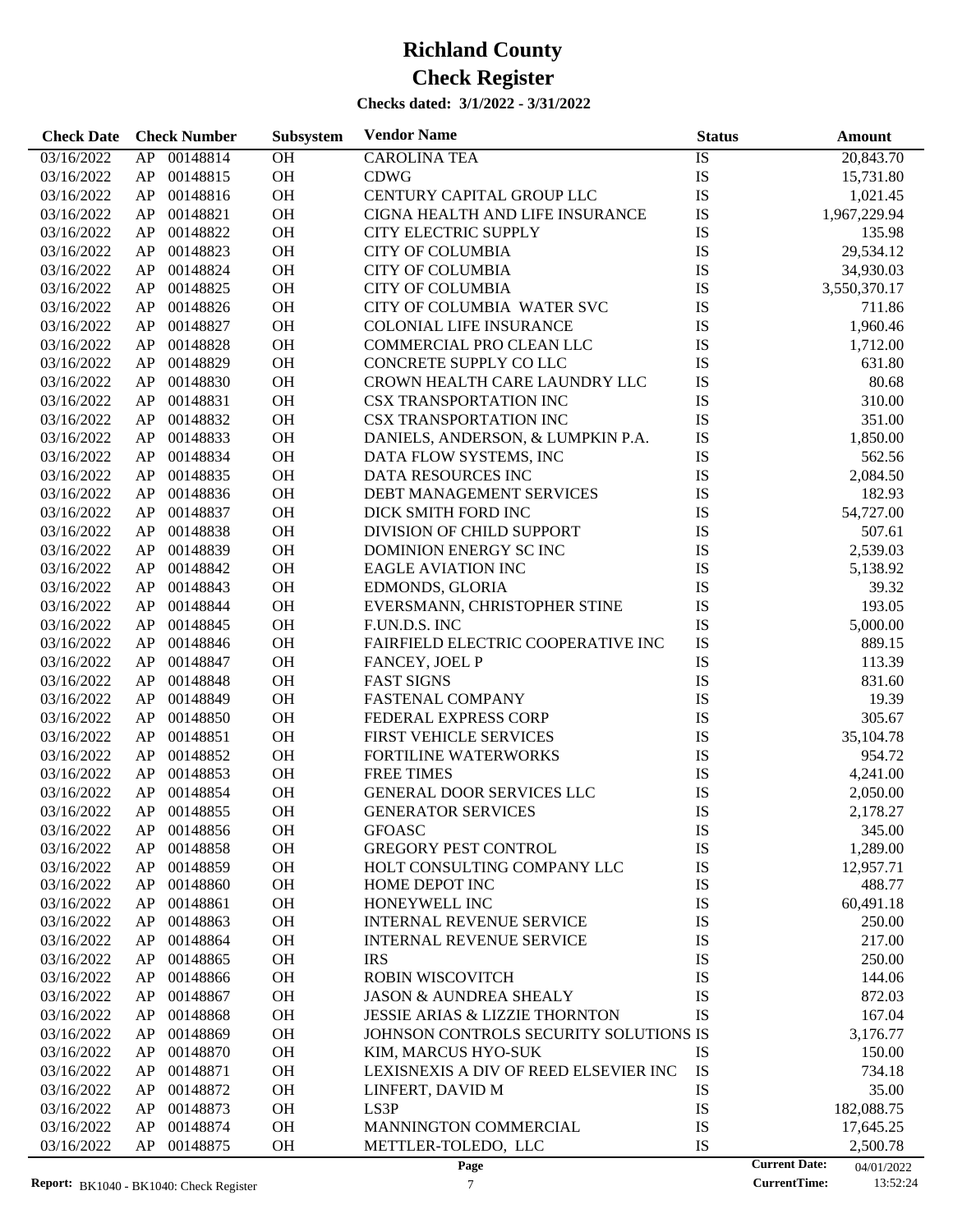# Richland County

# Check Register

**Checks dated: 3/1/2022 - 3/31/2022**

| Check Date | Check Number | | Subsystem | Vendor Name | Status | Amount |
|---|---|---|---|---|---|---|
| 03/16/2022 | AP | 00148814 | OH | CAROLINA TEA | IS | 20,843.70 |
| 03/16/2022 | AP | 00148815 | OH | CDWG | IS | 15,731.80 |
| 03/16/2022 | AP | 00148816 | OH | CENTURY CAPITAL GROUP LLC | IS | 1,021.45 |
| 03/16/2022 | AP | 00148821 | OH | CIGNA HEALTH AND LIFE INSURANCE | IS | 1,967,229.94 |
| 03/16/2022 | AP | 00148822 | OH | CITY ELECTRIC SUPPLY | IS | 135.98 |
| 03/16/2022 | AP | 00148823 | OH | CITY OF COLUMBIA | IS | 29,534.12 |
| 03/16/2022 | AP | 00148824 | OH | CITY OF COLUMBIA | IS | 34,930.03 |
| 03/16/2022 | AP | 00148825 | OH | CITY OF COLUMBIA | IS | 3,550,370.17 |
| 03/16/2022 | AP | 00148826 | OH | CITY OF COLUMBIA WATER SVC | IS | 711.86 |
| 03/16/2022 | AP | 00148827 | OH | COLONIAL LIFE INSURANCE | IS | 1,960.46 |
| 03/16/2022 | AP | 00148828 | OH | COMMERCIAL PRO CLEAN LLC | IS | 1,712.00 |
| 03/16/2022 | AP | 00148829 | OH | CONCRETE SUPPLY CO LLC | IS | 631.80 |
| 03/16/2022 | AP | 00148830 | OH | CROWN HEALTH CARE LAUNDRY LLC | IS | 80.68 |
| 03/16/2022 | AP | 00148831 | OH | CSX TRANSPORTATION INC | IS | 310.00 |
| 03/16/2022 | AP | 00148832 | OH | CSX TRANSPORTATION INC | IS | 351.00 |
| 03/16/2022 | AP | 00148833 | OH | DANIELS, ANDERSON, & LUMPKIN P.A. | IS | 1,850.00 |
| 03/16/2022 | AP | 00148834 | OH | DATA FLOW SYSTEMS, INC | IS | 562.56 |
| 03/16/2022 | AP | 00148835 | OH | DATA RESOURCES INC | IS | 2,084.50 |
| 03/16/2022 | AP | 00148836 | OH | DEBT MANAGEMENT SERVICES | IS | 182.93 |
| 03/16/2022 | AP | 00148837 | OH | DICK SMITH FORD INC | IS | 54,727.00 |
| 03/16/2022 | AP | 00148838 | OH | DIVISION OF CHILD SUPPORT | IS | 507.61 |
| 03/16/2022 | AP | 00148839 | OH | DOMINION ENERGY SC INC | IS | 2,539.03 |
| 03/16/2022 | AP | 00148842 | OH | EAGLE AVIATION INC | IS | 5,138.92 |
| 03/16/2022 | AP | 00148843 | OH | EDMONDS, GLORIA | IS | 39.32 |
| 03/16/2022 | AP | 00148844 | OH | EVERSMANN, CHRISTOPHER STINE | IS | 193.05 |
| 03/16/2022 | AP | 00148845 | OH | F.UN.D.S. INC | IS | 5,000.00 |
| 03/16/2022 | AP | 00148846 | OH | FAIRFIELD ELECTRIC COOPERATIVE INC | IS | 889.15 |
| 03/16/2022 | AP | 00148847 | OH | FANCEY, JOEL P | IS | 113.39 |
| 03/16/2022 | AP | 00148848 | OH | FAST SIGNS | IS | 831.60 |
| 03/16/2022 | AP | 00148849 | OH | FASTENAL COMPANY | IS | 19.39 |
| 03/16/2022 | AP | 00148850 | OH | FEDERAL EXPRESS CORP | IS | 305.67 |
| 03/16/2022 | AP | 00148851 | OH | FIRST VEHICLE SERVICES | IS | 35,104.78 |
| 03/16/2022 | AP | 00148852 | OH | FORTILINE WATERWORKS | IS | 954.72 |
| 03/16/2022 | AP | 00148853 | OH | FREE TIMES | IS | 4,241.00 |
| 03/16/2022 | AP | 00148854 | OH | GENERAL DOOR SERVICES LLC | IS | 2,050.00 |
| 03/16/2022 | AP | 00148855 | OH | GENERATOR SERVICES | IS | 2,178.27 |
| 03/16/2022 | AP | 00148856 | OH | GFOASC | IS | 345.00 |
| 03/16/2022 | AP | 00148858 | OH | GREGORY PEST CONTROL | IS | 1,289.00 |
| 03/16/2022 | AP | 00148859 | OH | HOLT CONSULTING COMPANY LLC | IS | 12,957.71 |
| 03/16/2022 | AP | 00148860 | OH | HOME DEPOT INC | IS | 488.77 |
| 03/16/2022 | AP | 00148861 | OH | HONEYWELL INC | IS | 60,491.18 |
| 03/16/2022 | AP | 00148863 | OH | INTERNAL REVENUE SERVICE | IS | 250.00 |
| 03/16/2022 | AP | 00148864 | OH | INTERNAL REVENUE SERVICE | IS | 217.00 |
| 03/16/2022 | AP | 00148865 | OH | IRS | IS | 250.00 |
| 03/16/2022 | AP | 00148866 | OH | ROBIN WISCOVITCH | IS | 144.06 |
| 03/16/2022 | AP | 00148867 | OH | JASON & AUNDREA SHEALY | IS | 872.03 |
| 03/16/2022 | AP | 00148868 | OH | JESSIE ARIAS & LIZZIE THORNTON | IS | 167.04 |
| 03/16/2022 | AP | 00148869 | OH | JOHNSON CONTROLS SECURITY SOLUTIONS | IS | 3,176.77 |
| 03/16/2022 | AP | 00148870 | OH | KIM, MARCUS HYO-SUK | IS | 150.00 |
| 03/16/2022 | AP | 00148871 | OH | LEXISNEXIS A DIV OF REED ELSEVIER INC | IS | 734.18 |
| 03/16/2022 | AP | 00148872 | OH | LINFERT, DAVID M | IS | 35.00 |
| 03/16/2022 | AP | 00148873 | OH | LS3P | IS | 182,088.75 |
| 03/16/2022 | AP | 00148874 | OH | MANNINGTON COMMERCIAL | IS | 17,645.25 |
| 03/16/2022 | AP | 00148875 | OH | METTLER-TOLEDO, LLC | IS | 2,500.78 |

**Report:** BK1040 - BK1040: Check Register

**Current Date:** 04/01/2022
**CurrentTime:** 13:52:24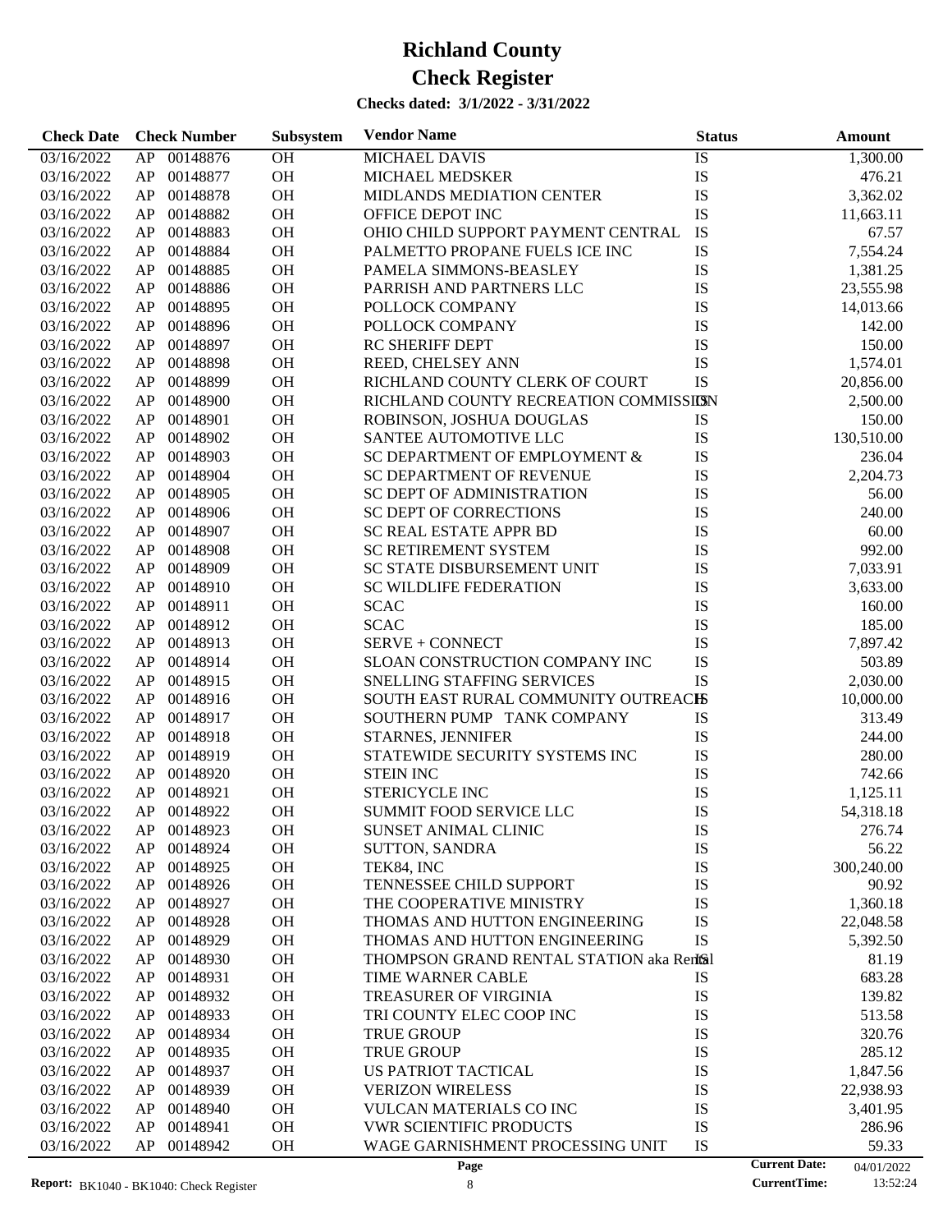# Richland County

# Check Register

**Checks dated: 3/1/2022 - 3/31/2022**

| Check Date | Check Number | | Subsystem | Vendor Name | Status | Amount |
|---|---|---|---|---|---|---|
| 03/16/2022 | AP | 00148876 | OH | MICHAEL DAVIS | IS | 1,300.00 |
| 03/16/2022 | AP | 00148877 | OH | MICHAEL MEDSKER | IS | 476.21 |
| 03/16/2022 | AP | 00148878 | OH | MIDLANDS MEDIATION CENTER | IS | 3,362.02 |
| 03/16/2022 | AP | 00148882 | OH | OFFICE DEPOT INC | IS | 11,663.11 |
| 03/16/2022 | AP | 00148883 | OH | OHIO CHILD SUPPORT PAYMENT CENTRAL | IS | 67.57 |
| 03/16/2022 | AP | 00148884 | OH | PALMETTO PROPANE FUELS ICE INC | IS | 7,554.24 |
| 03/16/2022 | AP | 00148885 | OH | PAMELA SIMMONS-BEASLEY | IS | 1,381.25 |
| 03/16/2022 | AP | 00148886 | OH | PARRISH AND PARTNERS LLC | IS | 23,555.98 |
| 03/16/2022 | AP | 00148895 | OH | POLLOCK COMPANY | IS | 14,013.66 |
| 03/16/2022 | AP | 00148896 | OH | POLLOCK COMPANY | IS | 142.00 |
| 03/16/2022 | AP | 00148897 | OH | RC SHERIFF DEPT | IS | 150.00 |
| 03/16/2022 | AP | 00148898 | OH | REED, CHELSEY ANN | IS | 1,574.01 |
| 03/16/2022 | AP | 00148899 | OH | RICHLAND COUNTY CLERK OF COURT | IS | 20,856.00 |
| 03/16/2022 | AP | 00148900 | OH | RICHLAND COUNTY RECREATION COMMISSION | IS | 2,500.00 |
| 03/16/2022 | AP | 00148901 | OH | ROBINSON, JOSHUA DOUGLAS | IS | 150.00 |
| 03/16/2022 | AP | 00148902 | OH | SANTEE AUTOMOTIVE LLC | IS | 130,510.00 |
| 03/16/2022 | AP | 00148903 | OH | SC DEPARTMENT OF EMPLOYMENT & | IS | 236.04 |
| 03/16/2022 | AP | 00148904 | OH | SC DEPARTMENT OF REVENUE | IS | 2,204.73 |
| 03/16/2022 | AP | 00148905 | OH | SC DEPT OF ADMINISTRATION | IS | 56.00 |
| 03/16/2022 | AP | 00148906 | OH | SC DEPT OF CORRECTIONS | IS | 240.00 |
| 03/16/2022 | AP | 00148907 | OH | SC REAL ESTATE APPR BD | IS | 60.00 |
| 03/16/2022 | AP | 00148908 | OH | SC RETIREMENT SYSTEM | IS | 992.00 |
| 03/16/2022 | AP | 00148909 | OH | SC STATE DISBURSEMENT UNIT | IS | 7,033.91 |
| 03/16/2022 | AP | 00148910 | OH | SC WILDLIFE FEDERATION | IS | 3,633.00 |
| 03/16/2022 | AP | 00148911 | OH | SCAC | IS | 160.00 |
| 03/16/2022 | AP | 00148912 | OH | SCAC | IS | 185.00 |
| 03/16/2022 | AP | 00148913 | OH | SERVE + CONNECT | IS | 7,897.42 |
| 03/16/2022 | AP | 00148914 | OH | SLOAN CONSTRUCTION COMPANY INC | IS | 503.89 |
| 03/16/2022 | AP | 00148915 | OH | SNELLING STAFFING SERVICES | IS | 2,030.00 |
| 03/16/2022 | AP | 00148916 | OH | SOUTH EAST RURAL COMMUNITY OUTREACH | IS | 10,000.00 |
| 03/16/2022 | AP | 00148917 | OH | SOUTHERN PUMP TANK COMPANY | IS | 313.49 |
| 03/16/2022 | AP | 00148918 | OH | STARNES, JENNIFER | IS | 244.00 |
| 03/16/2022 | AP | 00148919 | OH | STATEWIDE SECURITY SYSTEMS INC | IS | 280.00 |
| 03/16/2022 | AP | 00148920 | OH | STEIN INC | IS | 742.66 |
| 03/16/2022 | AP | 00148921 | OH | STERICYCLE INC | IS | 1,125.11 |
| 03/16/2022 | AP | 00148922 | OH | SUMMIT FOOD SERVICE LLC | IS | 54,318.18 |
| 03/16/2022 | AP | 00148923 | OH | SUNSET ANIMAL CLINIC | IS | 276.74 |
| 03/16/2022 | AP | 00148924 | OH | SUTTON, SANDRA | IS | 56.22 |
| 03/16/2022 | AP | 00148925 | OH | TEK84, INC | IS | 300,240.00 |
| 03/16/2022 | AP | 00148926 | OH | TENNESSEE CHILD SUPPORT | IS | 90.92 |
| 03/16/2022 | AP | 00148927 | OH | THE COOPERATIVE MINISTRY | IS | 1,360.18 |
| 03/16/2022 | AP | 00148928 | OH | THOMAS AND HUTTON ENGINEERING | IS | 22,048.58 |
| 03/16/2022 | AP | 00148929 | OH | THOMAS AND HUTTON ENGINEERING | IS | 5,392.50 |
| 03/16/2022 | AP | 00148930 | OH | THOMPSON GRAND RENTAL STATION aka Rental | IS | 81.19 |
| 03/16/2022 | AP | 00148931 | OH | TIME WARNER CABLE | IS | 683.28 |
| 03/16/2022 | AP | 00148932 | OH | TREASURER OF VIRGINIA | IS | 139.82 |
| 03/16/2022 | AP | 00148933 | OH | TRI COUNTY ELEC COOP INC | IS | 513.58 |
| 03/16/2022 | AP | 00148934 | OH | TRUE GROUP | IS | 320.76 |
| 03/16/2022 | AP | 00148935 | OH | TRUE GROUP | IS | 285.12 |
| 03/16/2022 | AP | 00148937 | OH | US PATRIOT TACTICAL | IS | 1,847.56 |
| 03/16/2022 | AP | 00148939 | OH | VERIZON WIRELESS | IS | 22,938.93 |
| 03/16/2022 | AP | 00148940 | OH | VULCAN MATERIALS CO INC | IS | 3,401.95 |
| 03/16/2022 | AP | 00148941 | OH | VWR SCIENTIFIC PRODUCTS | IS | 286.96 |
| 03/16/2022 | AP | 00148942 | OH | WAGE GARNISHMENT PROCESSING UNIT | IS | 59.33 |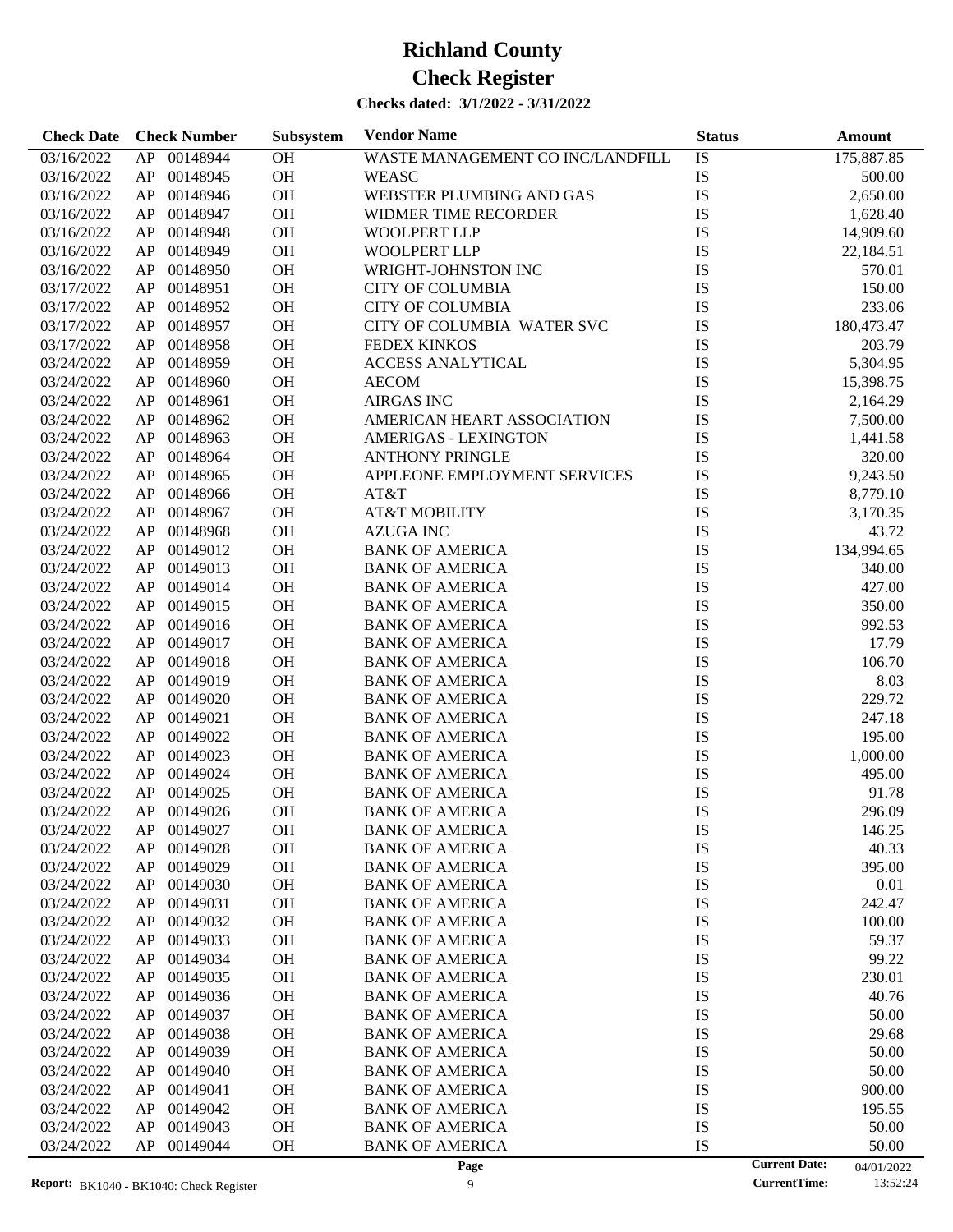# Richland County

# Check Register

**Checks dated: 3/1/2022 - 3/31/2022**

| Check Date | Check Number | | Subsystem | Vendor Name | Status | Amount |
|---|---|---|---|---|---|---|
| 03/16/2022 | AP | 00148944 | OH | WASTE MANAGEMENT CO INC/LANDFILL | IS | 175,887.85 |
| 03/16/2022 | AP | 00148945 | OH | WEASC | IS | 500.00 |
| 03/16/2022 | AP | 00148946 | OH | WEBSTER PLUMBING AND GAS | IS | 2,650.00 |
| 03/16/2022 | AP | 00148947 | OH | WIDMER TIME RECORDER | IS | 1,628.40 |
| 03/16/2022 | AP | 00148948 | OH | WOOLPERT LLP | IS | 14,909.60 |
| 03/16/2022 | AP | 00148949 | OH | WOOLPERT LLP | IS | 22,184.51 |
| 03/16/2022 | AP | 00148950 | OH | WRIGHT-JOHNSTON INC | IS | 570.01 |
| 03/17/2022 | AP | 00148951 | OH | CITY OF COLUMBIA | IS | 150.00 |
| 03/17/2022 | AP | 00148952 | OH | CITY OF COLUMBIA | IS | 233.06 |
| 03/17/2022 | AP | 00148957 | OH | CITY OF COLUMBIA WATER SVC | IS | 180,473.47 |
| 03/17/2022 | AP | 00148958 | OH | FEDEX KINKOS | IS | 203.79 |
| 03/24/2022 | AP | 00148959 | OH | ACCESS ANALYTICAL | IS | 5,304.95 |
| 03/24/2022 | AP | 00148960 | OH | AECOM | IS | 15,398.75 |
| 03/24/2022 | AP | 00148961 | OH | AIRGAS INC | IS | 2,164.29 |
| 03/24/2022 | AP | 00148962 | OH | AMERICAN HEART ASSOCIATION | IS | 7,500.00 |
| 03/24/2022 | AP | 00148963 | OH | AMERIGAS - LEXINGTON | IS | 1,441.58 |
| 03/24/2022 | AP | 00148964 | OH | ANTHONY PRINGLE | IS | 320.00 |
| 03/24/2022 | AP | 00148965 | OH | APPLEONE EMPLOYMENT SERVICES | IS | 9,243.50 |
| 03/24/2022 | AP | 00148966 | OH | AT&T | IS | 8,779.10 |
| 03/24/2022 | AP | 00148967 | OH | AT&T MOBILITY | IS | 3,170.35 |
| 03/24/2022 | AP | 00148968 | OH | AZUGA INC | IS | 43.72 |
| 03/24/2022 | AP | 00149012 | OH | BANK OF AMERICA | IS | 134,994.65 |
| 03/24/2022 | AP | 00149013 | OH | BANK OF AMERICA | IS | 340.00 |
| 03/24/2022 | AP | 00149014 | OH | BANK OF AMERICA | IS | 427.00 |
| 03/24/2022 | AP | 00149015 | OH | BANK OF AMERICA | IS | 350.00 |
| 03/24/2022 | AP | 00149016 | OH | BANK OF AMERICA | IS | 992.53 |
| 03/24/2022 | AP | 00149017 | OH | BANK OF AMERICA | IS | 17.79 |
| 03/24/2022 | AP | 00149018 | OH | BANK OF AMERICA | IS | 106.70 |
| 03/24/2022 | AP | 00149019 | OH | BANK OF AMERICA | IS | 8.03 |
| 03/24/2022 | AP | 00149020 | OH | BANK OF AMERICA | IS | 229.72 |
| 03/24/2022 | AP | 00149021 | OH | BANK OF AMERICA | IS | 247.18 |
| 03/24/2022 | AP | 00149022 | OH | BANK OF AMERICA | IS | 195.00 |
| 03/24/2022 | AP | 00149023 | OH | BANK OF AMERICA | IS | 1,000.00 |
| 03/24/2022 | AP | 00149024 | OH | BANK OF AMERICA | IS | 495.00 |
| 03/24/2022 | AP | 00149025 | OH | BANK OF AMERICA | IS | 91.78 |
| 03/24/2022 | AP | 00149026 | OH | BANK OF AMERICA | IS | 296.09 |
| 03/24/2022 | AP | 00149027 | OH | BANK OF AMERICA | IS | 146.25 |
| 03/24/2022 | AP | 00149028 | OH | BANK OF AMERICA | IS | 40.33 |
| 03/24/2022 | AP | 00149029 | OH | BANK OF AMERICA | IS | 395.00 |
| 03/24/2022 | AP | 00149030 | OH | BANK OF AMERICA | IS | 0.01 |
| 03/24/2022 | AP | 00149031 | OH | BANK OF AMERICA | IS | 242.47 |
| 03/24/2022 | AP | 00149032 | OH | BANK OF AMERICA | IS | 100.00 |
| 03/24/2022 | AP | 00149033 | OH | BANK OF AMERICA | IS | 59.37 |
| 03/24/2022 | AP | 00149034 | OH | BANK OF AMERICA | IS | 99.22 |
| 03/24/2022 | AP | 00149035 | OH | BANK OF AMERICA | IS | 230.01 |
| 03/24/2022 | AP | 00149036 | OH | BANK OF AMERICA | IS | 40.76 |
| 03/24/2022 | AP | 00149037 | OH | BANK OF AMERICA | IS | 50.00 |
| 03/24/2022 | AP | 00149038 | OH | BANK OF AMERICA | IS | 29.68 |
| 03/24/2022 | AP | 00149039 | OH | BANK OF AMERICA | IS | 50.00 |
| 03/24/2022 | AP | 00149040 | OH | BANK OF AMERICA | IS | 50.00 |
| 03/24/2022 | AP | 00149041 | OH | BANK OF AMERICA | IS | 900.00 |
| 03/24/2022 | AP | 00149042 | OH | BANK OF AMERICA | IS | 195.55 |
| 03/24/2022 | AP | 00149043 | OH | BANK OF AMERICA | IS | 50.00 |
| 03/24/2022 | AP | 00149044 | OH | BANK OF AMERICA | IS | 50.00 |

**Report:** BK1040 - BK1040: Check Register

**Current Date:** 04/01/2022
**CurrentTime:** 13:52:24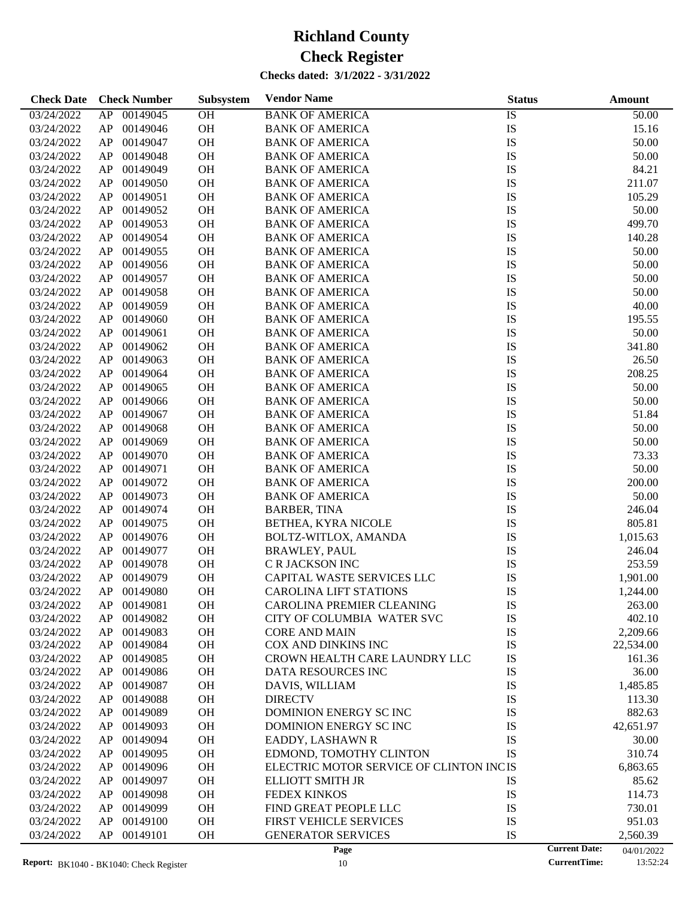# Richland County

# Check Register

**Checks dated: 3/1/2022 - 3/31/2022**

| Check Date | Check Number | | Subsystem | Vendor Name | Status | Amount |
|---|---|---|---|---|---|---|
| 03/24/2022 | AP | 00149045 | OH | BANK OF AMERICA | IS | 50.00 |
| 03/24/2022 | AP | 00149046 | OH | BANK OF AMERICA | IS | 15.16 |
| 03/24/2022 | AP | 00149047 | OH | BANK OF AMERICA | IS | 50.00 |
| 03/24/2022 | AP | 00149048 | OH | BANK OF AMERICA | IS | 50.00 |
| 03/24/2022 | AP | 00149049 | OH | BANK OF AMERICA | IS | 84.21 |
| 03/24/2022 | AP | 00149050 | OH | BANK OF AMERICA | IS | 211.07 |
| 03/24/2022 | AP | 00149051 | OH | BANK OF AMERICA | IS | 105.29 |
| 03/24/2022 | AP | 00149052 | OH | BANK OF AMERICA | IS | 50.00 |
| 03/24/2022 | AP | 00149053 | OH | BANK OF AMERICA | IS | 499.70 |
| 03/24/2022 | AP | 00149054 | OH | BANK OF AMERICA | IS | 140.28 |
| 03/24/2022 | AP | 00149055 | OH | BANK OF AMERICA | IS | 50.00 |
| 03/24/2022 | AP | 00149056 | OH | BANK OF AMERICA | IS | 50.00 |
| 03/24/2022 | AP | 00149057 | OH | BANK OF AMERICA | IS | 50.00 |
| 03/24/2022 | AP | 00149058 | OH | BANK OF AMERICA | IS | 50.00 |
| 03/24/2022 | AP | 00149059 | OH | BANK OF AMERICA | IS | 40.00 |
| 03/24/2022 | AP | 00149060 | OH | BANK OF AMERICA | IS | 195.55 |
| 03/24/2022 | AP | 00149061 | OH | BANK OF AMERICA | IS | 50.00 |
| 03/24/2022 | AP | 00149062 | OH | BANK OF AMERICA | IS | 341.80 |
| 03/24/2022 | AP | 00149063 | OH | BANK OF AMERICA | IS | 26.50 |
| 03/24/2022 | AP | 00149064 | OH | BANK OF AMERICA | IS | 208.25 |
| 03/24/2022 | AP | 00149065 | OH | BANK OF AMERICA | IS | 50.00 |
| 03/24/2022 | AP | 00149066 | OH | BANK OF AMERICA | IS | 50.00 |
| 03/24/2022 | AP | 00149067 | OH | BANK OF AMERICA | IS | 51.84 |
| 03/24/2022 | AP | 00149068 | OH | BANK OF AMERICA | IS | 50.00 |
| 03/24/2022 | AP | 00149069 | OH | BANK OF AMERICA | IS | 50.00 |
| 03/24/2022 | AP | 00149070 | OH | BANK OF AMERICA | IS | 73.33 |
| 03/24/2022 | AP | 00149071 | OH | BANK OF AMERICA | IS | 50.00 |
| 03/24/2022 | AP | 00149072 | OH | BANK OF AMERICA | IS | 200.00 |
| 03/24/2022 | AP | 00149073 | OH | BANK OF AMERICA | IS | 50.00 |
| 03/24/2022 | AP | 00149074 | OH | BARBER, TINA | IS | 246.04 |
| 03/24/2022 | AP | 00149075 | OH | BETHEA, KYRA NICOLE | IS | 805.81 |
| 03/24/2022 | AP | 00149076 | OH | BOLTZ-WITLOX, AMANDA | IS | 1,015.63 |
| 03/24/2022 | AP | 00149077 | OH | BRAWLEY, PAUL | IS | 246.04 |
| 03/24/2022 | AP | 00149078 | OH | C R JACKSON INC | IS | 253.59 |
| 03/24/2022 | AP | 00149079 | OH | CAPITAL WASTE SERVICES LLC | IS | 1,901.00 |
| 03/24/2022 | AP | 00149080 | OH | CAROLINA LIFT STATIONS | IS | 1,244.00 |
| 03/24/2022 | AP | 00149081 | OH | CAROLINA PREMIER CLEANING | IS | 263.00 |
| 03/24/2022 | AP | 00149082 | OH | CITY OF COLUMBIA WATER SVC | IS | 402.10 |
| 03/24/2022 | AP | 00149083 | OH | CORE AND MAIN | IS | 2,209.66 |
| 03/24/2022 | AP | 00149084 | OH | COX AND DINKINS INC | IS | 22,534.00 |
| 03/24/2022 | AP | 00149085 | OH | CROWN HEALTH CARE LAUNDRY LLC | IS | 161.36 |
| 03/24/2022 | AP | 00149086 | OH | DATA RESOURCES INC | IS | 36.00 |
| 03/24/2022 | AP | 00149087 | OH | DAVIS, WILLIAM | IS | 1,485.85 |
| 03/24/2022 | AP | 00149088 | OH | DIRECTV | IS | 113.30 |
| 03/24/2022 | AP | 00149089 | OH | DOMINION ENERGY SC INC | IS | 882.63 |
| 03/24/2022 | AP | 00149093 | OH | DOMINION ENERGY SC INC | IS | 42,651.97 |
| 03/24/2022 | AP | 00149094 | OH | EADDY, LASHAWN R | IS | 30.00 |
| 03/24/2022 | AP | 00149095 | OH | EDMOND, TOMOTHY CLINTON | IS | 310.74 |
| 03/24/2022 | AP | 00149096 | OH | ELECTRIC MOTOR SERVICE OF CLINTON INC | IS | 6,863.65 |
| 03/24/2022 | AP | 00149097 | OH | ELLIOTT SMITH JR | IS | 85.62 |
| 03/24/2022 | AP | 00149098 | OH | FEDEX KINKOS | IS | 114.73 |
| 03/24/2022 | AP | 00149099 | OH | FIND GREAT PEOPLE LLC | IS | 730.01 |
| 03/24/2022 | AP | 00149100 | OH | FIRST VEHICLE SERVICES | IS | 951.03 |
| 03/24/2022 | AP | 00149101 | OH | GENERATOR SERVICES | IS | 2,560.39 |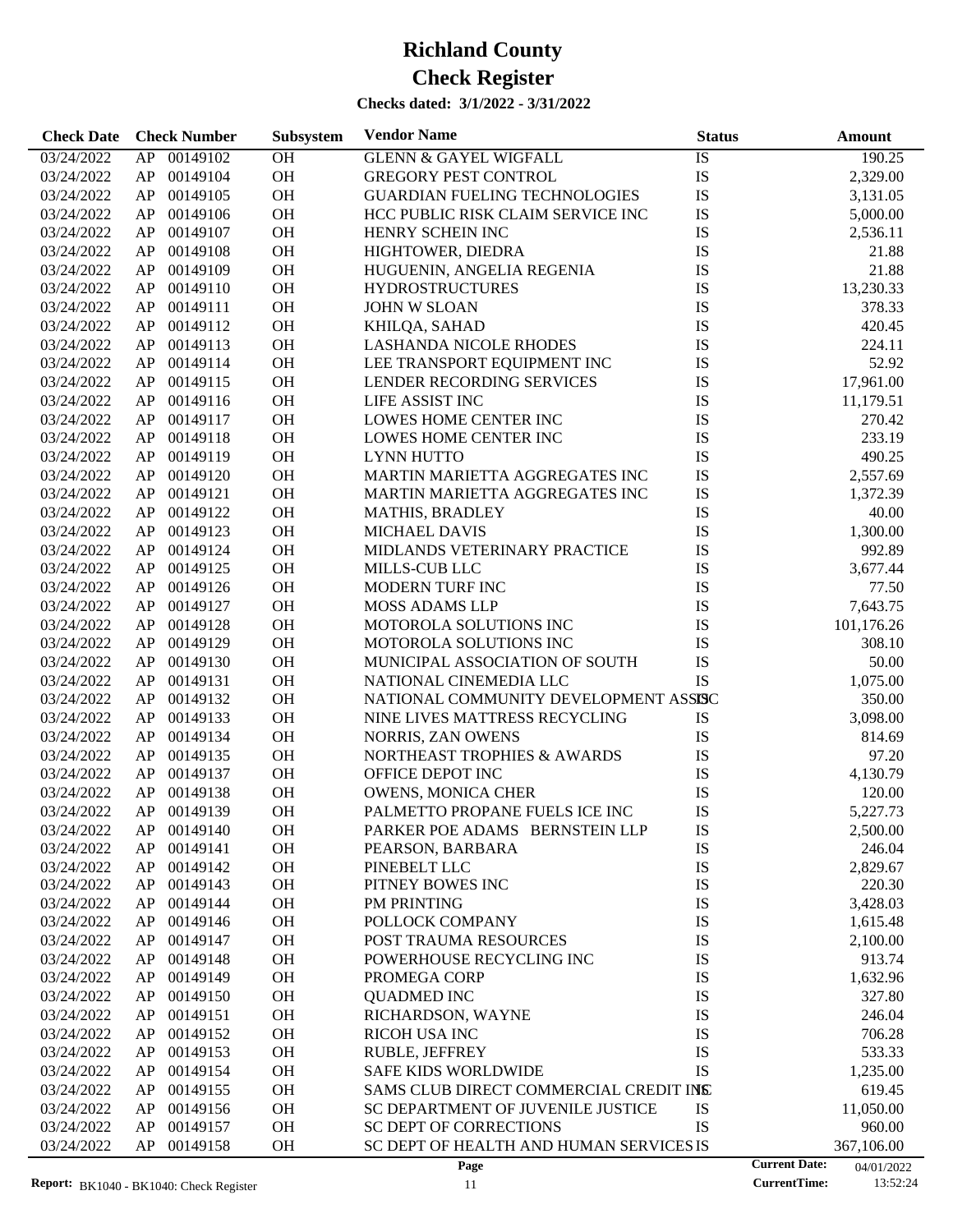# Richland County

# Check Register

**Checks dated: 3/1/2022 - 3/31/2022**

| Check Date | Check Number | | Subsystem | Vendor Name | Status | Amount |
|---|---|---|---|---|---|---|
| 03/24/2022 | AP | 00149102 | OH | GLENN & GAYEL WIGFALL | IS | 190.25 |
| 03/24/2022 | AP | 00149104 | OH | GREGORY PEST CONTROL | IS | 2,329.00 |
| 03/24/2022 | AP | 00149105 | OH | GUARDIAN FUELING TECHNOLOGIES | IS | 3,131.05 |
| 03/24/2022 | AP | 00149106 | OH | HCC PUBLIC RISK CLAIM SERVICE INC | IS | 5,000.00 |
| 03/24/2022 | AP | 00149107 | OH | HENRY SCHEIN INC | IS | 2,536.11 |
| 03/24/2022 | AP | 00149108 | OH | HIGHTOWER, DIEDRA | IS | 21.88 |
| 03/24/2022 | AP | 00149109 | OH | HUGUENIN, ANGELIA REGENIA | IS | 21.88 |
| 03/24/2022 | AP | 00149110 | OH | HYDROSTRUCTURES | IS | 13,230.33 |
| 03/24/2022 | AP | 00149111 | OH | JOHN W SLOAN | IS | 378.33 |
| 03/24/2022 | AP | 00149112 | OH | KHILQA, SAHAD | IS | 420.45 |
| 03/24/2022 | AP | 00149113 | OH | LASHANDA NICOLE RHODES | IS | 224.11 |
| 03/24/2022 | AP | 00149114 | OH | LEE TRANSPORT EQUIPMENT INC | IS | 52.92 |
| 03/24/2022 | AP | 00149115 | OH | LENDER RECORDING SERVICES | IS | 17,961.00 |
| 03/24/2022 | AP | 00149116 | OH | LIFE ASSIST INC | IS | 11,179.51 |
| 03/24/2022 | AP | 00149117 | OH | LOWES HOME CENTER INC | IS | 270.42 |
| 03/24/2022 | AP | 00149118 | OH | LOWES HOME CENTER INC | IS | 233.19 |
| 03/24/2022 | AP | 00149119 | OH | LYNN HUTTO | IS | 490.25 |
| 03/24/2022 | AP | 00149120 | OH | MARTIN MARIETTA AGGREGATES INC | IS | 2,557.69 |
| 03/24/2022 | AP | 00149121 | OH | MARTIN MARIETTA AGGREGATES INC | IS | 1,372.39 |
| 03/24/2022 | AP | 00149122 | OH | MATHIS, BRADLEY | IS | 40.00 |
| 03/24/2022 | AP | 00149123 | OH | MICHAEL DAVIS | IS | 1,300.00 |
| 03/24/2022 | AP | 00149124 | OH | MIDLANDS VETERINARY PRACTICE | IS | 992.89 |
| 03/24/2022 | AP | 00149125 | OH | MILLS-CUB LLC | IS | 3,677.44 |
| 03/24/2022 | AP | 00149126 | OH | MODERN TURF INC | IS | 77.50 |
| 03/24/2022 | AP | 00149127 | OH | MOSS ADAMS LLP | IS | 7,643.75 |
| 03/24/2022 | AP | 00149128 | OH | MOTOROLA SOLUTIONS INC | IS | 101,176.26 |
| 03/24/2022 | AP | 00149129 | OH | MOTOROLA SOLUTIONS INC | IS | 308.10 |
| 03/24/2022 | AP | 00149130 | OH | MUNICIPAL ASSOCIATION OF SOUTH | IS | 50.00 |
| 03/24/2022 | AP | 00149131 | OH | NATIONAL CINEMEDIA LLC | IS | 1,075.00 |
| 03/24/2022 | AP | 00149132 | OH | NATIONAL COMMUNITY DEVELOPMENT ASSOC | IS | 350.00 |
| 03/24/2022 | AP | 00149133 | OH | NINE LIVES MATTRESS RECYCLING | IS | 3,098.00 |
| 03/24/2022 | AP | 00149134 | OH | NORRIS, ZAN OWENS | IS | 814.69 |
| 03/24/2022 | AP | 00149135 | OH | NORTHEAST TROPHIES & AWARDS | IS | 97.20 |
| 03/24/2022 | AP | 00149137 | OH | OFFICE DEPOT INC | IS | 4,130.79 |
| 03/24/2022 | AP | 00149138 | OH | OWENS, MONICA CHER | IS | 120.00 |
| 03/24/2022 | AP | 00149139 | OH | PALMETTO PROPANE FUELS ICE INC | IS | 5,227.73 |
| 03/24/2022 | AP | 00149140 | OH | PARKER POE ADAMS BERNSTEIN LLP | IS | 2,500.00 |
| 03/24/2022 | AP | 00149141 | OH | PEARSON, BARBARA | IS | 246.04 |
| 03/24/2022 | AP | 00149142 | OH | PINEBELT LLC | IS | 2,829.67 |
| 03/24/2022 | AP | 00149143 | OH | PITNEY BOWES INC | IS | 220.30 |
| 03/24/2022 | AP | 00149144 | OH | PM PRINTING | IS | 3,428.03 |
| 03/24/2022 | AP | 00149146 | OH | POLLOCK COMPANY | IS | 1,615.48 |
| 03/24/2022 | AP | 00149147 | OH | POST TRAUMA RESOURCES | IS | 2,100.00 |
| 03/24/2022 | AP | 00149148 | OH | POWERHOUSE RECYCLING INC | IS | 913.74 |
| 03/24/2022 | AP | 00149149 | OH | PROMEGA CORP | IS | 1,632.96 |
| 03/24/2022 | AP | 00149150 | OH | QUADMED INC | IS | 327.80 |
| 03/24/2022 | AP | 00149151 | OH | RICHARDSON, WAYNE | IS | 246.04 |
| 03/24/2022 | AP | 00149152 | OH | RICOH USA INC | IS | 706.28 |
| 03/24/2022 | AP | 00149153 | OH | RUBLE, JEFFREY | IS | 533.33 |
| 03/24/2022 | AP | 00149154 | OH | SAFE KIDS WORLDWIDE | IS | 1,235.00 |
| 03/24/2022 | AP | 00149155 | OH | SAMS CLUB DIRECT COMMERCIAL CREDIT INC | IS | 619.45 |
| 03/24/2022 | AP | 00149156 | OH | SC DEPARTMENT OF JUVENILE JUSTICE | IS | 11,050.00 |
| 03/24/2022 | AP | 00149157 | OH | SC DEPT OF CORRECTIONS | IS | 960.00 |
| 03/24/2022 | AP | 00149158 | OH | SC DEPT OF HEALTH AND HUMAN SERVICES | IS | 367,106.00 |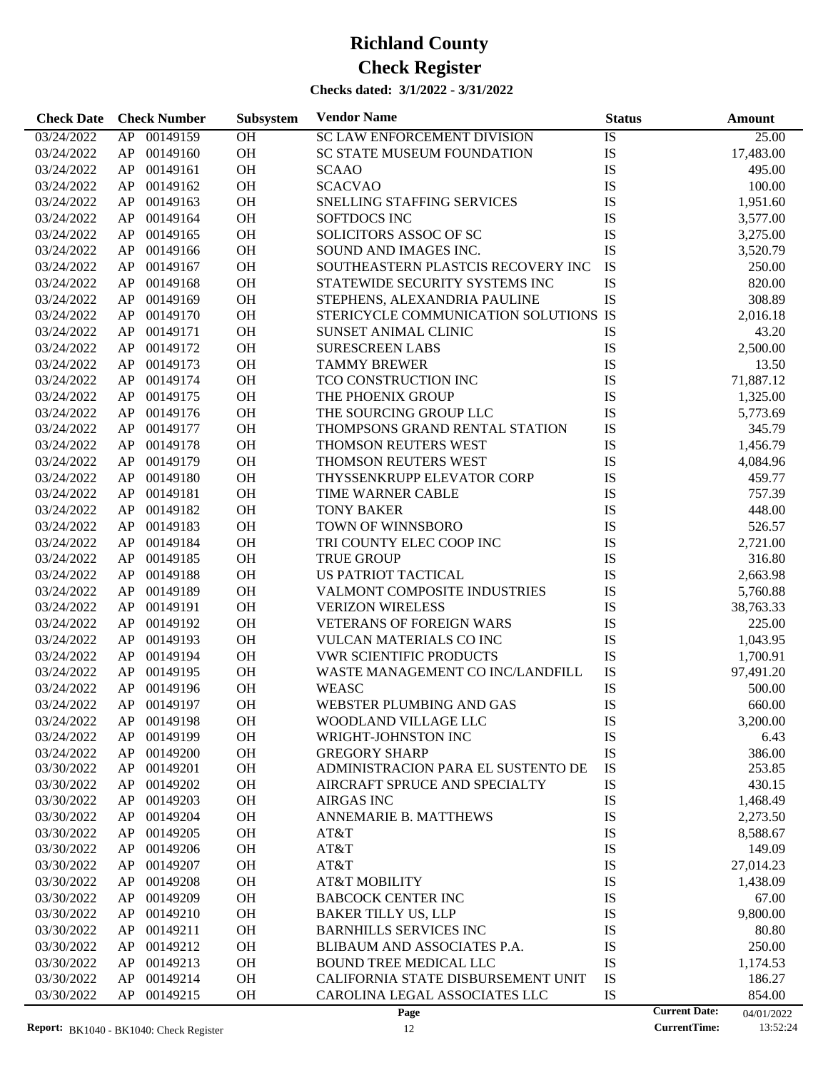# Richland County

# Check Register

**Checks dated: 3/1/2022 - 3/31/2022**

| Check Date | Check Number | | Subsystem | Vendor Name | Status | Amount |
|---|---|---|---|---|---|---|
| 03/24/2022 | AP | 00149159 | OH | SC LAW ENFORCEMENT DIVISION | IS | 25.00 |
| 03/24/2022 | AP | 00149160 | OH | SC STATE MUSEUM FOUNDATION | IS | 17,483.00 |
| 03/24/2022 | AP | 00149161 | OH | SCAAO | IS | 495.00 |
| 03/24/2022 | AP | 00149162 | OH | SCACVAO | IS | 100.00 |
| 03/24/2022 | AP | 00149163 | OH | SNELLING STAFFING SERVICES | IS | 1,951.60 |
| 03/24/2022 | AP | 00149164 | OH | SOFTDOCS INC | IS | 3,577.00 |
| 03/24/2022 | AP | 00149165 | OH | SOLICITORS ASSOC OF SC | IS | 3,275.00 |
| 03/24/2022 | AP | 00149166 | OH | SOUND AND IMAGES INC. | IS | 3,520.79 |
| 03/24/2022 | AP | 00149167 | OH | SOUTHEASTERN PLASTCIS RECOVERY INC | IS | 250.00 |
| 03/24/2022 | AP | 00149168 | OH | STATEWIDE SECURITY SYSTEMS INC | IS | 820.00 |
| 03/24/2022 | AP | 00149169 | OH | STEPHENS, ALEXANDRIA PAULINE | IS | 308.89 |
| 03/24/2022 | AP | 00149170 | OH | STERICYCLE COMMUNICATION SOLUTIONS | IS | 2,016.18 |
| 03/24/2022 | AP | 00149171 | OH | SUNSET ANIMAL CLINIC | IS | 43.20 |
| 03/24/2022 | AP | 00149172 | OH | SURESCREEN LABS | IS | 2,500.00 |
| 03/24/2022 | AP | 00149173 | OH | TAMMY BREWER | IS | 13.50 |
| 03/24/2022 | AP | 00149174 | OH | TCO CONSTRUCTION INC | IS | 71,887.12 |
| 03/24/2022 | AP | 00149175 | OH | THE PHOENIX GROUP | IS | 1,325.00 |
| 03/24/2022 | AP | 00149176 | OH | THE SOURCING GROUP LLC | IS | 5,773.69 |
| 03/24/2022 | AP | 00149177 | OH | THOMPSONS GRAND RENTAL STATION | IS | 345.79 |
| 03/24/2022 | AP | 00149178 | OH | THOMSON REUTERS WEST | IS | 1,456.79 |
| 03/24/2022 | AP | 00149179 | OH | THOMSON REUTERS WEST | IS | 4,084.96 |
| 03/24/2022 | AP | 00149180 | OH | THYSSENKRUPP ELEVATOR CORP | IS | 459.77 |
| 03/24/2022 | AP | 00149181 | OH | TIME WARNER CABLE | IS | 757.39 |
| 03/24/2022 | AP | 00149182 | OH | TONY BAKER | IS | 448.00 |
| 03/24/2022 | AP | 00149183 | OH | TOWN OF WINNSBORO | IS | 526.57 |
| 03/24/2022 | AP | 00149184 | OH | TRI COUNTY ELEC COOP INC | IS | 2,721.00 |
| 03/24/2022 | AP | 00149185 | OH | TRUE GROUP | IS | 316.80 |
| 03/24/2022 | AP | 00149188 | OH | US PATRIOT TACTICAL | IS | 2,663.98 |
| 03/24/2022 | AP | 00149189 | OH | VALMONT COMPOSITE INDUSTRIES | IS | 5,760.88 |
| 03/24/2022 | AP | 00149191 | OH | VERIZON WIRELESS | IS | 38,763.33 |
| 03/24/2022 | AP | 00149192 | OH | VETERANS OF FOREIGN WARS | IS | 225.00 |
| 03/24/2022 | AP | 00149193 | OH | VULCAN MATERIALS CO INC | IS | 1,043.95 |
| 03/24/2022 | AP | 00149194 | OH | VWR SCIENTIFIC PRODUCTS | IS | 1,700.91 |
| 03/24/2022 | AP | 00149195 | OH | WASTE MANAGEMENT CO INC/LANDFILL | IS | 97,491.20 |
| 03/24/2022 | AP | 00149196 | OH | WEASC | IS | 500.00 |
| 03/24/2022 | AP | 00149197 | OH | WEBSTER PLUMBING AND GAS | IS | 660.00 |
| 03/24/2022 | AP | 00149198 | OH | WOODLAND VILLAGE LLC | IS | 3,200.00 |
| 03/24/2022 | AP | 00149199 | OH | WRIGHT-JOHNSTON INC | IS | 6.43 |
| 03/24/2022 | AP | 00149200 | OH | GREGORY SHARP | IS | 386.00 |
| 03/30/2022 | AP | 00149201 | OH | ADMINISTRACION PARA EL SUSTENTO DE | IS | 253.85 |
| 03/30/2022 | AP | 00149202 | OH | AIRCRAFT SPRUCE AND SPECIALTY | IS | 430.15 |
| 03/30/2022 | AP | 00149203 | OH | AIRGAS INC | IS | 1,468.49 |
| 03/30/2022 | AP | 00149204 | OH | ANNEMARIE B. MATTHEWS | IS | 2,273.50 |
| 03/30/2022 | AP | 00149205 | OH | AT&T | IS | 8,588.67 |
| 03/30/2022 | AP | 00149206 | OH | AT&T | IS | 149.09 |
| 03/30/2022 | AP | 00149207 | OH | AT&T | IS | 27,014.23 |
| 03/30/2022 | AP | 00149208 | OH | AT&T MOBILITY | IS | 1,438.09 |
| 03/30/2022 | AP | 00149209 | OH | BABCOCK CENTER INC | IS | 67.00 |
| 03/30/2022 | AP | 00149210 | OH | BAKER TILLY US, LLP | IS | 9,800.00 |
| 03/30/2022 | AP | 00149211 | OH | BARNHILLS SERVICES INC | IS | 80.80 |
| 03/30/2022 | AP | 00149212 | OH | BLIBAUM AND ASSOCIATES P.A. | IS | 250.00 |
| 03/30/2022 | AP | 00149213 | OH | BOUND TREE MEDICAL LLC | IS | 1,174.53 |
| 03/30/2022 | AP | 00149214 | OH | CALIFORNIA STATE DISBURSEMENT UNIT | IS | 186.27 |
| 03/30/2022 | AP | 00149215 | OH | CAROLINA LEGAL ASSOCIATES LLC | IS | 854.00 |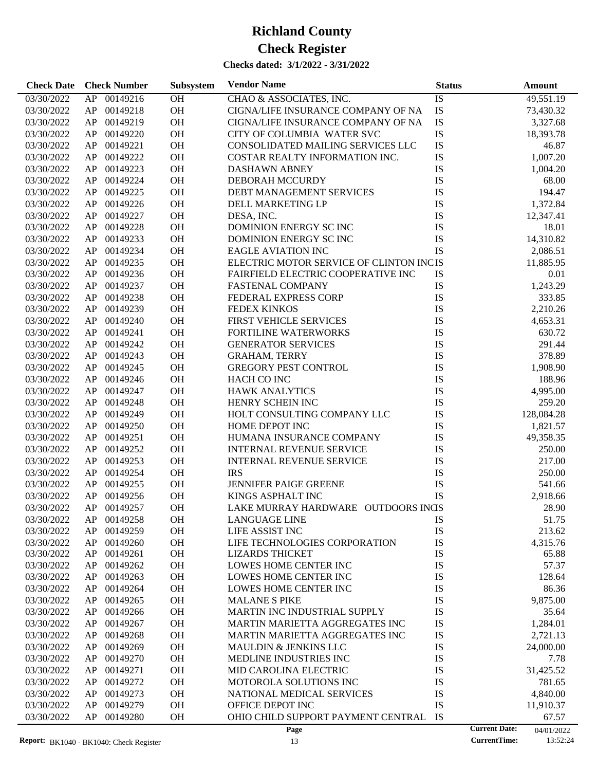# Richland County

# Check Register

**Checks dated: 3/1/2022 - 3/31/2022**

| Check Date | Check Number | | Subsystem | Vendor Name | Status | Amount |
|---|---|---|---|---|---|---|
| 03/30/2022 | AP | 00149216 | OH | CHAO & ASSOCIATES, INC. | IS | 49,551.19 |
| 03/30/2022 | AP | 00149218 | OH | CIGNA/LIFE INSURANCE COMPANY OF NA | IS | 73,430.32 |
| 03/30/2022 | AP | 00149219 | OH | CIGNA/LIFE INSURANCE COMPANY OF NA | IS | 3,327.68 |
| 03/30/2022 | AP | 00149220 | OH | CITY OF COLUMBIA WATER SVC | IS | 18,393.78 |
| 03/30/2022 | AP | 00149221 | OH | CONSOLIDATED MAILING SERVICES LLC | IS | 46.87 |
| 03/30/2022 | AP | 00149222 | OH | COSTAR REALTY INFORMATION INC. | IS | 1,007.20 |
| 03/30/2022 | AP | 00149223 | OH | DASHAWN ABNEY | IS | 1,004.20 |
| 03/30/2022 | AP | 00149224 | OH | DEBORAH MCCURDY | IS | 68.00 |
| 03/30/2022 | AP | 00149225 | OH | DEBT MANAGEMENT SERVICES | IS | 194.47 |
| 03/30/2022 | AP | 00149226 | OH | DELL MARKETING LP | IS | 1,372.84 |
| 03/30/2022 | AP | 00149227 | OH | DESA, INC. | IS | 12,347.41 |
| 03/30/2022 | AP | 00149228 | OH | DOMINION ENERGY SC INC | IS | 18.01 |
| 03/30/2022 | AP | 00149233 | OH | DOMINION ENERGY SC INC | IS | 14,310.82 |
| 03/30/2022 | AP | 00149234 | OH | EAGLE AVIATION INC | IS | 2,086.51 |
| 03/30/2022 | AP | 00149235 | OH | ELECTRIC MOTOR SERVICE OF CLINTON INC | IS | 11,885.95 |
| 03/30/2022 | AP | 00149236 | OH | FAIRFIELD ELECTRIC COOPERATIVE INC | IS | 0.01 |
| 03/30/2022 | AP | 00149237 | OH | FASTENAL COMPANY | IS | 1,243.29 |
| 03/30/2022 | AP | 00149238 | OH | FEDERAL EXPRESS CORP | IS | 333.85 |
| 03/30/2022 | AP | 00149239 | OH | FEDEX KINKOS | IS | 2,210.26 |
| 03/30/2022 | AP | 00149240 | OH | FIRST VEHICLE SERVICES | IS | 4,653.31 |
| 03/30/2022 | AP | 00149241 | OH | FORTILINE WATERWORKS | IS | 630.72 |
| 03/30/2022 | AP | 00149242 | OH | GENERATOR SERVICES | IS | 291.44 |
| 03/30/2022 | AP | 00149243 | OH | GRAHAM, TERRY | IS | 378.89 |
| 03/30/2022 | AP | 00149245 | OH | GREGORY PEST CONTROL | IS | 1,908.90 |
| 03/30/2022 | AP | 00149246 | OH | HACH CO INC | IS | 188.96 |
| 03/30/2022 | AP | 00149247 | OH | HAWK ANALYTICS | IS | 4,995.00 |
| 03/30/2022 | AP | 00149248 | OH | HENRY SCHEIN INC | IS | 259.20 |
| 03/30/2022 | AP | 00149249 | OH | HOLT CONSULTING COMPANY LLC | IS | 128,084.28 |
| 03/30/2022 | AP | 00149250 | OH | HOME DEPOT INC | IS | 1,821.57 |
| 03/30/2022 | AP | 00149251 | OH | HUMANA INSURANCE COMPANY | IS | 49,358.35 |
| 03/30/2022 | AP | 00149252 | OH | INTERNAL REVENUE SERVICE | IS | 250.00 |
| 03/30/2022 | AP | 00149253 | OH | INTERNAL REVENUE SERVICE | IS | 217.00 |
| 03/30/2022 | AP | 00149254 | OH | IRS | IS | 250.00 |
| 03/30/2022 | AP | 00149255 | OH | JENNIFER PAIGE GREENE | IS | 541.66 |
| 03/30/2022 | AP | 00149256 | OH | KINGS ASPHALT INC | IS | 2,918.66 |
| 03/30/2022 | AP | 00149257 | OH | LAKE MURRAY HARDWARE OUTDOORS INC | IS | 28.90 |
| 03/30/2022 | AP | 00149258 | OH | LANGUAGE LINE | IS | 51.75 |
| 03/30/2022 | AP | 00149259 | OH | LIFE ASSIST INC | IS | 213.62 |
| 03/30/2022 | AP | 00149260 | OH | LIFE TECHNOLOGIES CORPORATION | IS | 4,315.76 |
| 03/30/2022 | AP | 00149261 | OH | LIZARDS THICKET | IS | 65.88 |
| 03/30/2022 | AP | 00149262 | OH | LOWES HOME CENTER INC | IS | 57.37 |
| 03/30/2022 | AP | 00149263 | OH | LOWES HOME CENTER INC | IS | 128.64 |
| 03/30/2022 | AP | 00149264 | OH | LOWES HOME CENTER INC | IS | 86.36 |
| 03/30/2022 | AP | 00149265 | OH | MALANE S PIKE | IS | 9,875.00 |
| 03/30/2022 | AP | 00149266 | OH | MARTIN INC INDUSTRIAL SUPPLY | IS | 35.64 |
| 03/30/2022 | AP | 00149267 | OH | MARTIN MARIETTA AGGREGATES INC | IS | 1,284.01 |
| 03/30/2022 | AP | 00149268 | OH | MARTIN MARIETTA AGGREGATES INC | IS | 2,721.13 |
| 03/30/2022 | AP | 00149269 | OH | MAULDIN & JENKINS LLC | IS | 24,000.00 |
| 03/30/2022 | AP | 00149270 | OH | MEDLINE INDUSTRIES INC | IS | 7.78 |
| 03/30/2022 | AP | 00149271 | OH | MID CAROLINA ELECTRIC | IS | 31,425.52 |
| 03/30/2022 | AP | 00149272 | OH | MOTOROLA SOLUTIONS INC | IS | 781.65 |
| 03/30/2022 | AP | 00149273 | OH | NATIONAL MEDICAL SERVICES | IS | 4,840.00 |
| 03/30/2022 | AP | 00149279 | OH | OFFICE DEPOT INC | IS | 11,910.37 |
| 03/30/2022 | AP | 00149280 | OH | OHIO CHILD SUPPORT PAYMENT CENTRAL | IS | 67.57 |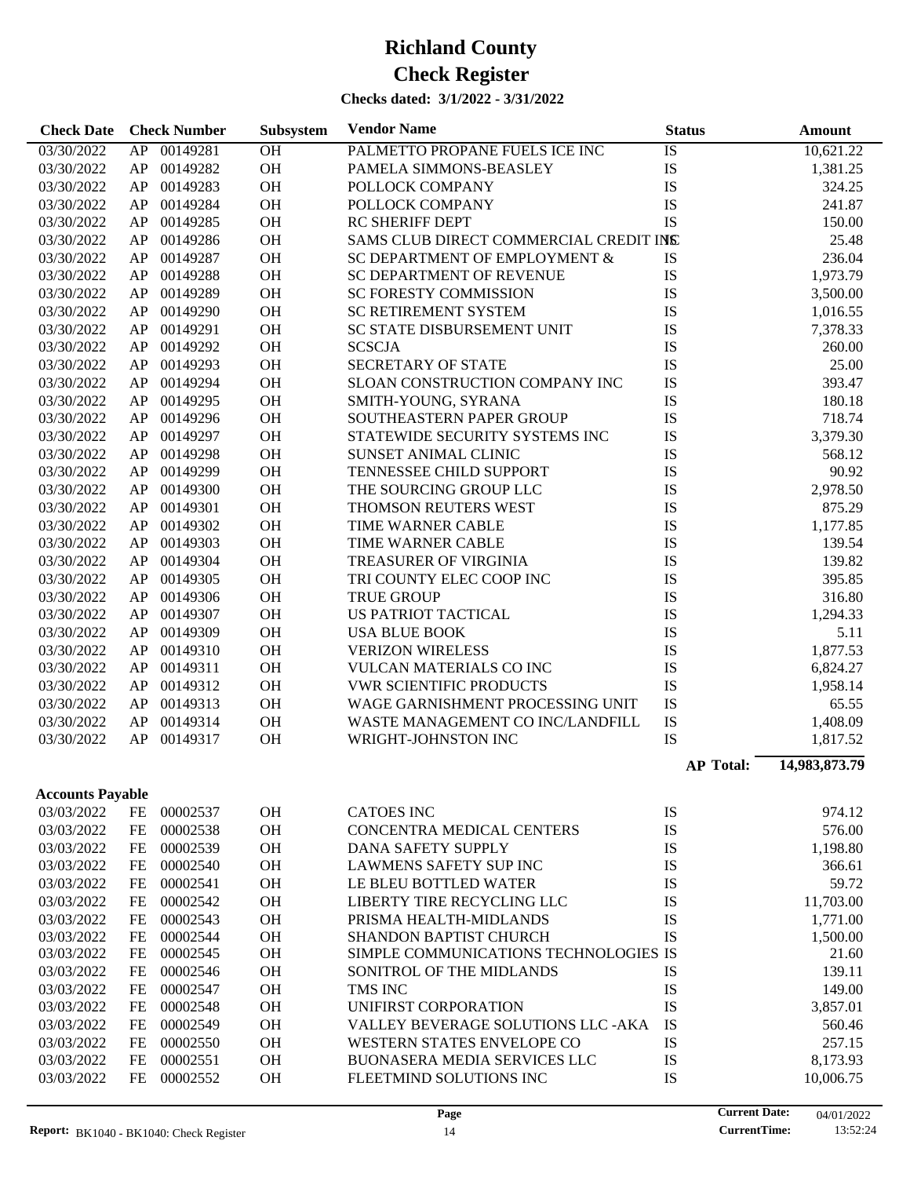# Richland County

# Check Register

**Checks dated: 3/1/2022 - 3/31/2022**

| Check Date | Check Number | | Subsystem | Vendor Name | Status | Amount |
|---|---|---|---|---|---|---|
| 03/30/2022 | AP | 00149281 | OH | PALMETTO PROPANE FUELS ICE INC | IS | 10,621.22 |
| 03/30/2022 | AP | 00149282 | OH | PAMELA SIMMONS-BEASLEY | IS | 1,381.25 |
| 03/30/2022 | AP | 00149283 | OH | POLLOCK COMPANY | IS | 324.25 |
| 03/30/2022 | AP | 00149284 | OH | POLLOCK COMPANY | IS | 241.87 |
| 03/30/2022 | AP | 00149285 | OH | RC SHERIFF DEPT | IS | 150.00 |
| 03/30/2022 | AP | 00149286 | OH | SAMS CLUB DIRECT COMMERCIAL CREDIT INC | IS | 25.48 |
| 03/30/2022 | AP | 00149287 | OH | SC DEPARTMENT OF EMPLOYMENT & | IS | 236.04 |
| 03/30/2022 | AP | 00149288 | OH | SC DEPARTMENT OF REVENUE | IS | 1,973.79 |
| 03/30/2022 | AP | 00149289 | OH | SC FORESTY COMMISSION | IS | 3,500.00 |
| 03/30/2022 | AP | 00149290 | OH | SC RETIREMENT SYSTEM | IS | 1,016.55 |
| 03/30/2022 | AP | 00149291 | OH | SC STATE DISBURSEMENT UNIT | IS | 7,378.33 |
| 03/30/2022 | AP | 00149292 | OH | SCSCJA | IS | 260.00 |
| 03/30/2022 | AP | 00149293 | OH | SECRETARY OF STATE | IS | 25.00 |
| 03/30/2022 | AP | 00149294 | OH | SLOAN CONSTRUCTION COMPANY INC | IS | 393.47 |
| 03/30/2022 | AP | 00149295 | OH | SMITH-YOUNG, SYRANA | IS | 180.18 |
| 03/30/2022 | AP | 00149296 | OH | SOUTHEASTERN PAPER GROUP | IS | 718.74 |
| 03/30/2022 | AP | 00149297 | OH | STATEWIDE SECURITY SYSTEMS INC | IS | 3,379.30 |
| 03/30/2022 | AP | 00149298 | OH | SUNSET ANIMAL CLINIC | IS | 568.12 |
| 03/30/2022 | AP | 00149299 | OH | TENNESSEE CHILD SUPPORT | IS | 90.92 |
| 03/30/2022 | AP | 00149300 | OH | THE SOURCING GROUP LLC | IS | 2,978.50 |
| 03/30/2022 | AP | 00149301 | OH | THOMSON REUTERS WEST | IS | 875.29 |
| 03/30/2022 | AP | 00149302 | OH | TIME WARNER CABLE | IS | 1,177.85 |
| 03/30/2022 | AP | 00149303 | OH | TIME WARNER CABLE | IS | 139.54 |
| 03/30/2022 | AP | 00149304 | OH | TREASURER OF VIRGINIA | IS | 139.82 |
| 03/30/2022 | AP | 00149305 | OH | TRI COUNTY ELEC COOP INC | IS | 395.85 |
| 03/30/2022 | AP | 00149306 | OH | TRUE GROUP | IS | 316.80 |
| 03/30/2022 | AP | 00149307 | OH | US PATRIOT TACTICAL | IS | 1,294.33 |
| 03/30/2022 | AP | 00149309 | OH | USA BLUE BOOK | IS | 5.11 |
| 03/30/2022 | AP | 00149310 | OH | VERIZON WIRELESS | IS | 1,877.53 |
| 03/30/2022 | AP | 00149311 | OH | VULCAN MATERIALS CO INC | IS | 6,824.27 |
| 03/30/2022 | AP | 00149312 | OH | VWR SCIENTIFIC PRODUCTS | IS | 1,958.14 |
| 03/30/2022 | AP | 00149313 | OH | WAGE GARNISHMENT PROCESSING UNIT | IS | 65.55 |
| 03/30/2022 | AP | 00149314 | OH | WASTE MANAGEMENT CO INC/LANDFILL | IS | 1,408.09 |
| 03/30/2022 | AP | 00149317 | OH | WRIGHT-JOHNSTON INC | IS | 1,817.52 |
| | | | | | **AP Total:** | **14,983,873.79** |

**Accounts Payable**

| Check Date | Check Number | | Subsystem | Vendor Name | Status | Amount |
|---|---|---|---|---|---|---|
| 03/03/2022 | FE | 00002537 | OH | CATOES INC | IS | 974.12 |
| 03/03/2022 | FE | 00002538 | OH | CONCENTRA MEDICAL CENTERS | IS | 576.00 |
| 03/03/2022 | FE | 00002539 | OH | DANA SAFETY SUPPLY | IS | 1,198.80 |
| 03/03/2022 | FE | 00002540 | OH | LAWMENS SAFETY SUP INC | IS | 366.61 |
| 03/03/2022 | FE | 00002541 | OH | LE BLEU BOTTLED WATER | IS | 59.72 |
| 03/03/2022 | FE | 00002542 | OH | LIBERTY TIRE RECYCLING LLC | IS | 11,703.00 |
| 03/03/2022 | FE | 00002543 | OH | PRISMA HEALTH-MIDLANDS | IS | 1,771.00 |
| 03/03/2022 | FE | 00002544 | OH | SHANDON BAPTIST CHURCH | IS | 1,500.00 |
| 03/03/2022 | FE | 00002545 | OH | SIMPLE COMMUNICATIONS TECHNOLOGIES IS | IS | 21.60 |
| 03/03/2022 | FE | 00002546 | OH | SONITROL OF THE MIDLANDS | IS | 139.11 |
| 03/03/2022 | FE | 00002547 | OH | TMS INC | IS | 149.00 |
| 03/03/2022 | FE | 00002548 | OH | UNIFIRST CORPORATION | IS | 3,857.01 |
| 03/03/2022 | FE | 00002549 | OH | VALLEY BEVERAGE SOLUTIONS LLC -AKA | IS | 560.46 |
| 03/03/2022 | FE | 00002550 | OH | WESTERN STATES ENVELOPE CO | IS | 257.15 |
| 03/03/2022 | FE | 00002551 | OH | BUONASERA MEDIA SERVICES LLC | IS | 8,173.93 |
| 03/03/2022 | FE | 00002552 | OH | FLEETMIND SOLUTIONS INC | IS | 10,006.75 |

**Report:** BK1040 - BK1040: Check Register | **Current Date:** 04/01/2022 | **CurrentTime:** 13:52:24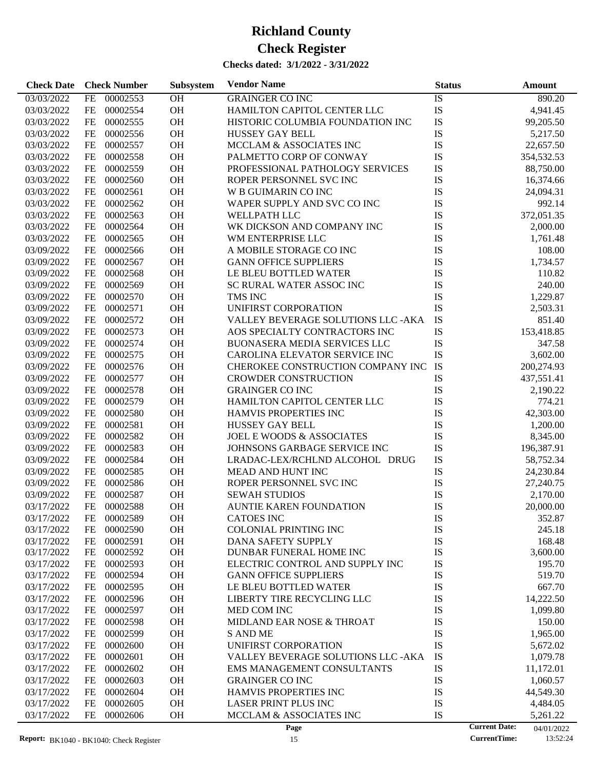# Richland County

# Check Register

**Checks dated: 3/1/2022 - 3/31/2022**

| Check Date | Check Number | | Subsystem | Vendor Name | Status | Amount |
|---|---|---|---|---|---|---|
| 03/03/2022 | FE | 00002553 | OH | GRAINGER CO INC | IS | 890.20 |
| 03/03/2022 | FE | 00002554 | OH | HAMILTON CAPITOL CENTER LLC | IS | 4,941.45 |
| 03/03/2022 | FE | 00002555 | OH | HISTORIC COLUMBIA FOUNDATION INC | IS | 99,205.50 |
| 03/03/2022 | FE | 00002556 | OH | HUSSEY GAY BELL | IS | 5,217.50 |
| 03/03/2022 | FE | 00002557 | OH | MCCLAM & ASSOCIATES INC | IS | 22,657.50 |
| 03/03/2022 | FE | 00002558 | OH | PALMETTO CORP OF CONWAY | IS | 354,532.53 |
| 03/03/2022 | FE | 00002559 | OH | PROFESSIONAL PATHOLOGY SERVICES | IS | 88,750.00 |
| 03/03/2022 | FE | 00002560 | OH | ROPER PERSONNEL SVC INC | IS | 16,374.66 |
| 03/03/2022 | FE | 00002561 | OH | W B GUIMARIN CO INC | IS | 24,094.31 |
| 03/03/2022 | FE | 00002562 | OH | WAPER SUPPLY AND SVC CO INC | IS | 992.14 |
| 03/03/2022 | FE | 00002563 | OH | WELLPATH LLC | IS | 372,051.35 |
| 03/03/2022 | FE | 00002564 | OH | WK DICKSON AND COMPANY INC | IS | 2,000.00 |
| 03/03/2022 | FE | 00002565 | OH | WM ENTERPRISE LLC | IS | 1,761.48 |
| 03/09/2022 | FE | 00002566 | OH | A MOBILE STORAGE CO INC | IS | 108.00 |
| 03/09/2022 | FE | 00002567 | OH | GANN OFFICE SUPPLIERS | IS | 1,734.57 |
| 03/09/2022 | FE | 00002568 | OH | LE BLEU BOTTLED WATER | IS | 110.82 |
| 03/09/2022 | FE | 00002569 | OH | SC RURAL WATER ASSOC INC | IS | 240.00 |
| 03/09/2022 | FE | 00002570 | OH | TMS INC | IS | 1,229.87 |
| 03/09/2022 | FE | 00002571 | OH | UNIFIRST CORPORATION | IS | 2,503.31 |
| 03/09/2022 | FE | 00002572 | OH | VALLEY BEVERAGE SOLUTIONS LLC -AKA | IS | 851.40 |
| 03/09/2022 | FE | 00002573 | OH | AOS SPECIALTY CONTRACTORS INC | IS | 153,418.85 |
| 03/09/2022 | FE | 00002574 | OH | BUONASERA MEDIA SERVICES LLC | IS | 347.58 |
| 03/09/2022 | FE | 00002575 | OH | CAROLINA ELEVATOR SERVICE INC | IS | 3,602.00 |
| 03/09/2022 | FE | 00002576 | OH | CHEROKEE CONSTRUCTION COMPANY INC | IS | 200,274.93 |
| 03/09/2022 | FE | 00002577 | OH | CROWDER CONSTRUCTION | IS | 437,551.41 |
| 03/09/2022 | FE | 00002578 | OH | GRAINGER CO INC | IS | 2,190.22 |
| 03/09/2022 | FE | 00002579 | OH | HAMILTON CAPITOL CENTER LLC | IS | 774.21 |
| 03/09/2022 | FE | 00002580 | OH | HAMVIS PROPERTIES INC | IS | 42,303.00 |
| 03/09/2022 | FE | 00002581 | OH | HUSSEY GAY BELL | IS | 1,200.00 |
| 03/09/2022 | FE | 00002582 | OH | JOEL E WOODS & ASSOCIATES | IS | 8,345.00 |
| 03/09/2022 | FE | 00002583 | OH | JOHNSONS GARBAGE SERVICE INC | IS | 196,387.91 |
| 03/09/2022 | FE | 00002584 | OH | LRADAC-LEX/RCHLND ALCOHOL DRUG | IS | 58,752.34 |
| 03/09/2022 | FE | 00002585 | OH | MEAD AND HUNT INC | IS | 24,230.84 |
| 03/09/2022 | FE | 00002586 | OH | ROPER PERSONNEL SVC INC | IS | 27,240.75 |
| 03/09/2022 | FE | 00002587 | OH | SEWAH STUDIOS | IS | 2,170.00 |
| 03/17/2022 | FE | 00002588 | OH | AUNTIE KAREN FOUNDATION | IS | 20,000.00 |
| 03/17/2022 | FE | 00002589 | OH | CATOES INC | IS | 352.87 |
| 03/17/2022 | FE | 00002590 | OH | COLONIAL PRINTING INC | IS | 245.18 |
| 03/17/2022 | FE | 00002591 | OH | DANA SAFETY SUPPLY | IS | 168.48 |
| 03/17/2022 | FE | 00002592 | OH | DUNBAR FUNERAL HOME INC | IS | 3,600.00 |
| 03/17/2022 | FE | 00002593 | OH | ELECTRIC CONTROL AND SUPPLY INC | IS | 195.70 |
| 03/17/2022 | FE | 00002594 | OH | GANN OFFICE SUPPLIERS | IS | 519.70 |
| 03/17/2022 | FE | 00002595 | OH | LE BLEU BOTTLED WATER | IS | 667.70 |
| 03/17/2022 | FE | 00002596 | OH | LIBERTY TIRE RECYCLING LLC | IS | 14,222.50 |
| 03/17/2022 | FE | 00002597 | OH | MED COM INC | IS | 1,099.80 |
| 03/17/2022 | FE | 00002598 | OH | MIDLAND EAR NOSE & THROAT | IS | 150.00 |
| 03/17/2022 | FE | 00002599 | OH | S AND ME | IS | 1,965.00 |
| 03/17/2022 | FE | 00002600 | OH | UNIFIRST CORPORATION | IS | 5,672.02 |
| 03/17/2022 | FE | 00002601 | OH | VALLEY BEVERAGE SOLUTIONS LLC -AKA | IS | 1,079.78 |
| 03/17/2022 | FE | 00002602 | OH | EMS MANAGEMENT CONSULTANTS | IS | 11,172.01 |
| 03/17/2022 | FE | 00002603 | OH | GRAINGER CO INC | IS | 1,060.57 |
| 03/17/2022 | FE | 00002604 | OH | HAMVIS PROPERTIES INC | IS | 44,549.30 |
| 03/17/2022 | FE | 00002605 | OH | LASER PRINT PLUS INC | IS | 4,484.05 |
| 03/17/2022 | FE | 00002606 | OH | MCCLAM & ASSOCIATES INC | IS | 5,261.22 |

Report: BK1040 - BK1040: Check Register

Current Date: 04/01/2022
CurrentTime: 13:52:24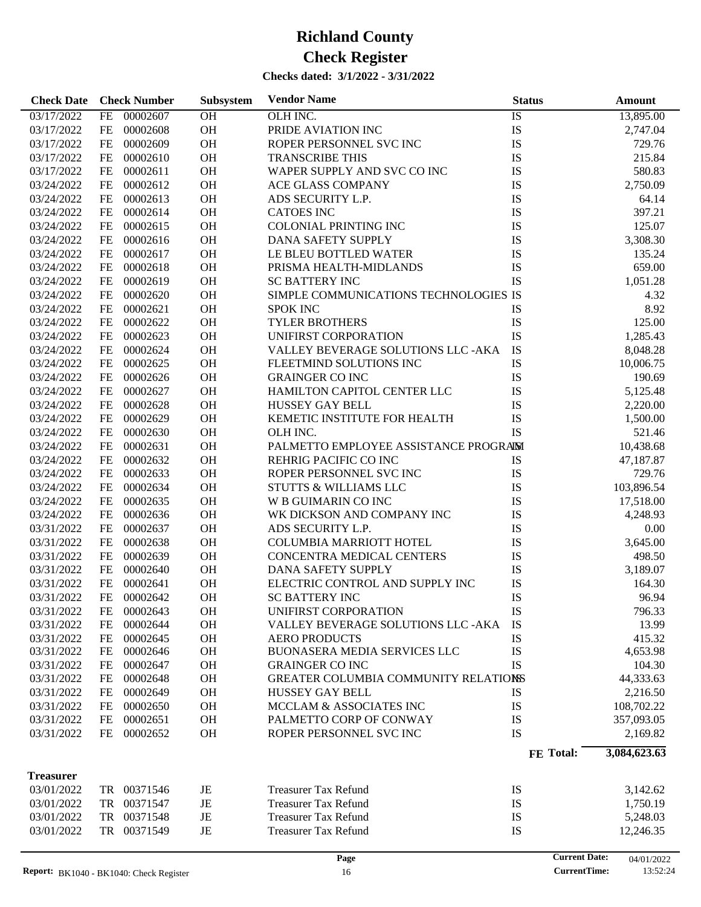# Richland County

# Check Register

**Checks dated: 3/1/2022 - 3/31/2022**

| Check Date | Check Number | | Subsystem | Vendor Name | Status | Amount |
|---|---|---|---|---|---|---|
| 03/17/2022 | FE | 00002607 | OH | OLH INC. | IS | 13,895.00 |
| 03/17/2022 | FE | 00002608 | OH | PRIDE AVIATION INC | IS | 2,747.04 |
| 03/17/2022 | FE | 00002609 | OH | ROPER PERSONNEL SVC INC | IS | 729.76 |
| 03/17/2022 | FE | 00002610 | OH | TRANSCRIBE THIS | IS | 215.84 |
| 03/17/2022 | FE | 00002611 | OH | WAPER SUPPLY AND SVC CO INC | IS | 580.83 |
| 03/24/2022 | FE | 00002612 | OH | ACE GLASS COMPANY | IS | 2,750.09 |
| 03/24/2022 | FE | 00002613 | OH | ADS SECURITY L.P. | IS | 64.14 |
| 03/24/2022 | FE | 00002614 | OH | CATOES INC | IS | 397.21 |
| 03/24/2022 | FE | 00002615 | OH | COLONIAL PRINTING INC | IS | 125.07 |
| 03/24/2022 | FE | 00002616 | OH | DANA SAFETY SUPPLY | IS | 3,308.30 |
| 03/24/2022 | FE | 00002617 | OH | LE BLEU BOTTLED WATER | IS | 135.24 |
| 03/24/2022 | FE | 00002618 | OH | PRISMA HEALTH-MIDLANDS | IS | 659.00 |
| 03/24/2022 | FE | 00002619 | OH | SC BATTERY INC | IS | 1,051.28 |
| 03/24/2022 | FE | 00002620 | OH | SIMPLE COMMUNICATIONS TECHNOLOGIES | IS | 4.32 |
| 03/24/2022 | FE | 00002621 | OH | SPOK INC | IS | 8.92 |
| 03/24/2022 | FE | 00002622 | OH | TYLER BROTHERS | IS | 125.00 |
| 03/24/2022 | FE | 00002623 | OH | UNIFIRST CORPORATION | IS | 1,285.43 |
| 03/24/2022 | FE | 00002624 | OH | VALLEY BEVERAGE SOLUTIONS LLC -AKA | IS | 8,048.28 |
| 03/24/2022 | FE | 00002625 | OH | FLEETMIND SOLUTIONS INC | IS | 10,006.75 |
| 03/24/2022 | FE | 00002626 | OH | GRAINGER CO INC | IS | 190.69 |
| 03/24/2022 | FE | 00002627 | OH | HAMILTON CAPITOL CENTER LLC | IS | 5,125.48 |
| 03/24/2022 | FE | 00002628 | OH | HUSSEY GAY BELL | IS | 2,220.00 |
| 03/24/2022 | FE | 00002629 | OH | KEMETIC INSTITUTE FOR HEALTH | IS | 1,500.00 |
| 03/24/2022 | FE | 00002630 | OH | OLH INC. | IS | 521.46 |
| 03/24/2022 | FE | 00002631 | OH | PALMETTO EMPLOYEE ASSISTANCE PROGRAM | IS | 10,438.68 |
| 03/24/2022 | FE | 00002632 | OH | REHRIG PACIFIC CO INC | IS | 47,187.87 |
| 03/24/2022 | FE | 00002633 | OH | ROPER PERSONNEL SVC INC | IS | 729.76 |
| 03/24/2022 | FE | 00002634 | OH | STUTTS & WILLIAMS LLC | IS | 103,896.54 |
| 03/24/2022 | FE | 00002635 | OH | W B GUIMARIN CO INC | IS | 17,518.00 |
| 03/24/2022 | FE | 00002636 | OH | WK DICKSON AND COMPANY INC | IS | 4,248.93 |
| 03/31/2022 | FE | 00002637 | OH | ADS SECURITY L.P. | IS | 0.00 |
| 03/31/2022 | FE | 00002638 | OH | COLUMBIA MARRIOTT HOTEL | IS | 3,645.00 |
| 03/31/2022 | FE | 00002639 | OH | CONCENTRA MEDICAL CENTERS | IS | 498.50 |
| 03/31/2022 | FE | 00002640 | OH | DANA SAFETY SUPPLY | IS | 3,189.07 |
| 03/31/2022 | FE | 00002641 | OH | ELECTRIC CONTROL AND SUPPLY INC | IS | 164.30 |
| 03/31/2022 | FE | 00002642 | OH | SC BATTERY INC | IS | 96.94 |
| 03/31/2022 | FE | 00002643 | OH | UNIFIRST CORPORATION | IS | 796.33 |
| 03/31/2022 | FE | 00002644 | OH | VALLEY BEVERAGE SOLUTIONS LLC -AKA | IS | 13.99 |
| 03/31/2022 | FE | 00002645 | OH | AERO PRODUCTS | IS | 415.32 |
| 03/31/2022 | FE | 00002646 | OH | BUONASERA MEDIA SERVICES LLC | IS | 4,653.98 |
| 03/31/2022 | FE | 00002647 | OH | GRAINGER CO INC | IS | 104.30 |
| 03/31/2022 | FE | 00002648 | OH | GREATER COLUMBIA COMMUNITY RELATIONS | IS | 44,333.63 |
| 03/31/2022 | FE | 00002649 | OH | HUSSEY GAY BELL | IS | 2,216.50 |
| 03/31/2022 | FE | 00002650 | OH | MCCLAM & ASSOCIATES INC | IS | 108,702.22 |
| 03/31/2022 | FE | 00002651 | OH | PALMETTO CORP OF CONWAY | IS | 357,093.05 |
| 03/31/2022 | FE | 00002652 | OH | ROPER PERSONNEL SVC INC | IS | 2,169.82 |
| | | | | | **FE Total:** | **3,084,623.63** |

**Treasurer**

| Check Date | Check Number | | Subsystem | Vendor Name | Status | Amount |
|---|---|---|---|---|---|---|
| 03/01/2022 | TR | 00371546 | JE | Treasurer Tax Refund | IS | 3,142.62 |
| 03/01/2022 | TR | 00371547 | JE | Treasurer Tax Refund | IS | 1,750.19 |
| 03/01/2022 | TR | 00371548 | JE | Treasurer Tax Refund | IS | 5,248.03 |
| 03/01/2022 | TR | 00371549 | JE | Treasurer Tax Refund | IS | 12,246.35 |

**Report:** BK1040 - BK1040: Check Register **Current Date:** 04/01/2022 **CurrentTime:** 13:52:24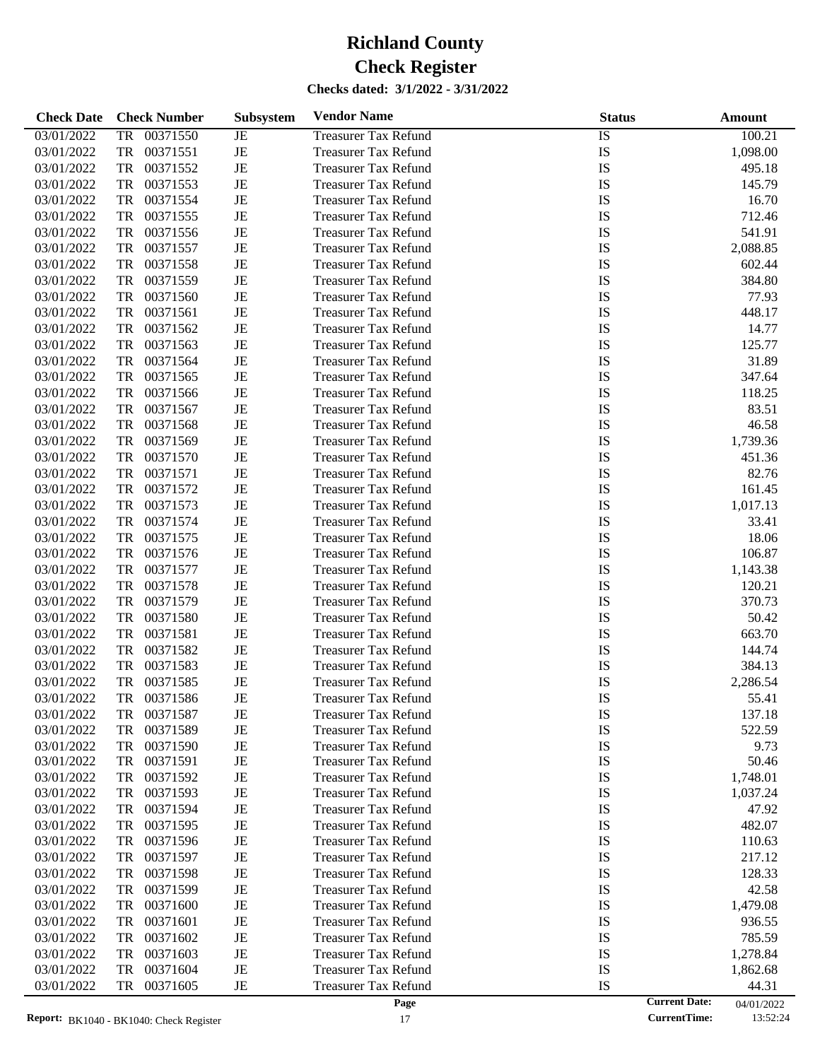# Richland County

# Check Register

**Checks dated: 3/1/2022 - 3/31/2022**

| Check Date | Check Number | Subsystem | Vendor Name | Status | Amount |
|---|---|---|---|---|---|
| 03/01/2022 | TR 00371550 | JE | Treasurer Tax Refund | IS | 100.21 |
| 03/01/2022 | TR 00371551 | JE | Treasurer Tax Refund | IS | 1,098.00 |
| 03/01/2022 | TR 00371552 | JE | Treasurer Tax Refund | IS | 495.18 |
| 03/01/2022 | TR 00371553 | JE | Treasurer Tax Refund | IS | 145.79 |
| 03/01/2022 | TR 00371554 | JE | Treasurer Tax Refund | IS | 16.70 |
| 03/01/2022 | TR 00371555 | JE | Treasurer Tax Refund | IS | 712.46 |
| 03/01/2022 | TR 00371556 | JE | Treasurer Tax Refund | IS | 541.91 |
| 03/01/2022 | TR 00371557 | JE | Treasurer Tax Refund | IS | 2,088.85 |
| 03/01/2022 | TR 00371558 | JE | Treasurer Tax Refund | IS | 602.44 |
| 03/01/2022 | TR 00371559 | JE | Treasurer Tax Refund | IS | 384.80 |
| 03/01/2022 | TR 00371560 | JE | Treasurer Tax Refund | IS | 77.93 |
| 03/01/2022 | TR 00371561 | JE | Treasurer Tax Refund | IS | 448.17 |
| 03/01/2022 | TR 00371562 | JE | Treasurer Tax Refund | IS | 14.77 |
| 03/01/2022 | TR 00371563 | JE | Treasurer Tax Refund | IS | 125.77 |
| 03/01/2022 | TR 00371564 | JE | Treasurer Tax Refund | IS | 31.89 |
| 03/01/2022 | TR 00371565 | JE | Treasurer Tax Refund | IS | 347.64 |
| 03/01/2022 | TR 00371566 | JE | Treasurer Tax Refund | IS | 118.25 |
| 03/01/2022 | TR 00371567 | JE | Treasurer Tax Refund | IS | 83.51 |
| 03/01/2022 | TR 00371568 | JE | Treasurer Tax Refund | IS | 46.58 |
| 03/01/2022 | TR 00371569 | JE | Treasurer Tax Refund | IS | 1,739.36 |
| 03/01/2022 | TR 00371570 | JE | Treasurer Tax Refund | IS | 451.36 |
| 03/01/2022 | TR 00371571 | JE | Treasurer Tax Refund | IS | 82.76 |
| 03/01/2022 | TR 00371572 | JE | Treasurer Tax Refund | IS | 161.45 |
| 03/01/2022 | TR 00371573 | JE | Treasurer Tax Refund | IS | 1,017.13 |
| 03/01/2022 | TR 00371574 | JE | Treasurer Tax Refund | IS | 33.41 |
| 03/01/2022 | TR 00371575 | JE | Treasurer Tax Refund | IS | 18.06 |
| 03/01/2022 | TR 00371576 | JE | Treasurer Tax Refund | IS | 106.87 |
| 03/01/2022 | TR 00371577 | JE | Treasurer Tax Refund | IS | 1,143.38 |
| 03/01/2022 | TR 00371578 | JE | Treasurer Tax Refund | IS | 120.21 |
| 03/01/2022 | TR 00371579 | JE | Treasurer Tax Refund | IS | 370.73 |
| 03/01/2022 | TR 00371580 | JE | Treasurer Tax Refund | IS | 50.42 |
| 03/01/2022 | TR 00371581 | JE | Treasurer Tax Refund | IS | 663.70 |
| 03/01/2022 | TR 00371582 | JE | Treasurer Tax Refund | IS | 144.74 |
| 03/01/2022 | TR 00371583 | JE | Treasurer Tax Refund | IS | 384.13 |
| 03/01/2022 | TR 00371585 | JE | Treasurer Tax Refund | IS | 2,286.54 |
| 03/01/2022 | TR 00371586 | JE | Treasurer Tax Refund | IS | 55.41 |
| 03/01/2022 | TR 00371587 | JE | Treasurer Tax Refund | IS | 137.18 |
| 03/01/2022 | TR 00371589 | JE | Treasurer Tax Refund | IS | 522.59 |
| 03/01/2022 | TR 00371590 | JE | Treasurer Tax Refund | IS | 9.73 |
| 03/01/2022 | TR 00371591 | JE | Treasurer Tax Refund | IS | 50.46 |
| 03/01/2022 | TR 00371592 | JE | Treasurer Tax Refund | IS | 1,748.01 |
| 03/01/2022 | TR 00371593 | JE | Treasurer Tax Refund | IS | 1,037.24 |
| 03/01/2022 | TR 00371594 | JE | Treasurer Tax Refund | IS | 47.92 |
| 03/01/2022 | TR 00371595 | JE | Treasurer Tax Refund | IS | 482.07 |
| 03/01/2022 | TR 00371596 | JE | Treasurer Tax Refund | IS | 110.63 |
| 03/01/2022 | TR 00371597 | JE | Treasurer Tax Refund | IS | 217.12 |
| 03/01/2022 | TR 00371598 | JE | Treasurer Tax Refund | IS | 128.33 |
| 03/01/2022 | TR 00371599 | JE | Treasurer Tax Refund | IS | 42.58 |
| 03/01/2022 | TR 00371600 | JE | Treasurer Tax Refund | IS | 1,479.08 |
| 03/01/2022 | TR 00371601 | JE | Treasurer Tax Refund | IS | 936.55 |
| 03/01/2022 | TR 00371602 | JE | Treasurer Tax Refund | IS | 785.59 |
| 03/01/2022 | TR 00371603 | JE | Treasurer Tax Refund | IS | 1,278.84 |
| 03/01/2022 | TR 00371604 | JE | Treasurer Tax Refund | IS | 1,862.68 |
| 03/01/2022 | TR 00371605 | JE | Treasurer Tax Refund | IS | 44.31 |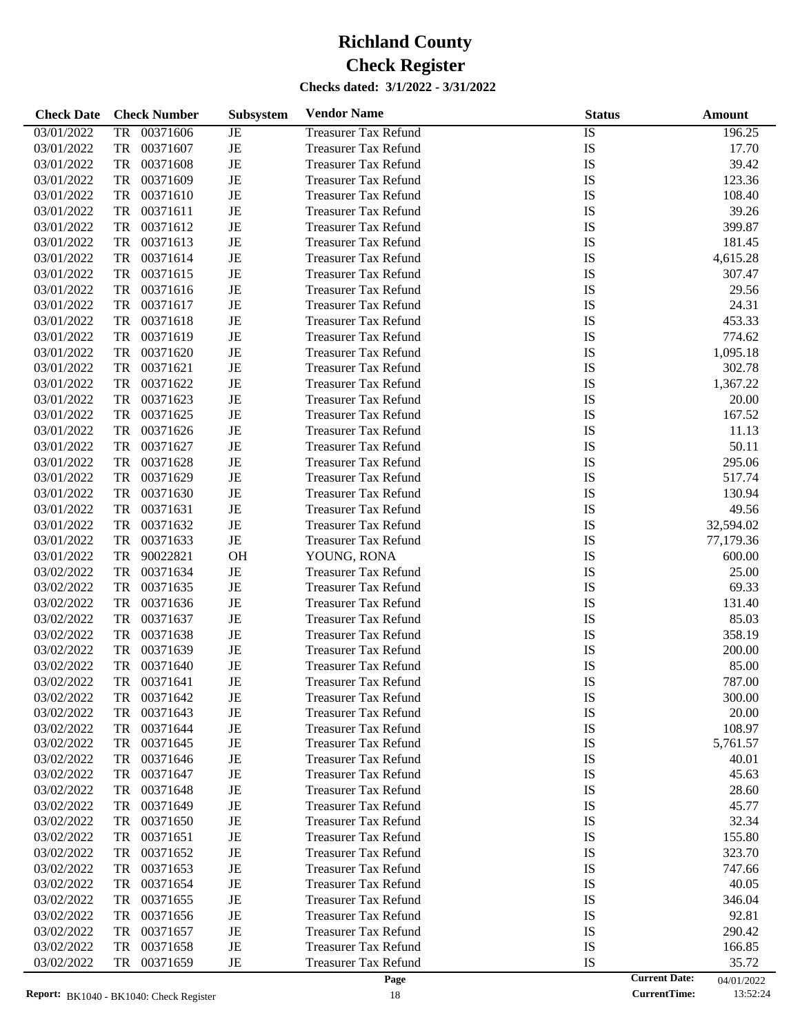# Richland County
# Check Register
### Checks dated: 3/1/2022 - 3/31/2022

| Check Date | Check Number | Subsystem | Vendor Name | Status | Amount |
|---|---|---|---|---|---|
| 03/01/2022 | TR 00371606 | JE | Treasurer Tax Refund | IS | 196.25 |
| 03/01/2022 | TR 00371607 | JE | Treasurer Tax Refund | IS | 17.70 |
| 03/01/2022 | TR 00371608 | JE | Treasurer Tax Refund | IS | 39.42 |
| 03/01/2022 | TR 00371609 | JE | Treasurer Tax Refund | IS | 123.36 |
| 03/01/2022 | TR 00371610 | JE | Treasurer Tax Refund | IS | 108.40 |
| 03/01/2022 | TR 00371611 | JE | Treasurer Tax Refund | IS | 39.26 |
| 03/01/2022 | TR 00371612 | JE | Treasurer Tax Refund | IS | 399.87 |
| 03/01/2022 | TR 00371613 | JE | Treasurer Tax Refund | IS | 181.45 |
| 03/01/2022 | TR 00371614 | JE | Treasurer Tax Refund | IS | 4,615.28 |
| 03/01/2022 | TR 00371615 | JE | Treasurer Tax Refund | IS | 307.47 |
| 03/01/2022 | TR 00371616 | JE | Treasurer Tax Refund | IS | 29.56 |
| 03/01/2022 | TR 00371617 | JE | Treasurer Tax Refund | IS | 24.31 |
| 03/01/2022 | TR 00371618 | JE | Treasurer Tax Refund | IS | 453.33 |
| 03/01/2022 | TR 00371619 | JE | Treasurer Tax Refund | IS | 774.62 |
| 03/01/2022 | TR 00371620 | JE | Treasurer Tax Refund | IS | 1,095.18 |
| 03/01/2022 | TR 00371621 | JE | Treasurer Tax Refund | IS | 302.78 |
| 03/01/2022 | TR 00371622 | JE | Treasurer Tax Refund | IS | 1,367.22 |
| 03/01/2022 | TR 00371623 | JE | Treasurer Tax Refund | IS | 20.00 |
| 03/01/2022 | TR 00371625 | JE | Treasurer Tax Refund | IS | 167.52 |
| 03/01/2022 | TR 00371626 | JE | Treasurer Tax Refund | IS | 11.13 |
| 03/01/2022 | TR 00371627 | JE | Treasurer Tax Refund | IS | 50.11 |
| 03/01/2022 | TR 00371628 | JE | Treasurer Tax Refund | IS | 295.06 |
| 03/01/2022 | TR 00371629 | JE | Treasurer Tax Refund | IS | 517.74 |
| 03/01/2022 | TR 00371630 | JE | Treasurer Tax Refund | IS | 130.94 |
| 03/01/2022 | TR 00371631 | JE | Treasurer Tax Refund | IS | 49.56 |
| 03/01/2022 | TR 00371632 | JE | Treasurer Tax Refund | IS | 32,594.02 |
| 03/01/2022 | TR 00371633 | JE | Treasurer Tax Refund | IS | 77,179.36 |
| 03/01/2022 | TR 90022821 | OH | YOUNG, RONA | IS | 600.00 |
| 03/02/2022 | TR 00371634 | JE | Treasurer Tax Refund | IS | 25.00 |
| 03/02/2022 | TR 00371635 | JE | Treasurer Tax Refund | IS | 69.33 |
| 03/02/2022 | TR 00371636 | JE | Treasurer Tax Refund | IS | 131.40 |
| 03/02/2022 | TR 00371637 | JE | Treasurer Tax Refund | IS | 85.03 |
| 03/02/2022 | TR 00371638 | JE | Treasurer Tax Refund | IS | 358.19 |
| 03/02/2022 | TR 00371639 | JE | Treasurer Tax Refund | IS | 200.00 |
| 03/02/2022 | TR 00371640 | JE | Treasurer Tax Refund | IS | 85.00 |
| 03/02/2022 | TR 00371641 | JE | Treasurer Tax Refund | IS | 787.00 |
| 03/02/2022 | TR 00371642 | JE | Treasurer Tax Refund | IS | 300.00 |
| 03/02/2022 | TR 00371643 | JE | Treasurer Tax Refund | IS | 20.00 |
| 03/02/2022 | TR 00371644 | JE | Treasurer Tax Refund | IS | 108.97 |
| 03/02/2022 | TR 00371645 | JE | Treasurer Tax Refund | IS | 5,761.57 |
| 03/02/2022 | TR 00371646 | JE | Treasurer Tax Refund | IS | 40.01 |
| 03/02/2022 | TR 00371647 | JE | Treasurer Tax Refund | IS | 45.63 |
| 03/02/2022 | TR 00371648 | JE | Treasurer Tax Refund | IS | 28.60 |
| 03/02/2022 | TR 00371649 | JE | Treasurer Tax Refund | IS | 45.77 |
| 03/02/2022 | TR 00371650 | JE | Treasurer Tax Refund | IS | 32.34 |
| 03/02/2022 | TR 00371651 | JE | Treasurer Tax Refund | IS | 155.80 |
| 03/02/2022 | TR 00371652 | JE | Treasurer Tax Refund | IS | 323.70 |
| 03/02/2022 | TR 00371653 | JE | Treasurer Tax Refund | IS | 747.66 |
| 03/02/2022 | TR 00371654 | JE | Treasurer Tax Refund | IS | 40.05 |
| 03/02/2022 | TR 00371655 | JE | Treasurer Tax Refund | IS | 346.04 |
| 03/02/2022 | TR 00371656 | JE | Treasurer Tax Refund | IS | 92.81 |
| 03/02/2022 | TR 00371657 | JE | Treasurer Tax Refund | IS | 290.42 |
| 03/02/2022 | TR 00371658 | JE | Treasurer Tax Refund | IS | 166.85 |
| 03/02/2022 | TR 00371659 | JE | Treasurer Tax Refund | IS | 35.72 |

Report: BK1040 - BK1040: Check Register | Current Date: 04/01/2022 | CurrentTime: 13:52:24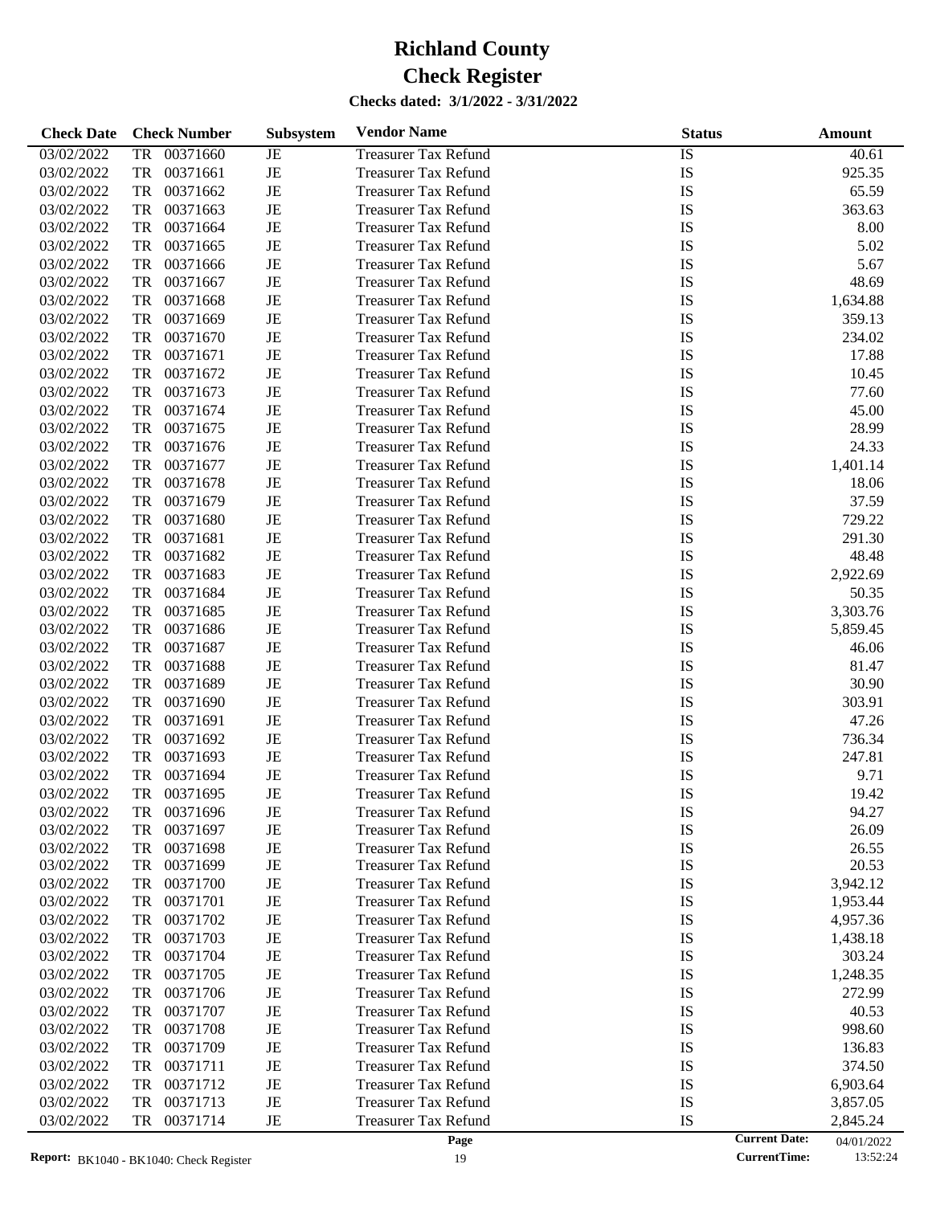# Richland County
# Check Register

**Checks dated: 3/1/2022 - 3/31/2022**

| Check Date | Check Number | Subsystem | Vendor Name | Status | Amount |
|---|---|---|---|---|---|
| 03/02/2022 | TR 00371660 | JE | Treasurer Tax Refund | IS | 40.61 |
| 03/02/2022 | TR 00371661 | JE | Treasurer Tax Refund | IS | 925.35 |
| 03/02/2022 | TR 00371662 | JE | Treasurer Tax Refund | IS | 65.59 |
| 03/02/2022 | TR 00371663 | JE | Treasurer Tax Refund | IS | 363.63 |
| 03/02/2022 | TR 00371664 | JE | Treasurer Tax Refund | IS | 8.00 |
| 03/02/2022 | TR 00371665 | JE | Treasurer Tax Refund | IS | 5.02 |
| 03/02/2022 | TR 00371666 | JE | Treasurer Tax Refund | IS | 5.67 |
| 03/02/2022 | TR 00371667 | JE | Treasurer Tax Refund | IS | 48.69 |
| 03/02/2022 | TR 00371668 | JE | Treasurer Tax Refund | IS | 1,634.88 |
| 03/02/2022 | TR 00371669 | JE | Treasurer Tax Refund | IS | 359.13 |
| 03/02/2022 | TR 00371670 | JE | Treasurer Tax Refund | IS | 234.02 |
| 03/02/2022 | TR 00371671 | JE | Treasurer Tax Refund | IS | 17.88 |
| 03/02/2022 | TR 00371672 | JE | Treasurer Tax Refund | IS | 10.45 |
| 03/02/2022 | TR 00371673 | JE | Treasurer Tax Refund | IS | 77.60 |
| 03/02/2022 | TR 00371674 | JE | Treasurer Tax Refund | IS | 45.00 |
| 03/02/2022 | TR 00371675 | JE | Treasurer Tax Refund | IS | 28.99 |
| 03/02/2022 | TR 00371676 | JE | Treasurer Tax Refund | IS | 24.33 |
| 03/02/2022 | TR 00371677 | JE | Treasurer Tax Refund | IS | 1,401.14 |
| 03/02/2022 | TR 00371678 | JE | Treasurer Tax Refund | IS | 18.06 |
| 03/02/2022 | TR 00371679 | JE | Treasurer Tax Refund | IS | 37.59 |
| 03/02/2022 | TR 00371680 | JE | Treasurer Tax Refund | IS | 729.22 |
| 03/02/2022 | TR 00371681 | JE | Treasurer Tax Refund | IS | 291.30 |
| 03/02/2022 | TR 00371682 | JE | Treasurer Tax Refund | IS | 48.48 |
| 03/02/2022 | TR 00371683 | JE | Treasurer Tax Refund | IS | 2,922.69 |
| 03/02/2022 | TR 00371684 | JE | Treasurer Tax Refund | IS | 50.35 |
| 03/02/2022 | TR 00371685 | JE | Treasurer Tax Refund | IS | 3,303.76 |
| 03/02/2022 | TR 00371686 | JE | Treasurer Tax Refund | IS | 5,859.45 |
| 03/02/2022 | TR 00371687 | JE | Treasurer Tax Refund | IS | 46.06 |
| 03/02/2022 | TR 00371688 | JE | Treasurer Tax Refund | IS | 81.47 |
| 03/02/2022 | TR 00371689 | JE | Treasurer Tax Refund | IS | 30.90 |
| 03/02/2022 | TR 00371690 | JE | Treasurer Tax Refund | IS | 303.91 |
| 03/02/2022 | TR 00371691 | JE | Treasurer Tax Refund | IS | 47.26 |
| 03/02/2022 | TR 00371692 | JE | Treasurer Tax Refund | IS | 736.34 |
| 03/02/2022 | TR 00371693 | JE | Treasurer Tax Refund | IS | 247.81 |
| 03/02/2022 | TR 00371694 | JE | Treasurer Tax Refund | IS | 9.71 |
| 03/02/2022 | TR 00371695 | JE | Treasurer Tax Refund | IS | 19.42 |
| 03/02/2022 | TR 00371696 | JE | Treasurer Tax Refund | IS | 94.27 |
| 03/02/2022 | TR 00371697 | JE | Treasurer Tax Refund | IS | 26.09 |
| 03/02/2022 | TR 00371698 | JE | Treasurer Tax Refund | IS | 26.55 |
| 03/02/2022 | TR 00371699 | JE | Treasurer Tax Refund | IS | 20.53 |
| 03/02/2022 | TR 00371700 | JE | Treasurer Tax Refund | IS | 3,942.12 |
| 03/02/2022 | TR 00371701 | JE | Treasurer Tax Refund | IS | 1,953.44 |
| 03/02/2022 | TR 00371702 | JE | Treasurer Tax Refund | IS | 4,957.36 |
| 03/02/2022 | TR 00371703 | JE | Treasurer Tax Refund | IS | 1,438.18 |
| 03/02/2022 | TR 00371704 | JE | Treasurer Tax Refund | IS | 303.24 |
| 03/02/2022 | TR 00371705 | JE | Treasurer Tax Refund | IS | 1,248.35 |
| 03/02/2022 | TR 00371706 | JE | Treasurer Tax Refund | IS | 272.99 |
| 03/02/2022 | TR 00371707 | JE | Treasurer Tax Refund | IS | 40.53 |
| 03/02/2022 | TR 00371708 | JE | Treasurer Tax Refund | IS | 998.60 |
| 03/02/2022 | TR 00371709 | JE | Treasurer Tax Refund | IS | 136.83 |
| 03/02/2022 | TR 00371711 | JE | Treasurer Tax Refund | IS | 374.50 |
| 03/02/2022 | TR 00371712 | JE | Treasurer Tax Refund | IS | 6,903.64 |
| 03/02/2022 | TR 00371713 | JE | Treasurer Tax Refund | IS | 3,857.05 |
| 03/02/2022 | TR 00371714 | JE | Treasurer Tax Refund | IS | 2,845.24 |

**Report:** BK1040 - BK1040: Check Register

**Current Date:** 04/01/2022
**CurrentTime:** 13:52:24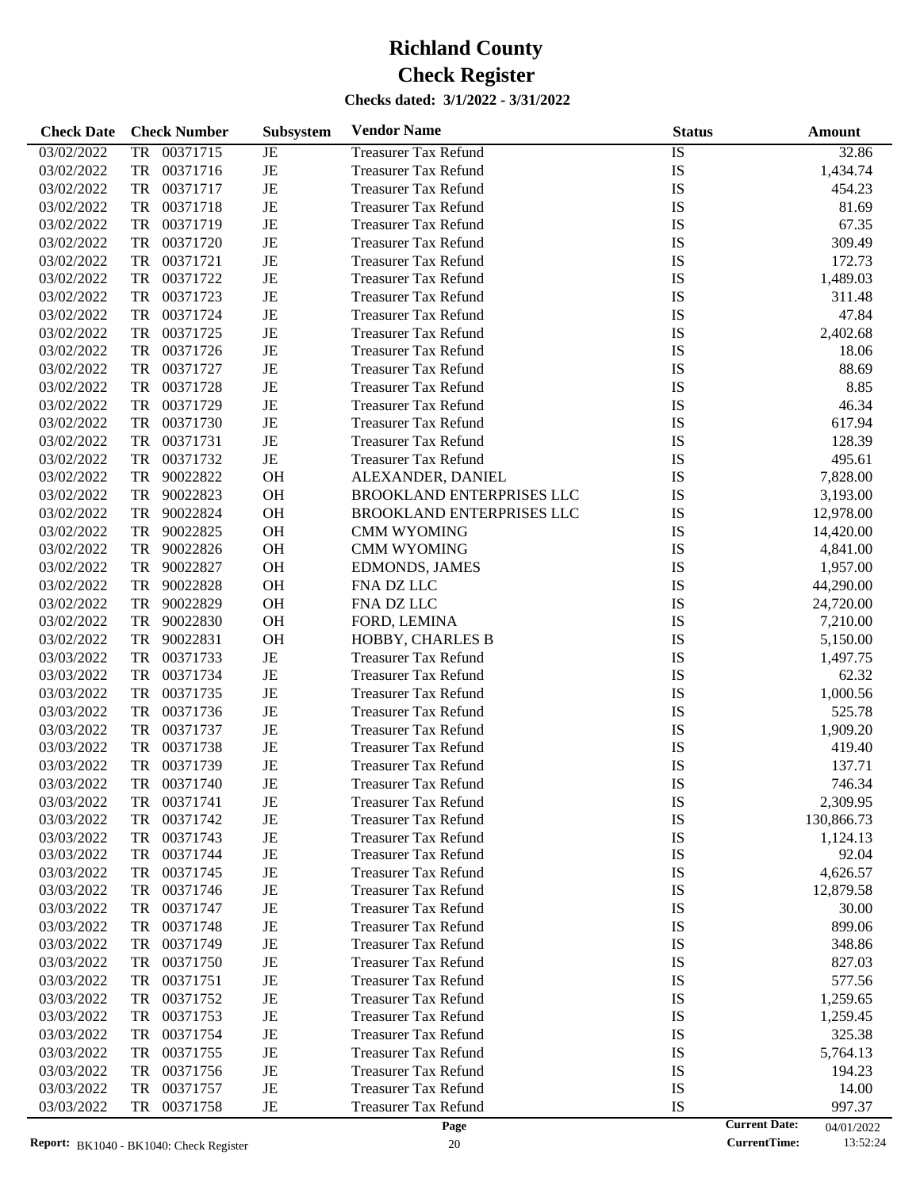# Richland County

# Check Register

### Checks dated: 3/1/2022 - 3/31/2022

| Check Date | Check Number | Subsystem | Vendor Name | Status | Amount |
|---|---|---|---|---|---|
| 03/02/2022 | TR 00371715 | JE | Treasurer Tax Refund | IS | 32.86 |
| 03/02/2022 | TR 00371716 | JE | Treasurer Tax Refund | IS | 1,434.74 |
| 03/02/2022 | TR 00371717 | JE | Treasurer Tax Refund | IS | 454.23 |
| 03/02/2022 | TR 00371718 | JE | Treasurer Tax Refund | IS | 81.69 |
| 03/02/2022 | TR 00371719 | JE | Treasurer Tax Refund | IS | 67.35 |
| 03/02/2022 | TR 00371720 | JE | Treasurer Tax Refund | IS | 309.49 |
| 03/02/2022 | TR 00371721 | JE | Treasurer Tax Refund | IS | 172.73 |
| 03/02/2022 | TR 00371722 | JE | Treasurer Tax Refund | IS | 1,489.03 |
| 03/02/2022 | TR 00371723 | JE | Treasurer Tax Refund | IS | 311.48 |
| 03/02/2022 | TR 00371724 | JE | Treasurer Tax Refund | IS | 47.84 |
| 03/02/2022 | TR 00371725 | JE | Treasurer Tax Refund | IS | 2,402.68 |
| 03/02/2022 | TR 00371726 | JE | Treasurer Tax Refund | IS | 18.06 |
| 03/02/2022 | TR 00371727 | JE | Treasurer Tax Refund | IS | 88.69 |
| 03/02/2022 | TR 00371728 | JE | Treasurer Tax Refund | IS | 8.85 |
| 03/02/2022 | TR 00371729 | JE | Treasurer Tax Refund | IS | 46.34 |
| 03/02/2022 | TR 00371730 | JE | Treasurer Tax Refund | IS | 617.94 |
| 03/02/2022 | TR 00371731 | JE | Treasurer Tax Refund | IS | 128.39 |
| 03/02/2022 | TR 00371732 | JE | Treasurer Tax Refund | IS | 495.61 |
| 03/02/2022 | TR 90022822 | OH | ALEXANDER, DANIEL | IS | 7,828.00 |
| 03/02/2022 | TR 90022823 | OH | BROOKLAND ENTERPRISES LLC | IS | 3,193.00 |
| 03/02/2022 | TR 90022824 | OH | BROOKLAND ENTERPRISES LLC | IS | 12,978.00 |
| 03/02/2022 | TR 90022825 | OH | CMM WYOMING | IS | 14,420.00 |
| 03/02/2022 | TR 90022826 | OH | CMM WYOMING | IS | 4,841.00 |
| 03/02/2022 | TR 90022827 | OH | EDMONDS, JAMES | IS | 1,957.00 |
| 03/02/2022 | TR 90022828 | OH | FNA DZ LLC | IS | 44,290.00 |
| 03/02/2022 | TR 90022829 | OH | FNA DZ LLC | IS | 24,720.00 |
| 03/02/2022 | TR 90022830 | OH | FORD, LEMINA | IS | 7,210.00 |
| 03/02/2022 | TR 90022831 | OH | HOBBY, CHARLES B | IS | 5,150.00 |
| 03/03/2022 | TR 00371733 | JE | Treasurer Tax Refund | IS | 1,497.75 |
| 03/03/2022 | TR 00371734 | JE | Treasurer Tax Refund | IS | 62.32 |
| 03/03/2022 | TR 00371735 | JE | Treasurer Tax Refund | IS | 1,000.56 |
| 03/03/2022 | TR 00371736 | JE | Treasurer Tax Refund | IS | 525.78 |
| 03/03/2022 | TR 00371737 | JE | Treasurer Tax Refund | IS | 1,909.20 |
| 03/03/2022 | TR 00371738 | JE | Treasurer Tax Refund | IS | 419.40 |
| 03/03/2022 | TR 00371739 | JE | Treasurer Tax Refund | IS | 137.71 |
| 03/03/2022 | TR 00371740 | JE | Treasurer Tax Refund | IS | 746.34 |
| 03/03/2022 | TR 00371741 | JE | Treasurer Tax Refund | IS | 2,309.95 |
| 03/03/2022 | TR 00371742 | JE | Treasurer Tax Refund | IS | 130,866.73 |
| 03/03/2022 | TR 00371743 | JE | Treasurer Tax Refund | IS | 1,124.13 |
| 03/03/2022 | TR 00371744 | JE | Treasurer Tax Refund | IS | 92.04 |
| 03/03/2022 | TR 00371745 | JE | Treasurer Tax Refund | IS | 4,626.57 |
| 03/03/2022 | TR 00371746 | JE | Treasurer Tax Refund | IS | 12,879.58 |
| 03/03/2022 | TR 00371747 | JE | Treasurer Tax Refund | IS | 30.00 |
| 03/03/2022 | TR 00371748 | JE | Treasurer Tax Refund | IS | 899.06 |
| 03/03/2022 | TR 00371749 | JE | Treasurer Tax Refund | IS | 348.86 |
| 03/03/2022 | TR 00371750 | JE | Treasurer Tax Refund | IS | 827.03 |
| 03/03/2022 | TR 00371751 | JE | Treasurer Tax Refund | IS | 577.56 |
| 03/03/2022 | TR 00371752 | JE | Treasurer Tax Refund | IS | 1,259.65 |
| 03/03/2022 | TR 00371753 | JE | Treasurer Tax Refund | IS | 1,259.45 |
| 03/03/2022 | TR 00371754 | JE | Treasurer Tax Refund | IS | 325.38 |
| 03/03/2022 | TR 00371755 | JE | Treasurer Tax Refund | IS | 5,764.13 |
| 03/03/2022 | TR 00371756 | JE | Treasurer Tax Refund | IS | 194.23 |
| 03/03/2022 | TR 00371757 | JE | Treasurer Tax Refund | IS | 14.00 |
| 03/03/2022 | TR 00371758 | JE | Treasurer Tax Refund | IS | 997.37 |

Report: BK1040 - BK1040: Check Register

Current Date: 04/01/2022
CurrentTime: 13:52:24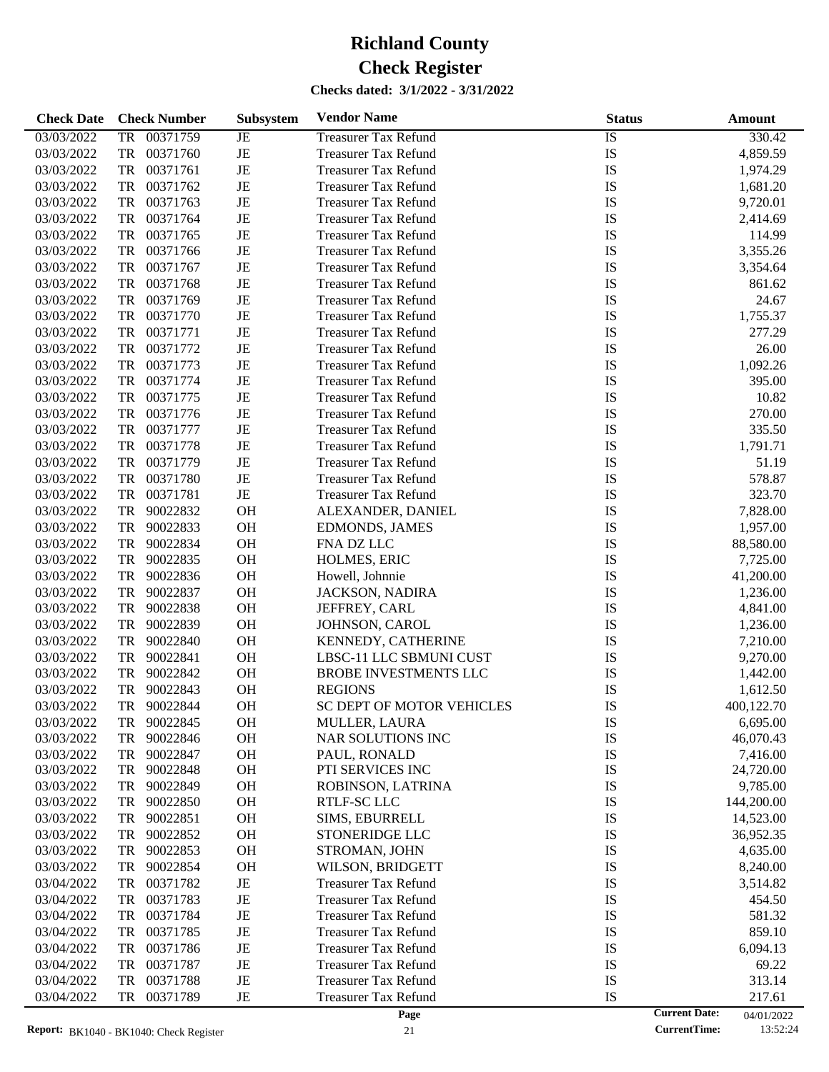# Richland County

# Check Register

**Checks dated: 3/1/2022 - 3/31/2022**

| Check Date | Check Number | Subsystem | Vendor Name | Status | Amount |
|---|---|---|---|---|---|
| 03/03/2022 | TR 00371759 | JE | Treasurer Tax Refund | IS | 330.42 |
| 03/03/2022 | TR 00371760 | JE | Treasurer Tax Refund | IS | 4,859.59 |
| 03/03/2022 | TR 00371761 | JE | Treasurer Tax Refund | IS | 1,974.29 |
| 03/03/2022 | TR 00371762 | JE | Treasurer Tax Refund | IS | 1,681.20 |
| 03/03/2022 | TR 00371763 | JE | Treasurer Tax Refund | IS | 9,720.01 |
| 03/03/2022 | TR 00371764 | JE | Treasurer Tax Refund | IS | 2,414.69 |
| 03/03/2022 | TR 00371765 | JE | Treasurer Tax Refund | IS | 114.99 |
| 03/03/2022 | TR 00371766 | JE | Treasurer Tax Refund | IS | 3,355.26 |
| 03/03/2022 | TR 00371767 | JE | Treasurer Tax Refund | IS | 3,354.64 |
| 03/03/2022 | TR 00371768 | JE | Treasurer Tax Refund | IS | 861.62 |
| 03/03/2022 | TR 00371769 | JE | Treasurer Tax Refund | IS | 24.67 |
| 03/03/2022 | TR 00371770 | JE | Treasurer Tax Refund | IS | 1,755.37 |
| 03/03/2022 | TR 00371771 | JE | Treasurer Tax Refund | IS | 277.29 |
| 03/03/2022 | TR 00371772 | JE | Treasurer Tax Refund | IS | 26.00 |
| 03/03/2022 | TR 00371773 | JE | Treasurer Tax Refund | IS | 1,092.26 |
| 03/03/2022 | TR 00371774 | JE | Treasurer Tax Refund | IS | 395.00 |
| 03/03/2022 | TR 00371775 | JE | Treasurer Tax Refund | IS | 10.82 |
| 03/03/2022 | TR 00371776 | JE | Treasurer Tax Refund | IS | 270.00 |
| 03/03/2022 | TR 00371777 | JE | Treasurer Tax Refund | IS | 335.50 |
| 03/03/2022 | TR 00371778 | JE | Treasurer Tax Refund | IS | 1,791.71 |
| 03/03/2022 | TR 00371779 | JE | Treasurer Tax Refund | IS | 51.19 |
| 03/03/2022 | TR 00371780 | JE | Treasurer Tax Refund | IS | 578.87 |
| 03/03/2022 | TR 00371781 | JE | Treasurer Tax Refund | IS | 323.70 |
| 03/03/2022 | TR 90022832 | OH | ALEXANDER, DANIEL | IS | 7,828.00 |
| 03/03/2022 | TR 90022833 | OH | EDMONDS, JAMES | IS | 1,957.00 |
| 03/03/2022 | TR 90022834 | OH | FNA DZ LLC | IS | 88,580.00 |
| 03/03/2022 | TR 90022835 | OH | HOLMES, ERIC | IS | 7,725.00 |
| 03/03/2022 | TR 90022836 | OH | Howell, Johnnie | IS | 41,200.00 |
| 03/03/2022 | TR 90022837 | OH | JACKSON, NADIRA | IS | 1,236.00 |
| 03/03/2022 | TR 90022838 | OH | JEFFREY, CARL | IS | 4,841.00 |
| 03/03/2022 | TR 90022839 | OH | JOHNSON, CAROL | IS | 1,236.00 |
| 03/03/2022 | TR 90022840 | OH | KENNEDY, CATHERINE | IS | 7,210.00 |
| 03/03/2022 | TR 90022841 | OH | LBSC-11 LLC SBMUNI CUST | IS | 9,270.00 |
| 03/03/2022 | TR 90022842 | OH | BROBE INVESTMENTS LLC | IS | 1,442.00 |
| 03/03/2022 | TR 90022843 | OH | REGIONS | IS | 1,612.50 |
| 03/03/2022 | TR 90022844 | OH | SC DEPT OF MOTOR VEHICLES | IS | 400,122.70 |
| 03/03/2022 | TR 90022845 | OH | MULLER, LAURA | IS | 6,695.00 |
| 03/03/2022 | TR 90022846 | OH | NAR SOLUTIONS INC | IS | 46,070.43 |
| 03/03/2022 | TR 90022847 | OH | PAUL, RONALD | IS | 7,416.00 |
| 03/03/2022 | TR 90022848 | OH | PTI SERVICES INC | IS | 24,720.00 |
| 03/03/2022 | TR 90022849 | OH | ROBINSON, LATRINA | IS | 9,785.00 |
| 03/03/2022 | TR 90022850 | OH | RTLF-SC LLC | IS | 144,200.00 |
| 03/03/2022 | TR 90022851 | OH | SIMS, EBURRELL | IS | 14,523.00 |
| 03/03/2022 | TR 90022852 | OH | STONERIDGE LLC | IS | 36,952.35 |
| 03/03/2022 | TR 90022853 | OH | STROMAN, JOHN | IS | 4,635.00 |
| 03/03/2022 | TR 90022854 | OH | WILSON, BRIDGETT | IS | 8,240.00 |
| 03/04/2022 | TR 00371782 | JE | Treasurer Tax Refund | IS | 3,514.82 |
| 03/04/2022 | TR 00371783 | JE | Treasurer Tax Refund | IS | 454.50 |
| 03/04/2022 | TR 00371784 | JE | Treasurer Tax Refund | IS | 581.32 |
| 03/04/2022 | TR 00371785 | JE | Treasurer Tax Refund | IS | 859.10 |
| 03/04/2022 | TR 00371786 | JE | Treasurer Tax Refund | IS | 6,094.13 |
| 03/04/2022 | TR 00371787 | JE | Treasurer Tax Refund | IS | 69.22 |
| 03/04/2022 | TR 00371788 | JE | Treasurer Tax Refund | IS | 313.14 |
| 03/04/2022 | TR 00371789 | JE | Treasurer Tax Refund | IS | 217.61 |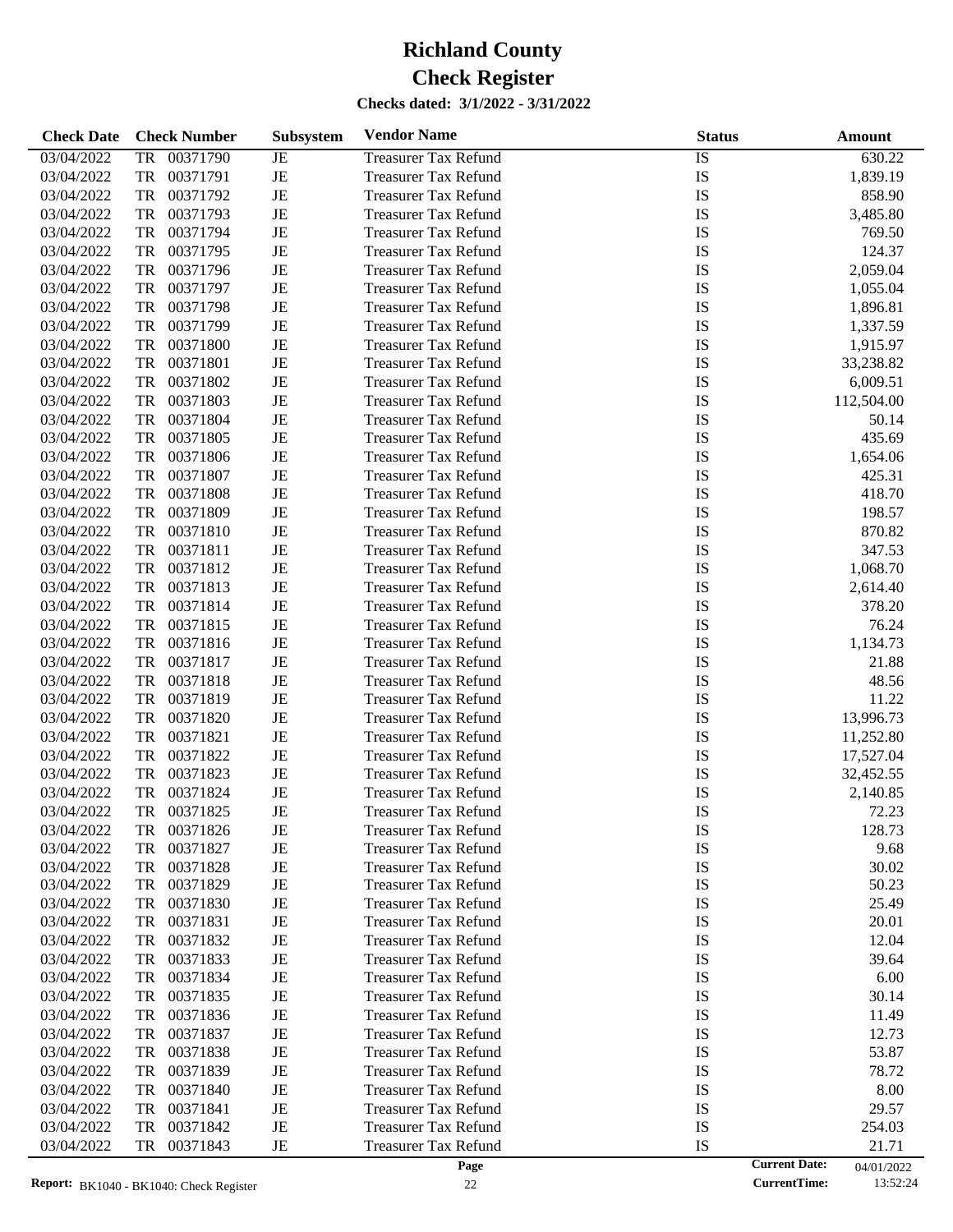# Richland County
# Check Register

**Checks dated: 3/1/2022 - 3/31/2022**

| Check Date | Check Number | Subsystem | Vendor Name | Status | Amount |
|---|---|---|---|---|---|
| 03/04/2022 | TR 00371790 | JE | Treasurer Tax Refund | IS | 630.22 |
| 03/04/2022 | TR 00371791 | JE | Treasurer Tax Refund | IS | 1,839.19 |
| 03/04/2022 | TR 00371792 | JE | Treasurer Tax Refund | IS | 858.90 |
| 03/04/2022 | TR 00371793 | JE | Treasurer Tax Refund | IS | 3,485.80 |
| 03/04/2022 | TR 00371794 | JE | Treasurer Tax Refund | IS | 769.50 |
| 03/04/2022 | TR 00371795 | JE | Treasurer Tax Refund | IS | 124.37 |
| 03/04/2022 | TR 00371796 | JE | Treasurer Tax Refund | IS | 2,059.04 |
| 03/04/2022 | TR 00371797 | JE | Treasurer Tax Refund | IS | 1,055.04 |
| 03/04/2022 | TR 00371798 | JE | Treasurer Tax Refund | IS | 1,896.81 |
| 03/04/2022 | TR 00371799 | JE | Treasurer Tax Refund | IS | 1,337.59 |
| 03/04/2022 | TR 00371800 | JE | Treasurer Tax Refund | IS | 1,915.97 |
| 03/04/2022 | TR 00371801 | JE | Treasurer Tax Refund | IS | 33,238.82 |
| 03/04/2022 | TR 00371802 | JE | Treasurer Tax Refund | IS | 6,009.51 |
| 03/04/2022 | TR 00371803 | JE | Treasurer Tax Refund | IS | 112,504.00 |
| 03/04/2022 | TR 00371804 | JE | Treasurer Tax Refund | IS | 50.14 |
| 03/04/2022 | TR 00371805 | JE | Treasurer Tax Refund | IS | 435.69 |
| 03/04/2022 | TR 00371806 | JE | Treasurer Tax Refund | IS | 1,654.06 |
| 03/04/2022 | TR 00371807 | JE | Treasurer Tax Refund | IS | 425.31 |
| 03/04/2022 | TR 00371808 | JE | Treasurer Tax Refund | IS | 418.70 |
| 03/04/2022 | TR 00371809 | JE | Treasurer Tax Refund | IS | 198.57 |
| 03/04/2022 | TR 00371810 | JE | Treasurer Tax Refund | IS | 870.82 |
| 03/04/2022 | TR 00371811 | JE | Treasurer Tax Refund | IS | 347.53 |
| 03/04/2022 | TR 00371812 | JE | Treasurer Tax Refund | IS | 1,068.70 |
| 03/04/2022 | TR 00371813 | JE | Treasurer Tax Refund | IS | 2,614.40 |
| 03/04/2022 | TR 00371814 | JE | Treasurer Tax Refund | IS | 378.20 |
| 03/04/2022 | TR 00371815 | JE | Treasurer Tax Refund | IS | 76.24 |
| 03/04/2022 | TR 00371816 | JE | Treasurer Tax Refund | IS | 1,134.73 |
| 03/04/2022 | TR 00371817 | JE | Treasurer Tax Refund | IS | 21.88 |
| 03/04/2022 | TR 00371818 | JE | Treasurer Tax Refund | IS | 48.56 |
| 03/04/2022 | TR 00371819 | JE | Treasurer Tax Refund | IS | 11.22 |
| 03/04/2022 | TR 00371820 | JE | Treasurer Tax Refund | IS | 13,996.73 |
| 03/04/2022 | TR 00371821 | JE | Treasurer Tax Refund | IS | 11,252.80 |
| 03/04/2022 | TR 00371822 | JE | Treasurer Tax Refund | IS | 17,527.04 |
| 03/04/2022 | TR 00371823 | JE | Treasurer Tax Refund | IS | 32,452.55 |
| 03/04/2022 | TR 00371824 | JE | Treasurer Tax Refund | IS | 2,140.85 |
| 03/04/2022 | TR 00371825 | JE | Treasurer Tax Refund | IS | 72.23 |
| 03/04/2022 | TR 00371826 | JE | Treasurer Tax Refund | IS | 128.73 |
| 03/04/2022 | TR 00371827 | JE | Treasurer Tax Refund | IS | 9.68 |
| 03/04/2022 | TR 00371828 | JE | Treasurer Tax Refund | IS | 30.02 |
| 03/04/2022 | TR 00371829 | JE | Treasurer Tax Refund | IS | 50.23 |
| 03/04/2022 | TR 00371830 | JE | Treasurer Tax Refund | IS | 25.49 |
| 03/04/2022 | TR 00371831 | JE | Treasurer Tax Refund | IS | 20.01 |
| 03/04/2022 | TR 00371832 | JE | Treasurer Tax Refund | IS | 12.04 |
| 03/04/2022 | TR 00371833 | JE | Treasurer Tax Refund | IS | 39.64 |
| 03/04/2022 | TR 00371834 | JE | Treasurer Tax Refund | IS | 6.00 |
| 03/04/2022 | TR 00371835 | JE | Treasurer Tax Refund | IS | 30.14 |
| 03/04/2022 | TR 00371836 | JE | Treasurer Tax Refund | IS | 11.49 |
| 03/04/2022 | TR 00371837 | JE | Treasurer Tax Refund | IS | 12.73 |
| 03/04/2022 | TR 00371838 | JE | Treasurer Tax Refund | IS | 53.87 |
| 03/04/2022 | TR 00371839 | JE | Treasurer Tax Refund | IS | 78.72 |
| 03/04/2022 | TR 00371840 | JE | Treasurer Tax Refund | IS | 8.00 |
| 03/04/2022 | TR 00371841 | JE | Treasurer Tax Refund | IS | 29.57 |
| 03/04/2022 | TR 00371842 | JE | Treasurer Tax Refund | IS | 254.03 |
| 03/04/2022 | TR 00371843 | JE | Treasurer Tax Refund | IS | 21.71 |

**Report:** BK1040 - BK1040: Check Register

**Current Date:** 04/01/2022
**CurrentTime:** 13:52:24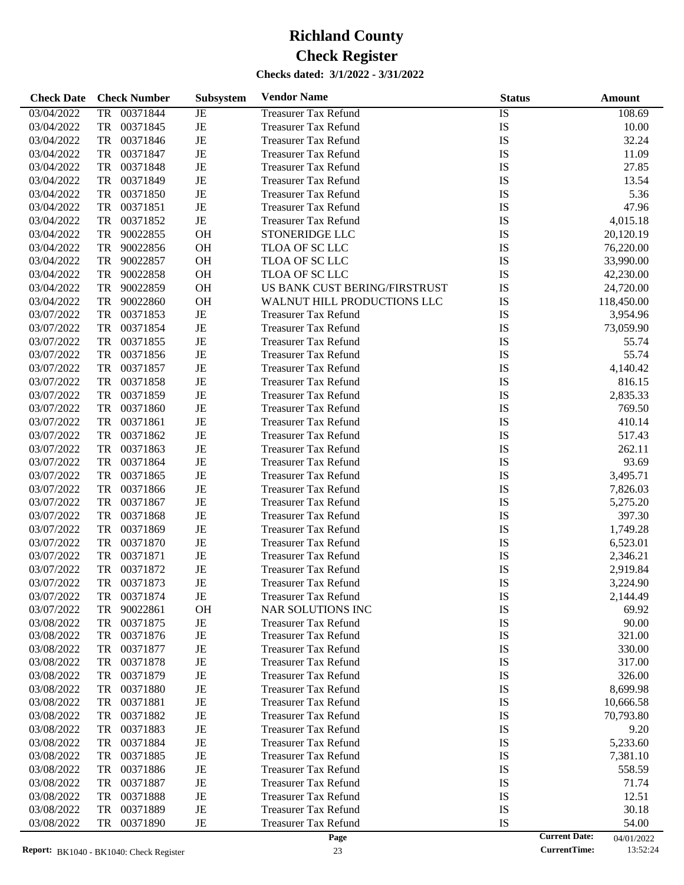# Richland County

# Check Register

**Checks dated: 3/1/2022 - 3/31/2022**

| Check Date | Check Number | Subsystem | Vendor Name | Status | Amount |
|---|---|---|---|---|---|
| 03/04/2022 | TR 00371844 | JE | Treasurer Tax Refund | IS | 108.69 |
| 03/04/2022 | TR 00371845 | JE | Treasurer Tax Refund | IS | 10.00 |
| 03/04/2022 | TR 00371846 | JE | Treasurer Tax Refund | IS | 32.24 |
| 03/04/2022 | TR 00371847 | JE | Treasurer Tax Refund | IS | 11.09 |
| 03/04/2022 | TR 00371848 | JE | Treasurer Tax Refund | IS | 27.85 |
| 03/04/2022 | TR 00371849 | JE | Treasurer Tax Refund | IS | 13.54 |
| 03/04/2022 | TR 00371850 | JE | Treasurer Tax Refund | IS | 5.36 |
| 03/04/2022 | TR 00371851 | JE | Treasurer Tax Refund | IS | 47.96 |
| 03/04/2022 | TR 00371852 | JE | Treasurer Tax Refund | IS | 4,015.18 |
| 03/04/2022 | TR 90022855 | OH | STONERIDGE LLC | IS | 20,120.19 |
| 03/04/2022 | TR 90022856 | OH | TLOA OF SC LLC | IS | 76,220.00 |
| 03/04/2022 | TR 90022857 | OH | TLOA OF SC LLC | IS | 33,990.00 |
| 03/04/2022 | TR 90022858 | OH | TLOA OF SC LLC | IS | 42,230.00 |
| 03/04/2022 | TR 90022859 | OH | US BANK CUST BERING/FIRSTRUST | IS | 24,720.00 |
| 03/04/2022 | TR 90022860 | OH | WALNUT HILL PRODUCTIONS LLC | IS | 118,450.00 |
| 03/07/2022 | TR 00371853 | JE | Treasurer Tax Refund | IS | 3,954.96 |
| 03/07/2022 | TR 00371854 | JE | Treasurer Tax Refund | IS | 73,059.90 |
| 03/07/2022 | TR 00371855 | JE | Treasurer Tax Refund | IS | 55.74 |
| 03/07/2022 | TR 00371856 | JE | Treasurer Tax Refund | IS | 55.74 |
| 03/07/2022 | TR 00371857 | JE | Treasurer Tax Refund | IS | 4,140.42 |
| 03/07/2022 | TR 00371858 | JE | Treasurer Tax Refund | IS | 816.15 |
| 03/07/2022 | TR 00371859 | JE | Treasurer Tax Refund | IS | 2,835.33 |
| 03/07/2022 | TR 00371860 | JE | Treasurer Tax Refund | IS | 769.50 |
| 03/07/2022 | TR 00371861 | JE | Treasurer Tax Refund | IS | 410.14 |
| 03/07/2022 | TR 00371862 | JE | Treasurer Tax Refund | IS | 517.43 |
| 03/07/2022 | TR 00371863 | JE | Treasurer Tax Refund | IS | 262.11 |
| 03/07/2022 | TR 00371864 | JE | Treasurer Tax Refund | IS | 93.69 |
| 03/07/2022 | TR 00371865 | JE | Treasurer Tax Refund | IS | 3,495.71 |
| 03/07/2022 | TR 00371866 | JE | Treasurer Tax Refund | IS | 7,826.03 |
| 03/07/2022 | TR 00371867 | JE | Treasurer Tax Refund | IS | 5,275.20 |
| 03/07/2022 | TR 00371868 | JE | Treasurer Tax Refund | IS | 397.30 |
| 03/07/2022 | TR 00371869 | JE | Treasurer Tax Refund | IS | 1,749.28 |
| 03/07/2022 | TR 00371870 | JE | Treasurer Tax Refund | IS | 6,523.01 |
| 03/07/2022 | TR 00371871 | JE | Treasurer Tax Refund | IS | 2,346.21 |
| 03/07/2022 | TR 00371872 | JE | Treasurer Tax Refund | IS | 2,919.84 |
| 03/07/2022 | TR 00371873 | JE | Treasurer Tax Refund | IS | 3,224.90 |
| 03/07/2022 | TR 00371874 | JE | Treasurer Tax Refund | IS | 2,144.49 |
| 03/07/2022 | TR 90022861 | OH | NAR SOLUTIONS INC | IS | 69.92 |
| 03/08/2022 | TR 00371875 | JE | Treasurer Tax Refund | IS | 90.00 |
| 03/08/2022 | TR 00371876 | JE | Treasurer Tax Refund | IS | 321.00 |
| 03/08/2022 | TR 00371877 | JE | Treasurer Tax Refund | IS | 330.00 |
| 03/08/2022 | TR 00371878 | JE | Treasurer Tax Refund | IS | 317.00 |
| 03/08/2022 | TR 00371879 | JE | Treasurer Tax Refund | IS | 326.00 |
| 03/08/2022 | TR 00371880 | JE | Treasurer Tax Refund | IS | 8,699.98 |
| 03/08/2022 | TR 00371881 | JE | Treasurer Tax Refund | IS | 10,666.58 |
| 03/08/2022 | TR 00371882 | JE | Treasurer Tax Refund | IS | 70,793.80 |
| 03/08/2022 | TR 00371883 | JE | Treasurer Tax Refund | IS | 9.20 |
| 03/08/2022 | TR 00371884 | JE | Treasurer Tax Refund | IS | 5,233.60 |
| 03/08/2022 | TR 00371885 | JE | Treasurer Tax Refund | IS | 7,381.10 |
| 03/08/2022 | TR 00371886 | JE | Treasurer Tax Refund | IS | 558.59 |
| 03/08/2022 | TR 00371887 | JE | Treasurer Tax Refund | IS | 71.74 |
| 03/08/2022 | TR 00371888 | JE | Treasurer Tax Refund | IS | 12.51 |
| 03/08/2022 | TR 00371889 | JE | Treasurer Tax Refund | IS | 30.18 |
| 03/08/2022 | TR 00371890 | JE | Treasurer Tax Refund | IS | 54.00 |

Report: BK1040 - BK1040: Check Register | Current Date: 04/01/2022 | CurrentTime: 13:52:24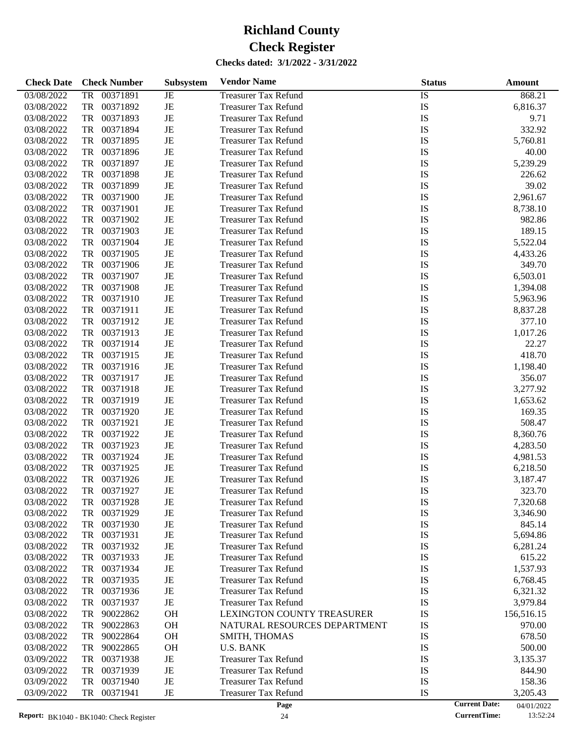# Richland County
# Check Register

**Checks dated: 3/1/2022 - 3/31/2022**

| Check Date | Check Number | Subsystem | Vendor Name | Status | Amount |
|---|---|---|---|---|---|
| 03/08/2022 | TR 00371891 | JE | Treasurer Tax Refund | IS | 868.21 |
| 03/08/2022 | TR 00371892 | JE | Treasurer Tax Refund | IS | 6,816.37 |
| 03/08/2022 | TR 00371893 | JE | Treasurer Tax Refund | IS | 9.71 |
| 03/08/2022 | TR 00371894 | JE | Treasurer Tax Refund | IS | 332.92 |
| 03/08/2022 | TR 00371895 | JE | Treasurer Tax Refund | IS | 5,760.81 |
| 03/08/2022 | TR 00371896 | JE | Treasurer Tax Refund | IS | 40.00 |
| 03/08/2022 | TR 00371897 | JE | Treasurer Tax Refund | IS | 5,239.29 |
| 03/08/2022 | TR 00371898 | JE | Treasurer Tax Refund | IS | 226.62 |
| 03/08/2022 | TR 00371899 | JE | Treasurer Tax Refund | IS | 39.02 |
| 03/08/2022 | TR 00371900 | JE | Treasurer Tax Refund | IS | 2,961.67 |
| 03/08/2022 | TR 00371901 | JE | Treasurer Tax Refund | IS | 8,738.10 |
| 03/08/2022 | TR 00371902 | JE | Treasurer Tax Refund | IS | 982.86 |
| 03/08/2022 | TR 00371903 | JE | Treasurer Tax Refund | IS | 189.15 |
| 03/08/2022 | TR 00371904 | JE | Treasurer Tax Refund | IS | 5,522.04 |
| 03/08/2022 | TR 00371905 | JE | Treasurer Tax Refund | IS | 4,433.26 |
| 03/08/2022 | TR 00371906 | JE | Treasurer Tax Refund | IS | 349.70 |
| 03/08/2022 | TR 00371907 | JE | Treasurer Tax Refund | IS | 6,503.01 |
| 03/08/2022 | TR 00371908 | JE | Treasurer Tax Refund | IS | 1,394.08 |
| 03/08/2022 | TR 00371910 | JE | Treasurer Tax Refund | IS | 5,963.96 |
| 03/08/2022 | TR 00371911 | JE | Treasurer Tax Refund | IS | 8,837.28 |
| 03/08/2022 | TR 00371912 | JE | Treasurer Tax Refund | IS | 377.10 |
| 03/08/2022 | TR 00371913 | JE | Treasurer Tax Refund | IS | 1,017.26 |
| 03/08/2022 | TR 00371914 | JE | Treasurer Tax Refund | IS | 22.27 |
| 03/08/2022 | TR 00371915 | JE | Treasurer Tax Refund | IS | 418.70 |
| 03/08/2022 | TR 00371916 | JE | Treasurer Tax Refund | IS | 1,198.40 |
| 03/08/2022 | TR 00371917 | JE | Treasurer Tax Refund | IS | 356.07 |
| 03/08/2022 | TR 00371918 | JE | Treasurer Tax Refund | IS | 3,277.92 |
| 03/08/2022 | TR 00371919 | JE | Treasurer Tax Refund | IS | 1,653.62 |
| 03/08/2022 | TR 00371920 | JE | Treasurer Tax Refund | IS | 169.35 |
| 03/08/2022 | TR 00371921 | JE | Treasurer Tax Refund | IS | 508.47 |
| 03/08/2022 | TR 00371922 | JE | Treasurer Tax Refund | IS | 8,360.76 |
| 03/08/2022 | TR 00371923 | JE | Treasurer Tax Refund | IS | 4,283.50 |
| 03/08/2022 | TR 00371924 | JE | Treasurer Tax Refund | IS | 4,981.53 |
| 03/08/2022 | TR 00371925 | JE | Treasurer Tax Refund | IS | 6,218.50 |
| 03/08/2022 | TR 00371926 | JE | Treasurer Tax Refund | IS | 3,187.47 |
| 03/08/2022 | TR 00371927 | JE | Treasurer Tax Refund | IS | 323.70 |
| 03/08/2022 | TR 00371928 | JE | Treasurer Tax Refund | IS | 7,320.68 |
| 03/08/2022 | TR 00371929 | JE | Treasurer Tax Refund | IS | 3,346.90 |
| 03/08/2022 | TR 00371930 | JE | Treasurer Tax Refund | IS | 845.14 |
| 03/08/2022 | TR 00371931 | JE | Treasurer Tax Refund | IS | 5,694.86 |
| 03/08/2022 | TR 00371932 | JE | Treasurer Tax Refund | IS | 6,281.24 |
| 03/08/2022 | TR 00371933 | JE | Treasurer Tax Refund | IS | 615.22 |
| 03/08/2022 | TR 00371934 | JE | Treasurer Tax Refund | IS | 1,537.93 |
| 03/08/2022 | TR 00371935 | JE | Treasurer Tax Refund | IS | 6,768.45 |
| 03/08/2022 | TR 00371936 | JE | Treasurer Tax Refund | IS | 6,321.32 |
| 03/08/2022 | TR 00371937 | JE | Treasurer Tax Refund | IS | 3,979.84 |
| 03/08/2022 | TR 90022862 | OH | LEXINGTON COUNTY TREASURER | IS | 156,516.15 |
| 03/08/2022 | TR 90022863 | OH | NATURAL RESOURCES DEPARTMENT | IS | 970.00 |
| 03/08/2022 | TR 90022864 | OH | SMITH, THOMAS | IS | 678.50 |
| 03/08/2022 | TR 90022865 | OH | U.S. BANK | IS | 500.00 |
| 03/09/2022 | TR 00371938 | JE | Treasurer Tax Refund | IS | 3,135.37 |
| 03/09/2022 | TR 00371939 | JE | Treasurer Tax Refund | IS | 844.90 |
| 03/09/2022 | TR 00371940 | JE | Treasurer Tax Refund | IS | 158.36 |
| 03/09/2022 | TR 00371941 | JE | Treasurer Tax Refund | IS | 3,205.43 |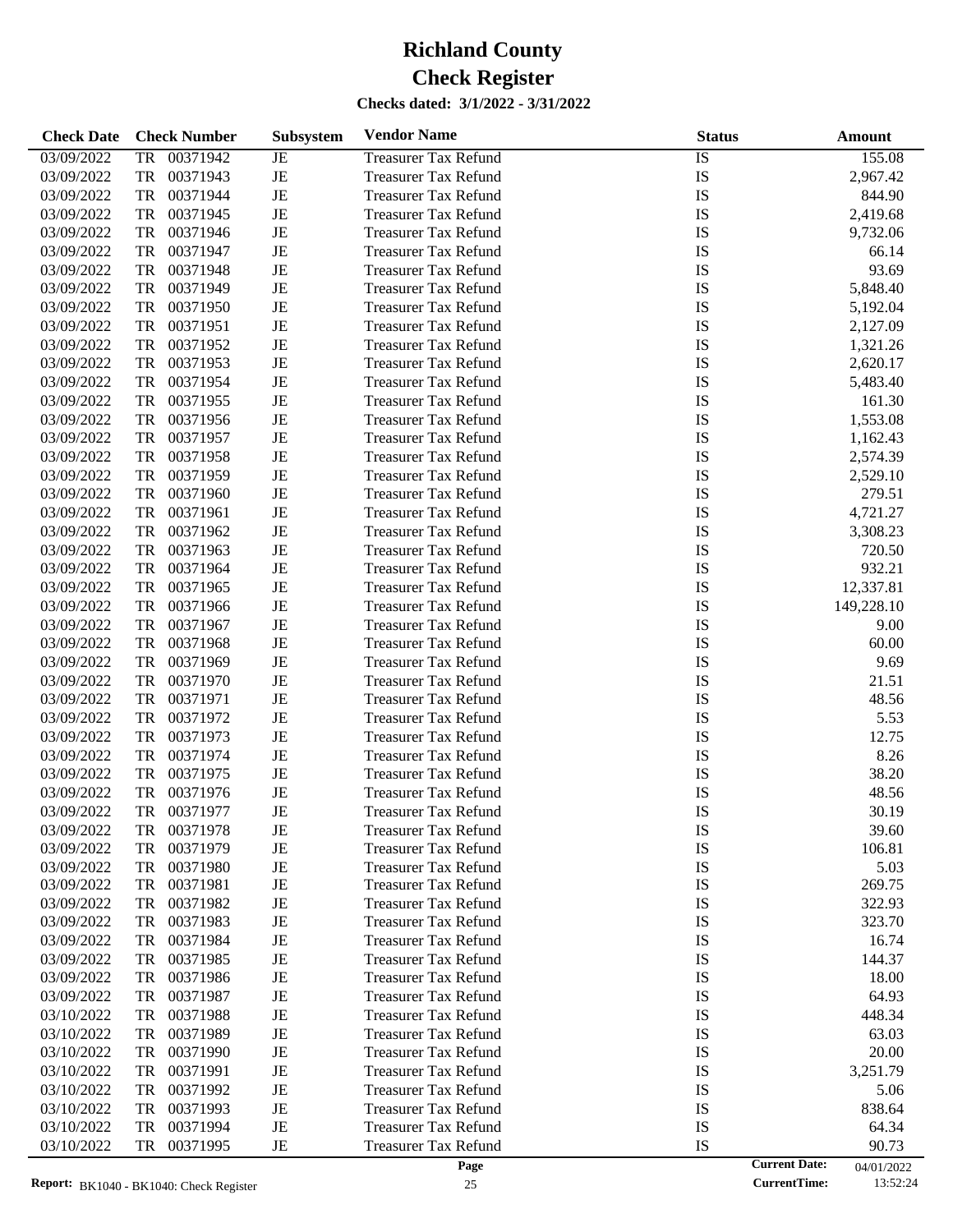# Richland County

# Check Register

**Checks dated: 3/1/2022 - 3/31/2022**

| Check Date | Check Number | Subsystem | Vendor Name | Status | Amount |
|---|---|---|---|---|---|
| 03/09/2022 | TR 00371942 | JE | Treasurer Tax Refund | IS | 155.08 |
| 03/09/2022 | TR 00371943 | JE | Treasurer Tax Refund | IS | 2,967.42 |
| 03/09/2022 | TR 00371944 | JE | Treasurer Tax Refund | IS | 844.90 |
| 03/09/2022 | TR 00371945 | JE | Treasurer Tax Refund | IS | 2,419.68 |
| 03/09/2022 | TR 00371946 | JE | Treasurer Tax Refund | IS | 9,732.06 |
| 03/09/2022 | TR 00371947 | JE | Treasurer Tax Refund | IS | 66.14 |
| 03/09/2022 | TR 00371948 | JE | Treasurer Tax Refund | IS | 93.69 |
| 03/09/2022 | TR 00371949 | JE | Treasurer Tax Refund | IS | 5,848.40 |
| 03/09/2022 | TR 00371950 | JE | Treasurer Tax Refund | IS | 5,192.04 |
| 03/09/2022 | TR 00371951 | JE | Treasurer Tax Refund | IS | 2,127.09 |
| 03/09/2022 | TR 00371952 | JE | Treasurer Tax Refund | IS | 1,321.26 |
| 03/09/2022 | TR 00371953 | JE | Treasurer Tax Refund | IS | 2,620.17 |
| 03/09/2022 | TR 00371954 | JE | Treasurer Tax Refund | IS | 5,483.40 |
| 03/09/2022 | TR 00371955 | JE | Treasurer Tax Refund | IS | 161.30 |
| 03/09/2022 | TR 00371956 | JE | Treasurer Tax Refund | IS | 1,553.08 |
| 03/09/2022 | TR 00371957 | JE | Treasurer Tax Refund | IS | 1,162.43 |
| 03/09/2022 | TR 00371958 | JE | Treasurer Tax Refund | IS | 2,574.39 |
| 03/09/2022 | TR 00371959 | JE | Treasurer Tax Refund | IS | 2,529.10 |
| 03/09/2022 | TR 00371960 | JE | Treasurer Tax Refund | IS | 279.51 |
| 03/09/2022 | TR 00371961 | JE | Treasurer Tax Refund | IS | 4,721.27 |
| 03/09/2022 | TR 00371962 | JE | Treasurer Tax Refund | IS | 3,308.23 |
| 03/09/2022 | TR 00371963 | JE | Treasurer Tax Refund | IS | 720.50 |
| 03/09/2022 | TR 00371964 | JE | Treasurer Tax Refund | IS | 932.21 |
| 03/09/2022 | TR 00371965 | JE | Treasurer Tax Refund | IS | 12,337.81 |
| 03/09/2022 | TR 00371966 | JE | Treasurer Tax Refund | IS | 149,228.10 |
| 03/09/2022 | TR 00371967 | JE | Treasurer Tax Refund | IS | 9.00 |
| 03/09/2022 | TR 00371968 | JE | Treasurer Tax Refund | IS | 60.00 |
| 03/09/2022 | TR 00371969 | JE | Treasurer Tax Refund | IS | 9.69 |
| 03/09/2022 | TR 00371970 | JE | Treasurer Tax Refund | IS | 21.51 |
| 03/09/2022 | TR 00371971 | JE | Treasurer Tax Refund | IS | 48.56 |
| 03/09/2022 | TR 00371972 | JE | Treasurer Tax Refund | IS | 5.53 |
| 03/09/2022 | TR 00371973 | JE | Treasurer Tax Refund | IS | 12.75 |
| 03/09/2022 | TR 00371974 | JE | Treasurer Tax Refund | IS | 8.26 |
| 03/09/2022 | TR 00371975 | JE | Treasurer Tax Refund | IS | 38.20 |
| 03/09/2022 | TR 00371976 | JE | Treasurer Tax Refund | IS | 48.56 |
| 03/09/2022 | TR 00371977 | JE | Treasurer Tax Refund | IS | 30.19 |
| 03/09/2022 | TR 00371978 | JE | Treasurer Tax Refund | IS | 39.60 |
| 03/09/2022 | TR 00371979 | JE | Treasurer Tax Refund | IS | 106.81 |
| 03/09/2022 | TR 00371980 | JE | Treasurer Tax Refund | IS | 5.03 |
| 03/09/2022 | TR 00371981 | JE | Treasurer Tax Refund | IS | 269.75 |
| 03/09/2022 | TR 00371982 | JE | Treasurer Tax Refund | IS | 322.93 |
| 03/09/2022 | TR 00371983 | JE | Treasurer Tax Refund | IS | 323.70 |
| 03/09/2022 | TR 00371984 | JE | Treasurer Tax Refund | IS | 16.74 |
| 03/09/2022 | TR 00371985 | JE | Treasurer Tax Refund | IS | 144.37 |
| 03/09/2022 | TR 00371986 | JE | Treasurer Tax Refund | IS | 18.00 |
| 03/09/2022 | TR 00371987 | JE | Treasurer Tax Refund | IS | 64.93 |
| 03/10/2022 | TR 00371988 | JE | Treasurer Tax Refund | IS | 448.34 |
| 03/10/2022 | TR 00371989 | JE | Treasurer Tax Refund | IS | 63.03 |
| 03/10/2022 | TR 00371990 | JE | Treasurer Tax Refund | IS | 20.00 |
| 03/10/2022 | TR 00371991 | JE | Treasurer Tax Refund | IS | 3,251.79 |
| 03/10/2022 | TR 00371992 | JE | Treasurer Tax Refund | IS | 5.06 |
| 03/10/2022 | TR 00371993 | JE | Treasurer Tax Refund | IS | 838.64 |
| 03/10/2022 | TR 00371994 | JE | Treasurer Tax Refund | IS | 64.34 |
| 03/10/2022 | TR 00371995 | JE | Treasurer Tax Refund | IS | 90.73 |

**Report:** BK1040 - BK1040: Check Register

**Current Date:** 04/01/2022
**CurrentTime:** 13:52:24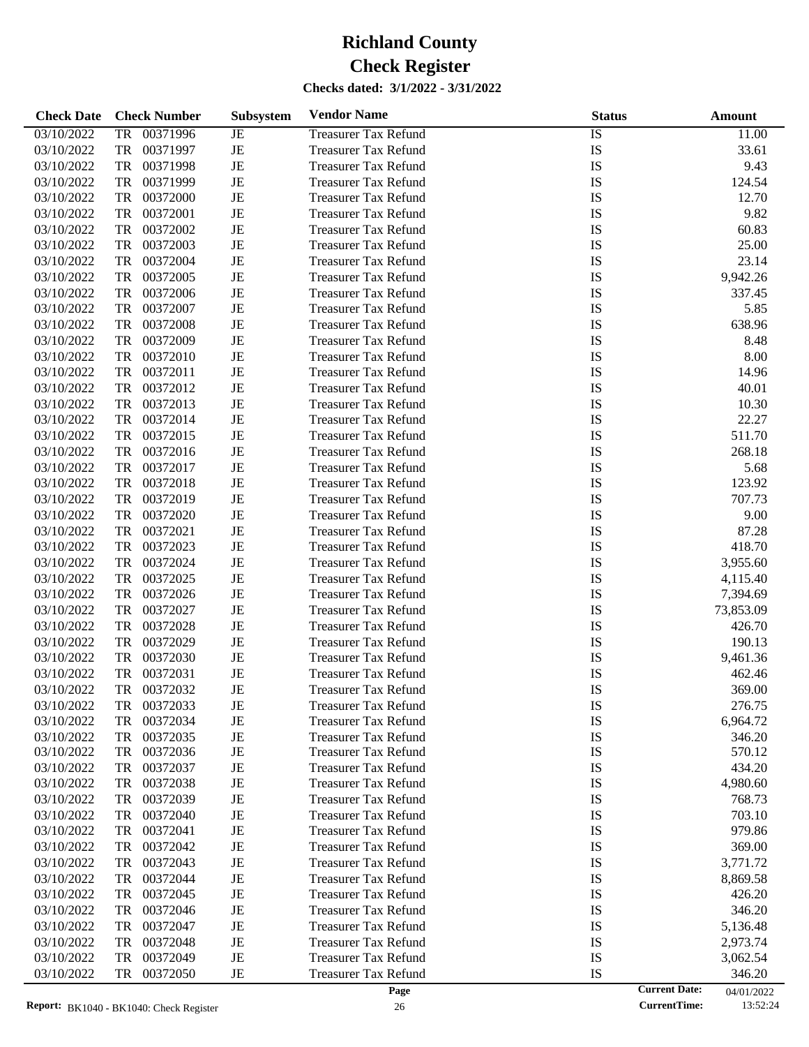# Richland County

# Check Register

### Checks dated: 3/1/2022 - 3/31/2022

| Check Date | Check Number | | Subsystem | Vendor Name | Status | Amount |
|---|---|---|---|---|---|---|
| 03/10/2022 | TR | 00371996 | JE | Treasurer Tax Refund | IS | 11.00 |
| 03/10/2022 | TR | 00371997 | JE | Treasurer Tax Refund | IS | 33.61 |
| 03/10/2022 | TR | 00371998 | JE | Treasurer Tax Refund | IS | 9.43 |
| 03/10/2022 | TR | 00371999 | JE | Treasurer Tax Refund | IS | 124.54 |
| 03/10/2022 | TR | 00372000 | JE | Treasurer Tax Refund | IS | 12.70 |
| 03/10/2022 | TR | 00372001 | JE | Treasurer Tax Refund | IS | 9.82 |
| 03/10/2022 | TR | 00372002 | JE | Treasurer Tax Refund | IS | 60.83 |
| 03/10/2022 | TR | 00372003 | JE | Treasurer Tax Refund | IS | 25.00 |
| 03/10/2022 | TR | 00372004 | JE | Treasurer Tax Refund | IS | 23.14 |
| 03/10/2022 | TR | 00372005 | JE | Treasurer Tax Refund | IS | 9,942.26 |
| 03/10/2022 | TR | 00372006 | JE | Treasurer Tax Refund | IS | 337.45 |
| 03/10/2022 | TR | 00372007 | JE | Treasurer Tax Refund | IS | 5.85 |
| 03/10/2022 | TR | 00372008 | JE | Treasurer Tax Refund | IS | 638.96 |
| 03/10/2022 | TR | 00372009 | JE | Treasurer Tax Refund | IS | 8.48 |
| 03/10/2022 | TR | 00372010 | JE | Treasurer Tax Refund | IS | 8.00 |
| 03/10/2022 | TR | 00372011 | JE | Treasurer Tax Refund | IS | 14.96 |
| 03/10/2022 | TR | 00372012 | JE | Treasurer Tax Refund | IS | 40.01 |
| 03/10/2022 | TR | 00372013 | JE | Treasurer Tax Refund | IS | 10.30 |
| 03/10/2022 | TR | 00372014 | JE | Treasurer Tax Refund | IS | 22.27 |
| 03/10/2022 | TR | 00372015 | JE | Treasurer Tax Refund | IS | 511.70 |
| 03/10/2022 | TR | 00372016 | JE | Treasurer Tax Refund | IS | 268.18 |
| 03/10/2022 | TR | 00372017 | JE | Treasurer Tax Refund | IS | 5.68 |
| 03/10/2022 | TR | 00372018 | JE | Treasurer Tax Refund | IS | 123.92 |
| 03/10/2022 | TR | 00372019 | JE | Treasurer Tax Refund | IS | 707.73 |
| 03/10/2022 | TR | 00372020 | JE | Treasurer Tax Refund | IS | 9.00 |
| 03/10/2022 | TR | 00372021 | JE | Treasurer Tax Refund | IS | 87.28 |
| 03/10/2022 | TR | 00372023 | JE | Treasurer Tax Refund | IS | 418.70 |
| 03/10/2022 | TR | 00372024 | JE | Treasurer Tax Refund | IS | 3,955.60 |
| 03/10/2022 | TR | 00372025 | JE | Treasurer Tax Refund | IS | 4,115.40 |
| 03/10/2022 | TR | 00372026 | JE | Treasurer Tax Refund | IS | 7,394.69 |
| 03/10/2022 | TR | 00372027 | JE | Treasurer Tax Refund | IS | 73,853.09 |
| 03/10/2022 | TR | 00372028 | JE | Treasurer Tax Refund | IS | 426.70 |
| 03/10/2022 | TR | 00372029 | JE | Treasurer Tax Refund | IS | 190.13 |
| 03/10/2022 | TR | 00372030 | JE | Treasurer Tax Refund | IS | 9,461.36 |
| 03/10/2022 | TR | 00372031 | JE | Treasurer Tax Refund | IS | 462.46 |
| 03/10/2022 | TR | 00372032 | JE | Treasurer Tax Refund | IS | 369.00 |
| 03/10/2022 | TR | 00372033 | JE | Treasurer Tax Refund | IS | 276.75 |
| 03/10/2022 | TR | 00372034 | JE | Treasurer Tax Refund | IS | 6,964.72 |
| 03/10/2022 | TR | 00372035 | JE | Treasurer Tax Refund | IS | 346.20 |
| 03/10/2022 | TR | 00372036 | JE | Treasurer Tax Refund | IS | 570.12 |
| 03/10/2022 | TR | 00372037 | JE | Treasurer Tax Refund | IS | 434.20 |
| 03/10/2022 | TR | 00372038 | JE | Treasurer Tax Refund | IS | 4,980.60 |
| 03/10/2022 | TR | 00372039 | JE | Treasurer Tax Refund | IS | 768.73 |
| 03/10/2022 | TR | 00372040 | JE | Treasurer Tax Refund | IS | 703.10 |
| 03/10/2022 | TR | 00372041 | JE | Treasurer Tax Refund | IS | 979.86 |
| 03/10/2022 | TR | 00372042 | JE | Treasurer Tax Refund | IS | 369.00 |
| 03/10/2022 | TR | 00372043 | JE | Treasurer Tax Refund | IS | 3,771.72 |
| 03/10/2022 | TR | 00372044 | JE | Treasurer Tax Refund | IS | 8,869.58 |
| 03/10/2022 | TR | 00372045 | JE | Treasurer Tax Refund | IS | 426.20 |
| 03/10/2022 | TR | 00372046 | JE | Treasurer Tax Refund | IS | 346.20 |
| 03/10/2022 | TR | 00372047 | JE | Treasurer Tax Refund | IS | 5,136.48 |
| 03/10/2022 | TR | 00372048 | JE | Treasurer Tax Refund | IS | 2,973.74 |
| 03/10/2022 | TR | 00372049 | JE | Treasurer Tax Refund | IS | 3,062.54 |
| 03/10/2022 | TR | 00372050 | JE | Treasurer Tax Refund | IS | 346.20 |

Report: BK1040 - BK1040: Check Register

Current Date: 04/01/2022
CurrentTime: 13:52:24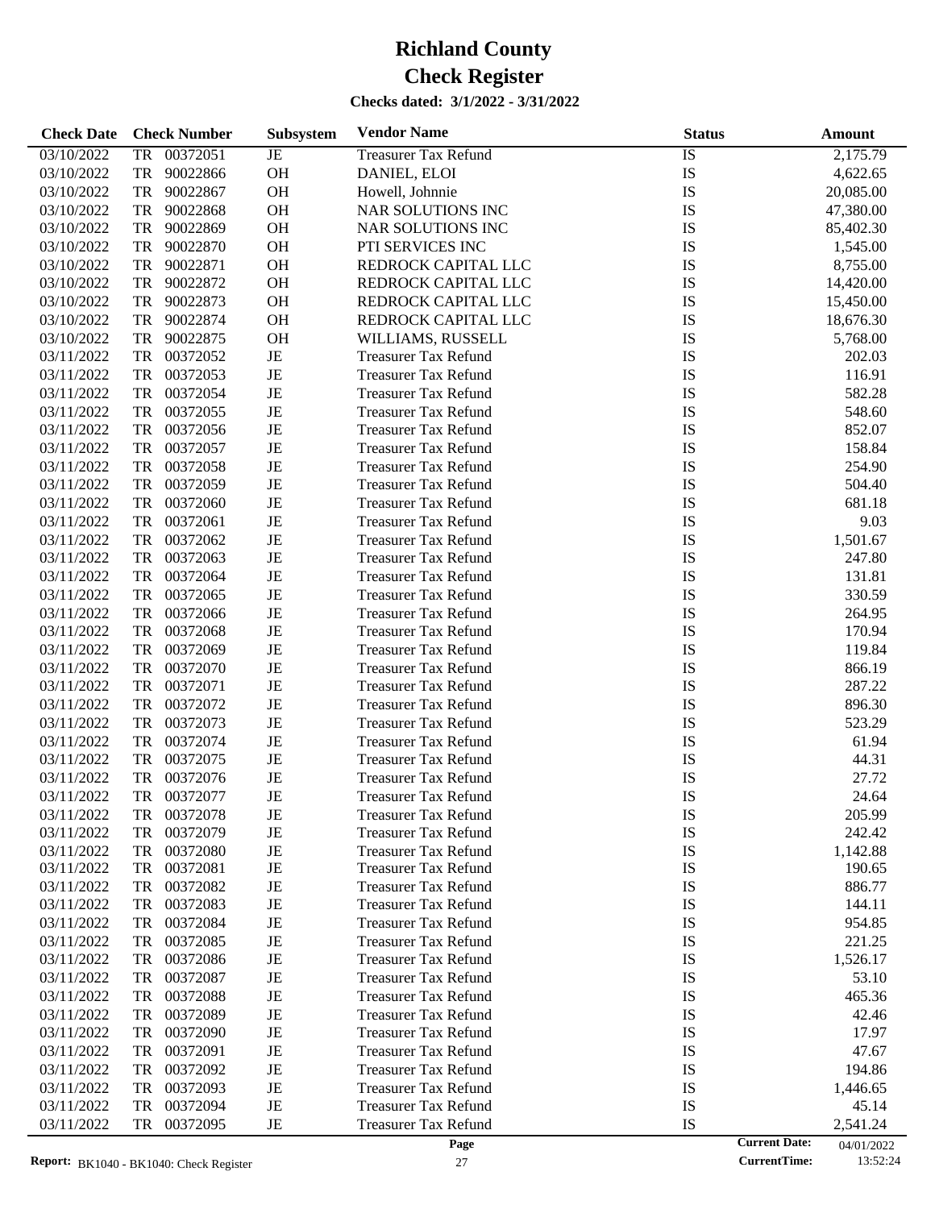# Richland County
# Check Register

**Checks dated: 3/1/2022 - 3/31/2022**

| Check Date | Check Number | Subsystem | Vendor Name | Status | Amount |
|---|---|---|---|---|---|
| 03/10/2022 | TR 00372051 | JE | Treasurer Tax Refund | IS | 2,175.79 |
| 03/10/2022 | TR 90022866 | OH | DANIEL, ELOI | IS | 4,622.65 |
| 03/10/2022 | TR 90022867 | OH | Howell, Johnnie | IS | 20,085.00 |
| 03/10/2022 | TR 90022868 | OH | NAR SOLUTIONS INC | IS | 47,380.00 |
| 03/10/2022 | TR 90022869 | OH | NAR SOLUTIONS INC | IS | 85,402.30 |
| 03/10/2022 | TR 90022870 | OH | PTI SERVICES INC | IS | 1,545.00 |
| 03/10/2022 | TR 90022871 | OH | REDROCK CAPITAL LLC | IS | 8,755.00 |
| 03/10/2022 | TR 90022872 | OH | REDROCK CAPITAL LLC | IS | 14,420.00 |
| 03/10/2022 | TR 90022873 | OH | REDROCK CAPITAL LLC | IS | 15,450.00 |
| 03/10/2022 | TR 90022874 | OH | REDROCK CAPITAL LLC | IS | 18,676.30 |
| 03/10/2022 | TR 90022875 | OH | WILLIAMS, RUSSELL | IS | 5,768.00 |
| 03/11/2022 | TR 00372052 | JE | Treasurer Tax Refund | IS | 202.03 |
| 03/11/2022 | TR 00372053 | JE | Treasurer Tax Refund | IS | 116.91 |
| 03/11/2022 | TR 00372054 | JE | Treasurer Tax Refund | IS | 582.28 |
| 03/11/2022 | TR 00372055 | JE | Treasurer Tax Refund | IS | 548.60 |
| 03/11/2022 | TR 00372056 | JE | Treasurer Tax Refund | IS | 852.07 |
| 03/11/2022 | TR 00372057 | JE | Treasurer Tax Refund | IS | 158.84 |
| 03/11/2022 | TR 00372058 | JE | Treasurer Tax Refund | IS | 254.90 |
| 03/11/2022 | TR 00372059 | JE | Treasurer Tax Refund | IS | 504.40 |
| 03/11/2022 | TR 00372060 | JE | Treasurer Tax Refund | IS | 681.18 |
| 03/11/2022 | TR 00372061 | JE | Treasurer Tax Refund | IS | 9.03 |
| 03/11/2022 | TR 00372062 | JE | Treasurer Tax Refund | IS | 1,501.67 |
| 03/11/2022 | TR 00372063 | JE | Treasurer Tax Refund | IS | 247.80 |
| 03/11/2022 | TR 00372064 | JE | Treasurer Tax Refund | IS | 131.81 |
| 03/11/2022 | TR 00372065 | JE | Treasurer Tax Refund | IS | 330.59 |
| 03/11/2022 | TR 00372066 | JE | Treasurer Tax Refund | IS | 264.95 |
| 03/11/2022 | TR 00372068 | JE | Treasurer Tax Refund | IS | 170.94 |
| 03/11/2022 | TR 00372069 | JE | Treasurer Tax Refund | IS | 119.84 |
| 03/11/2022 | TR 00372070 | JE | Treasurer Tax Refund | IS | 866.19 |
| 03/11/2022 | TR 00372071 | JE | Treasurer Tax Refund | IS | 287.22 |
| 03/11/2022 | TR 00372072 | JE | Treasurer Tax Refund | IS | 896.30 |
| 03/11/2022 | TR 00372073 | JE | Treasurer Tax Refund | IS | 523.29 |
| 03/11/2022 | TR 00372074 | JE | Treasurer Tax Refund | IS | 61.94 |
| 03/11/2022 | TR 00372075 | JE | Treasurer Tax Refund | IS | 44.31 |
| 03/11/2022 | TR 00372076 | JE | Treasurer Tax Refund | IS | 27.72 |
| 03/11/2022 | TR 00372077 | JE | Treasurer Tax Refund | IS | 24.64 |
| 03/11/2022 | TR 00372078 | JE | Treasurer Tax Refund | IS | 205.99 |
| 03/11/2022 | TR 00372079 | JE | Treasurer Tax Refund | IS | 242.42 |
| 03/11/2022 | TR 00372080 | JE | Treasurer Tax Refund | IS | 1,142.88 |
| 03/11/2022 | TR 00372081 | JE | Treasurer Tax Refund | IS | 190.65 |
| 03/11/2022 | TR 00372082 | JE | Treasurer Tax Refund | IS | 886.77 |
| 03/11/2022 | TR 00372083 | JE | Treasurer Tax Refund | IS | 144.11 |
| 03/11/2022 | TR 00372084 | JE | Treasurer Tax Refund | IS | 954.85 |
| 03/11/2022 | TR 00372085 | JE | Treasurer Tax Refund | IS | 221.25 |
| 03/11/2022 | TR 00372086 | JE | Treasurer Tax Refund | IS | 1,526.17 |
| 03/11/2022 | TR 00372087 | JE | Treasurer Tax Refund | IS | 53.10 |
| 03/11/2022 | TR 00372088 | JE | Treasurer Tax Refund | IS | 465.36 |
| 03/11/2022 | TR 00372089 | JE | Treasurer Tax Refund | IS | 42.46 |
| 03/11/2022 | TR 00372090 | JE | Treasurer Tax Refund | IS | 17.97 |
| 03/11/2022 | TR 00372091 | JE | Treasurer Tax Refund | IS | 47.67 |
| 03/11/2022 | TR 00372092 | JE | Treasurer Tax Refund | IS | 194.86 |
| 03/11/2022 | TR 00372093 | JE | Treasurer Tax Refund | IS | 1,446.65 |
| 03/11/2022 | TR 00372094 | JE | Treasurer Tax Refund | IS | 45.14 |
| 03/11/2022 | TR 00372095 | JE | Treasurer Tax Refund | IS | 2,541.24 |

Report: BK1040 - BK1040: Check Register | Current Date: 04/01/2022 | CurrentTime: 13:52:24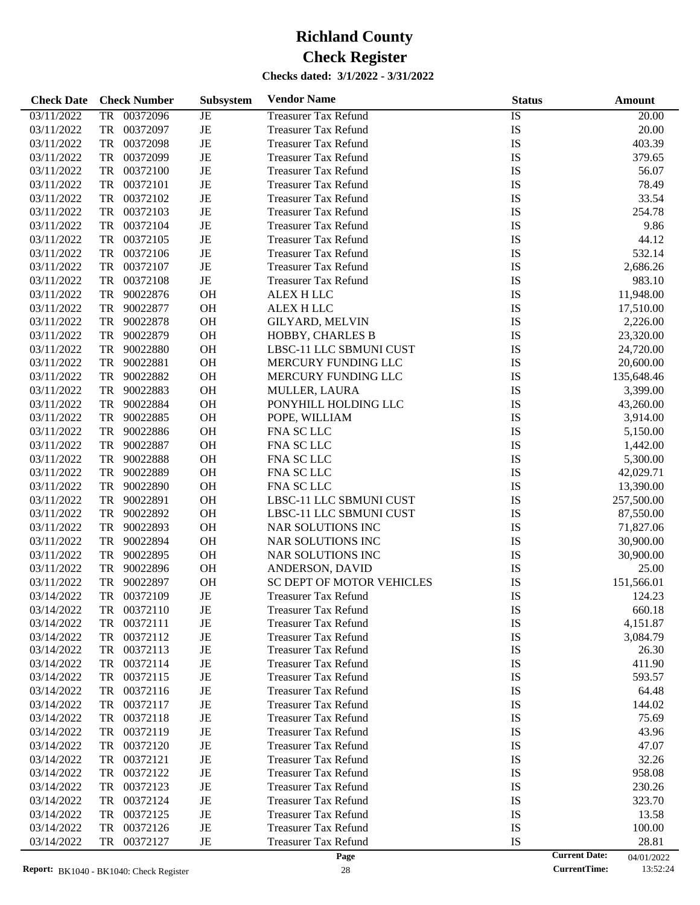# Richland County
# Check Register

**Checks dated: 3/1/2022 - 3/31/2022**

| Check Date | Check Number | Subsystem | Vendor Name | Status | Amount |
|---|---|---|---|---|---|
| 03/11/2022 | TR 00372096 | JE | Treasurer Tax Refund | IS | 20.00 |
| 03/11/2022 | TR 00372097 | JE | Treasurer Tax Refund | IS | 20.00 |
| 03/11/2022 | TR 00372098 | JE | Treasurer Tax Refund | IS | 403.39 |
| 03/11/2022 | TR 00372099 | JE | Treasurer Tax Refund | IS | 379.65 |
| 03/11/2022 | TR 00372100 | JE | Treasurer Tax Refund | IS | 56.07 |
| 03/11/2022 | TR 00372101 | JE | Treasurer Tax Refund | IS | 78.49 |
| 03/11/2022 | TR 00372102 | JE | Treasurer Tax Refund | IS | 33.54 |
| 03/11/2022 | TR 00372103 | JE | Treasurer Tax Refund | IS | 254.78 |
| 03/11/2022 | TR 00372104 | JE | Treasurer Tax Refund | IS | 9.86 |
| 03/11/2022 | TR 00372105 | JE | Treasurer Tax Refund | IS | 44.12 |
| 03/11/2022 | TR 00372106 | JE | Treasurer Tax Refund | IS | 532.14 |
| 03/11/2022 | TR 00372107 | JE | Treasurer Tax Refund | IS | 2,686.26 |
| 03/11/2022 | TR 00372108 | JE | Treasurer Tax Refund | IS | 983.10 |
| 03/11/2022 | TR 90022876 | OH | ALEX H LLC | IS | 11,948.00 |
| 03/11/2022 | TR 90022877 | OH | ALEX H LLC | IS | 17,510.00 |
| 03/11/2022 | TR 90022878 | OH | GILYARD, MELVIN | IS | 2,226.00 |
| 03/11/2022 | TR 90022879 | OH | HOBBY, CHARLES B | IS | 23,320.00 |
| 03/11/2022 | TR 90022880 | OH | LBSC-11 LLC SBMUNI CUST | IS | 24,720.00 |
| 03/11/2022 | TR 90022881 | OH | MERCURY FUNDING LLC | IS | 20,600.00 |
| 03/11/2022 | TR 90022882 | OH | MERCURY FUNDING LLC | IS | 135,648.46 |
| 03/11/2022 | TR 90022883 | OH | MULLER, LAURA | IS | 3,399.00 |
| 03/11/2022 | TR 90022884 | OH | PONYHILL HOLDING LLC | IS | 43,260.00 |
| 03/11/2022 | TR 90022885 | OH | POPE, WILLIAM | IS | 3,914.00 |
| 03/11/2022 | TR 90022886 | OH | FNA SC LLC | IS | 5,150.00 |
| 03/11/2022 | TR 90022887 | OH | FNA SC LLC | IS | 1,442.00 |
| 03/11/2022 | TR 90022888 | OH | FNA SC LLC | IS | 5,300.00 |
| 03/11/2022 | TR 90022889 | OH | FNA SC LLC | IS | 42,029.71 |
| 03/11/2022 | TR 90022890 | OH | FNA SC LLC | IS | 13,390.00 |
| 03/11/2022 | TR 90022891 | OH | LBSC-11 LLC SBMUNI CUST | IS | 257,500.00 |
| 03/11/2022 | TR 90022892 | OH | LBSC-11 LLC SBMUNI CUST | IS | 87,550.00 |
| 03/11/2022 | TR 90022893 | OH | NAR SOLUTIONS INC | IS | 71,827.06 |
| 03/11/2022 | TR 90022894 | OH | NAR SOLUTIONS INC | IS | 30,900.00 |
| 03/11/2022 | TR 90022895 | OH | NAR SOLUTIONS INC | IS | 30,900.00 |
| 03/11/2022 | TR 90022896 | OH | ANDERSON, DAVID | IS | 25.00 |
| 03/11/2022 | TR 90022897 | OH | SC DEPT OF MOTOR VEHICLES | IS | 151,566.01 |
| 03/14/2022 | TR 00372109 | JE | Treasurer Tax Refund | IS | 124.23 |
| 03/14/2022 | TR 00372110 | JE | Treasurer Tax Refund | IS | 660.18 |
| 03/14/2022 | TR 00372111 | JE | Treasurer Tax Refund | IS | 4,151.87 |
| 03/14/2022 | TR 00372112 | JE | Treasurer Tax Refund | IS | 3,084.79 |
| 03/14/2022 | TR 00372113 | JE | Treasurer Tax Refund | IS | 26.30 |
| 03/14/2022 | TR 00372114 | JE | Treasurer Tax Refund | IS | 411.90 |
| 03/14/2022 | TR 00372115 | JE | Treasurer Tax Refund | IS | 593.57 |
| 03/14/2022 | TR 00372116 | JE | Treasurer Tax Refund | IS | 64.48 |
| 03/14/2022 | TR 00372117 | JE | Treasurer Tax Refund | IS | 144.02 |
| 03/14/2022 | TR 00372118 | JE | Treasurer Tax Refund | IS | 75.69 |
| 03/14/2022 | TR 00372119 | JE | Treasurer Tax Refund | IS | 43.96 |
| 03/14/2022 | TR 00372120 | JE | Treasurer Tax Refund | IS | 47.07 |
| 03/14/2022 | TR 00372121 | JE | Treasurer Tax Refund | IS | 32.26 |
| 03/14/2022 | TR 00372122 | JE | Treasurer Tax Refund | IS | 958.08 |
| 03/14/2022 | TR 00372123 | JE | Treasurer Tax Refund | IS | 230.26 |
| 03/14/2022 | TR 00372124 | JE | Treasurer Tax Refund | IS | 323.70 |
| 03/14/2022 | TR 00372125 | JE | Treasurer Tax Refund | IS | 13.58 |
| 03/14/2022 | TR 00372126 | JE | Treasurer Tax Refund | IS | 100.00 |
| 03/14/2022 | TR 00372127 | JE | Treasurer Tax Refund | IS | 28.81 |

**Report:** BK1040 - BK1040: Check Register

**Current Date:** 04/01/2022
**CurrentTime:** 13:52:24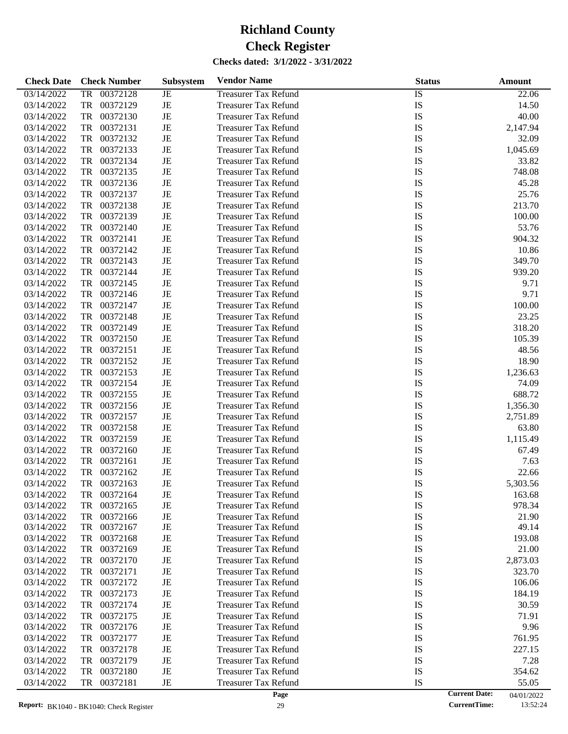# Richland County

# Check Register

**Checks dated: 3/1/2022 - 3/31/2022**

| Check Date | Check Number | Subsystem | Vendor Name | Status | Amount |
|---|---|---|---|---|---|
| 03/14/2022 | TR 00372128 | JE | Treasurer Tax Refund | IS | 22.06 |
| 03/14/2022 | TR 00372129 | JE | Treasurer Tax Refund | IS | 14.50 |
| 03/14/2022 | TR 00372130 | JE | Treasurer Tax Refund | IS | 40.00 |
| 03/14/2022 | TR 00372131 | JE | Treasurer Tax Refund | IS | 2,147.94 |
| 03/14/2022 | TR 00372132 | JE | Treasurer Tax Refund | IS | 32.09 |
| 03/14/2022 | TR 00372133 | JE | Treasurer Tax Refund | IS | 1,045.69 |
| 03/14/2022 | TR 00372134 | JE | Treasurer Tax Refund | IS | 33.82 |
| 03/14/2022 | TR 00372135 | JE | Treasurer Tax Refund | IS | 748.08 |
| 03/14/2022 | TR 00372136 | JE | Treasurer Tax Refund | IS | 45.28 |
| 03/14/2022 | TR 00372137 | JE | Treasurer Tax Refund | IS | 25.76 |
| 03/14/2022 | TR 00372138 | JE | Treasurer Tax Refund | IS | 213.70 |
| 03/14/2022 | TR 00372139 | JE | Treasurer Tax Refund | IS | 100.00 |
| 03/14/2022 | TR 00372140 | JE | Treasurer Tax Refund | IS | 53.76 |
| 03/14/2022 | TR 00372141 | JE | Treasurer Tax Refund | IS | 904.32 |
| 03/14/2022 | TR 00372142 | JE | Treasurer Tax Refund | IS | 10.86 |
| 03/14/2022 | TR 00372143 | JE | Treasurer Tax Refund | IS | 349.70 |
| 03/14/2022 | TR 00372144 | JE | Treasurer Tax Refund | IS | 939.20 |
| 03/14/2022 | TR 00372145 | JE | Treasurer Tax Refund | IS | 9.71 |
| 03/14/2022 | TR 00372146 | JE | Treasurer Tax Refund | IS | 9.71 |
| 03/14/2022 | TR 00372147 | JE | Treasurer Tax Refund | IS | 100.00 |
| 03/14/2022 | TR 00372148 | JE | Treasurer Tax Refund | IS | 23.25 |
| 03/14/2022 | TR 00372149 | JE | Treasurer Tax Refund | IS | 318.20 |
| 03/14/2022 | TR 00372150 | JE | Treasurer Tax Refund | IS | 105.39 |
| 03/14/2022 | TR 00372151 | JE | Treasurer Tax Refund | IS | 48.56 |
| 03/14/2022 | TR 00372152 | JE | Treasurer Tax Refund | IS | 18.90 |
| 03/14/2022 | TR 00372153 | JE | Treasurer Tax Refund | IS | 1,236.63 |
| 03/14/2022 | TR 00372154 | JE | Treasurer Tax Refund | IS | 74.09 |
| 03/14/2022 | TR 00372155 | JE | Treasurer Tax Refund | IS | 688.72 |
| 03/14/2022 | TR 00372156 | JE | Treasurer Tax Refund | IS | 1,356.30 |
| 03/14/2022 | TR 00372157 | JE | Treasurer Tax Refund | IS | 2,751.89 |
| 03/14/2022 | TR 00372158 | JE | Treasurer Tax Refund | IS | 63.80 |
| 03/14/2022 | TR 00372159 | JE | Treasurer Tax Refund | IS | 1,115.49 |
| 03/14/2022 | TR 00372160 | JE | Treasurer Tax Refund | IS | 67.49 |
| 03/14/2022 | TR 00372161 | JE | Treasurer Tax Refund | IS | 7.63 |
| 03/14/2022 | TR 00372162 | JE | Treasurer Tax Refund | IS | 22.66 |
| 03/14/2022 | TR 00372163 | JE | Treasurer Tax Refund | IS | 5,303.56 |
| 03/14/2022 | TR 00372164 | JE | Treasurer Tax Refund | IS | 163.68 |
| 03/14/2022 | TR 00372165 | JE | Treasurer Tax Refund | IS | 978.34 |
| 03/14/2022 | TR 00372166 | JE | Treasurer Tax Refund | IS | 21.90 |
| 03/14/2022 | TR 00372167 | JE | Treasurer Tax Refund | IS | 49.14 |
| 03/14/2022 | TR 00372168 | JE | Treasurer Tax Refund | IS | 193.08 |
| 03/14/2022 | TR 00372169 | JE | Treasurer Tax Refund | IS | 21.00 |
| 03/14/2022 | TR 00372170 | JE | Treasurer Tax Refund | IS | 2,873.03 |
| 03/14/2022 | TR 00372171 | JE | Treasurer Tax Refund | IS | 323.70 |
| 03/14/2022 | TR 00372172 | JE | Treasurer Tax Refund | IS | 106.06 |
| 03/14/2022 | TR 00372173 | JE | Treasurer Tax Refund | IS | 184.19 |
| 03/14/2022 | TR 00372174 | JE | Treasurer Tax Refund | IS | 30.59 |
| 03/14/2022 | TR 00372175 | JE | Treasurer Tax Refund | IS | 71.91 |
| 03/14/2022 | TR 00372176 | JE | Treasurer Tax Refund | IS | 9.96 |
| 03/14/2022 | TR 00372177 | JE | Treasurer Tax Refund | IS | 761.95 |
| 03/14/2022 | TR 00372178 | JE | Treasurer Tax Refund | IS | 227.15 |
| 03/14/2022 | TR 00372179 | JE | Treasurer Tax Refund | IS | 7.28 |
| 03/14/2022 | TR 00372180 | JE | Treasurer Tax Refund | IS | 354.62 |
| 03/14/2022 | TR 00372181 | JE | Treasurer Tax Refund | IS | 55.05 |

**Report:** BK1040 - BK1040: Check Register    **Current Date:** 04/01/2022    **CurrentTime:** 13:52:24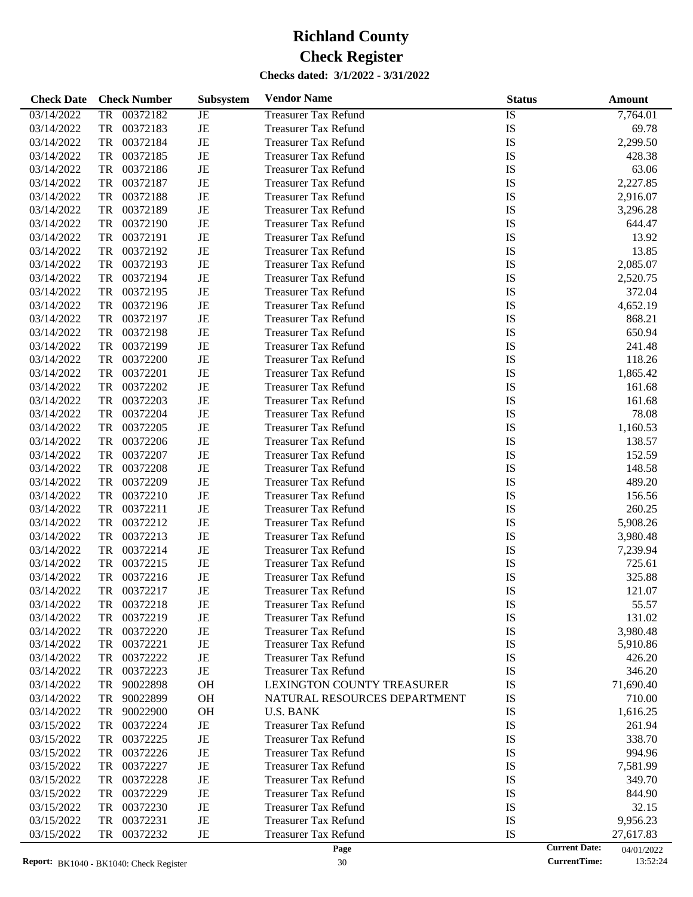# Richland County

# Check Register

**Checks dated: 3/1/2022 - 3/31/2022**

| Check Date | Check Number | Subsystem | Vendor Name | Status | Amount |
|---|---|---|---|---|---|
| 03/14/2022 | TR 00372182 | JE | Treasurer Tax Refund | IS | 7,764.01 |
| 03/14/2022 | TR 00372183 | JE | Treasurer Tax Refund | IS | 69.78 |
| 03/14/2022 | TR 00372184 | JE | Treasurer Tax Refund | IS | 2,299.50 |
| 03/14/2022 | TR 00372185 | JE | Treasurer Tax Refund | IS | 428.38 |
| 03/14/2022 | TR 00372186 | JE | Treasurer Tax Refund | IS | 63.06 |
| 03/14/2022 | TR 00372187 | JE | Treasurer Tax Refund | IS | 2,227.85 |
| 03/14/2022 | TR 00372188 | JE | Treasurer Tax Refund | IS | 2,916.07 |
| 03/14/2022 | TR 00372189 | JE | Treasurer Tax Refund | IS | 3,296.28 |
| 03/14/2022 | TR 00372190 | JE | Treasurer Tax Refund | IS | 644.47 |
| 03/14/2022 | TR 00372191 | JE | Treasurer Tax Refund | IS | 13.92 |
| 03/14/2022 | TR 00372192 | JE | Treasurer Tax Refund | IS | 13.85 |
| 03/14/2022 | TR 00372193 | JE | Treasurer Tax Refund | IS | 2,085.07 |
| 03/14/2022 | TR 00372194 | JE | Treasurer Tax Refund | IS | 2,520.75 |
| 03/14/2022 | TR 00372195 | JE | Treasurer Tax Refund | IS | 372.04 |
| 03/14/2022 | TR 00372196 | JE | Treasurer Tax Refund | IS | 4,652.19 |
| 03/14/2022 | TR 00372197 | JE | Treasurer Tax Refund | IS | 868.21 |
| 03/14/2022 | TR 00372198 | JE | Treasurer Tax Refund | IS | 650.94 |
| 03/14/2022 | TR 00372199 | JE | Treasurer Tax Refund | IS | 241.48 |
| 03/14/2022 | TR 00372200 | JE | Treasurer Tax Refund | IS | 118.26 |
| 03/14/2022 | TR 00372201 | JE | Treasurer Tax Refund | IS | 1,865.42 |
| 03/14/2022 | TR 00372202 | JE | Treasurer Tax Refund | IS | 161.68 |
| 03/14/2022 | TR 00372203 | JE | Treasurer Tax Refund | IS | 161.68 |
| 03/14/2022 | TR 00372204 | JE | Treasurer Tax Refund | IS | 78.08 |
| 03/14/2022 | TR 00372205 | JE | Treasurer Tax Refund | IS | 1,160.53 |
| 03/14/2022 | TR 00372206 | JE | Treasurer Tax Refund | IS | 138.57 |
| 03/14/2022 | TR 00372207 | JE | Treasurer Tax Refund | IS | 152.59 |
| 03/14/2022 | TR 00372208 | JE | Treasurer Tax Refund | IS | 148.58 |
| 03/14/2022 | TR 00372209 | JE | Treasurer Tax Refund | IS | 489.20 |
| 03/14/2022 | TR 00372210 | JE | Treasurer Tax Refund | IS | 156.56 |
| 03/14/2022 | TR 00372211 | JE | Treasurer Tax Refund | IS | 260.25 |
| 03/14/2022 | TR 00372212 | JE | Treasurer Tax Refund | IS | 5,908.26 |
| 03/14/2022 | TR 00372213 | JE | Treasurer Tax Refund | IS | 3,980.48 |
| 03/14/2022 | TR 00372214 | JE | Treasurer Tax Refund | IS | 7,239.94 |
| 03/14/2022 | TR 00372215 | JE | Treasurer Tax Refund | IS | 725.61 |
| 03/14/2022 | TR 00372216 | JE | Treasurer Tax Refund | IS | 325.88 |
| 03/14/2022 | TR 00372217 | JE | Treasurer Tax Refund | IS | 121.07 |
| 03/14/2022 | TR 00372218 | JE | Treasurer Tax Refund | IS | 55.57 |
| 03/14/2022 | TR 00372219 | JE | Treasurer Tax Refund | IS | 131.02 |
| 03/14/2022 | TR 00372220 | JE | Treasurer Tax Refund | IS | 3,980.48 |
| 03/14/2022 | TR 00372221 | JE | Treasurer Tax Refund | IS | 5,910.86 |
| 03/14/2022 | TR 00372222 | JE | Treasurer Tax Refund | IS | 426.20 |
| 03/14/2022 | TR 00372223 | JE | Treasurer Tax Refund | IS | 346.20 |
| 03/14/2022 | TR 90022898 | OH | LEXINGTON COUNTY TREASURER | IS | 71,690.40 |
| 03/14/2022 | TR 90022899 | OH | NATURAL RESOURCES DEPARTMENT | IS | 710.00 |
| 03/14/2022 | TR 90022900 | OH | U.S. BANK | IS | 1,616.25 |
| 03/15/2022 | TR 00372224 | JE | Treasurer Tax Refund | IS | 261.94 |
| 03/15/2022 | TR 00372225 | JE | Treasurer Tax Refund | IS | 338.70 |
| 03/15/2022 | TR 00372226 | JE | Treasurer Tax Refund | IS | 994.96 |
| 03/15/2022 | TR 00372227 | JE | Treasurer Tax Refund | IS | 7,581.99 |
| 03/15/2022 | TR 00372228 | JE | Treasurer Tax Refund | IS | 349.70 |
| 03/15/2022 | TR 00372229 | JE | Treasurer Tax Refund | IS | 844.90 |
| 03/15/2022 | TR 00372230 | JE | Treasurer Tax Refund | IS | 32.15 |
| 03/15/2022 | TR 00372231 | JE | Treasurer Tax Refund | IS | 9,956.23 |
| 03/15/2022 | TR 00372232 | JE | Treasurer Tax Refund | IS | 27,617.83 |

Report: BK1040 - BK1040: Check Register

Current Date: 04/01/2022
CurrentTime: 13:52:24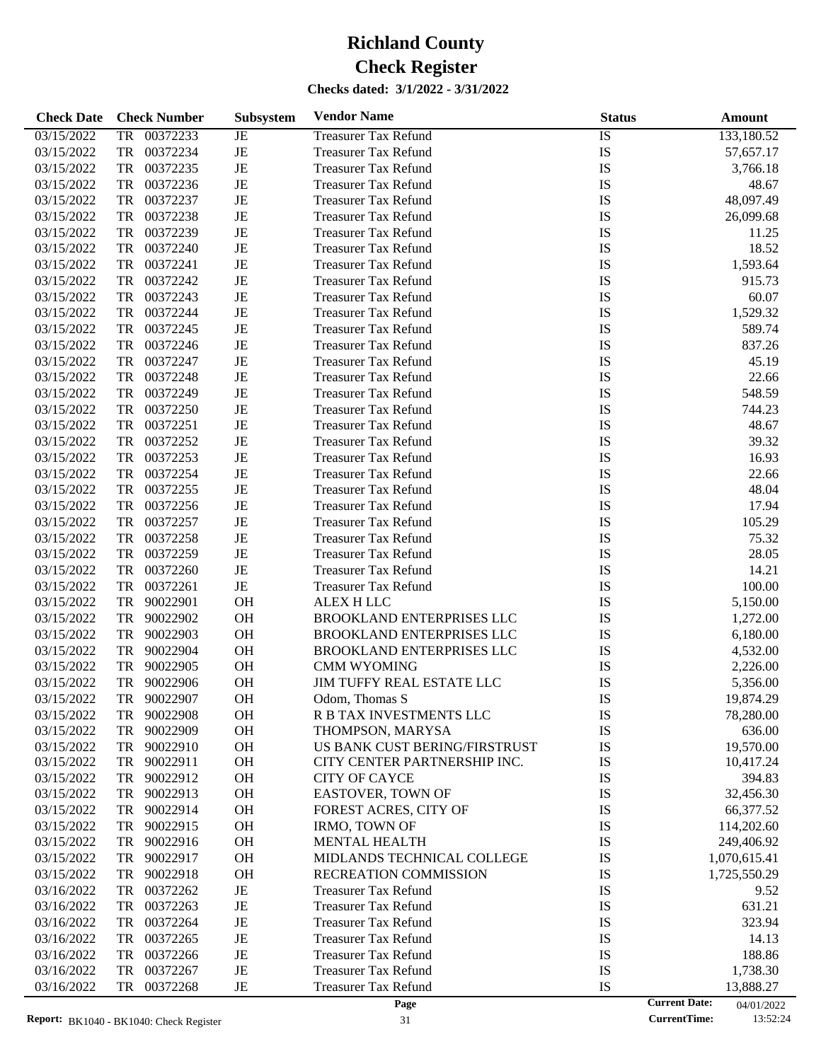# Richland County

# Check Register

**Checks dated: 3/1/2022 - 3/31/2022**

| Check Date | Check Number | Subsystem | Vendor Name | Status | Amount |
|---|---|---|---|---|---|
| 03/15/2022 | TR 00372233 | JE | Treasurer Tax Refund | IS | 133,180.52 |
| 03/15/2022 | TR 00372234 | JE | Treasurer Tax Refund | IS | 57,657.17 |
| 03/15/2022 | TR 00372235 | JE | Treasurer Tax Refund | IS | 3,766.18 |
| 03/15/2022 | TR 00372236 | JE | Treasurer Tax Refund | IS | 48.67 |
| 03/15/2022 | TR 00372237 | JE | Treasurer Tax Refund | IS | 48,097.49 |
| 03/15/2022 | TR 00372238 | JE | Treasurer Tax Refund | IS | 26,099.68 |
| 03/15/2022 | TR 00372239 | JE | Treasurer Tax Refund | IS | 11.25 |
| 03/15/2022 | TR 00372240 | JE | Treasurer Tax Refund | IS | 18.52 |
| 03/15/2022 | TR 00372241 | JE | Treasurer Tax Refund | IS | 1,593.64 |
| 03/15/2022 | TR 00372242 | JE | Treasurer Tax Refund | IS | 915.73 |
| 03/15/2022 | TR 00372243 | JE | Treasurer Tax Refund | IS | 60.07 |
| 03/15/2022 | TR 00372244 | JE | Treasurer Tax Refund | IS | 1,529.32 |
| 03/15/2022 | TR 00372245 | JE | Treasurer Tax Refund | IS | 589.74 |
| 03/15/2022 | TR 00372246 | JE | Treasurer Tax Refund | IS | 837.26 |
| 03/15/2022 | TR 00372247 | JE | Treasurer Tax Refund | IS | 45.19 |
| 03/15/2022 | TR 00372248 | JE | Treasurer Tax Refund | IS | 22.66 |
| 03/15/2022 | TR 00372249 | JE | Treasurer Tax Refund | IS | 548.59 |
| 03/15/2022 | TR 00372250 | JE | Treasurer Tax Refund | IS | 744.23 |
| 03/15/2022 | TR 00372251 | JE | Treasurer Tax Refund | IS | 48.67 |
| 03/15/2022 | TR 00372252 | JE | Treasurer Tax Refund | IS | 39.32 |
| 03/15/2022 | TR 00372253 | JE | Treasurer Tax Refund | IS | 16.93 |
| 03/15/2022 | TR 00372254 | JE | Treasurer Tax Refund | IS | 22.66 |
| 03/15/2022 | TR 00372255 | JE | Treasurer Tax Refund | IS | 48.04 |
| 03/15/2022 | TR 00372256 | JE | Treasurer Tax Refund | IS | 17.94 |
| 03/15/2022 | TR 00372257 | JE | Treasurer Tax Refund | IS | 105.29 |
| 03/15/2022 | TR 00372258 | JE | Treasurer Tax Refund | IS | 75.32 |
| 03/15/2022 | TR 00372259 | JE | Treasurer Tax Refund | IS | 28.05 |
| 03/15/2022 | TR 00372260 | JE | Treasurer Tax Refund | IS | 14.21 |
| 03/15/2022 | TR 00372261 | JE | Treasurer Tax Refund | IS | 100.00 |
| 03/15/2022 | TR 90022901 | OH | ALEX H LLC | IS | 5,150.00 |
| 03/15/2022 | TR 90022902 | OH | BROOKLAND ENTERPRISES LLC | IS | 1,272.00 |
| 03/15/2022 | TR 90022903 | OH | BROOKLAND ENTERPRISES LLC | IS | 6,180.00 |
| 03/15/2022 | TR 90022904 | OH | BROOKLAND ENTERPRISES LLC | IS | 4,532.00 |
| 03/15/2022 | TR 90022905 | OH | CMM WYOMING | IS | 2,226.00 |
| 03/15/2022 | TR 90022906 | OH | JIM TUFFY REAL ESTATE LLC | IS | 5,356.00 |
| 03/15/2022 | TR 90022907 | OH | Odom, Thomas S | IS | 19,874.29 |
| 03/15/2022 | TR 90022908 | OH | R B TAX INVESTMENTS LLC | IS | 78,280.00 |
| 03/15/2022 | TR 90022909 | OH | THOMPSON, MARYSA | IS | 636.00 |
| 03/15/2022 | TR 90022910 | OH | US BANK CUST BERING/FIRSTRUST | IS | 19,570.00 |
| 03/15/2022 | TR 90022911 | OH | CITY CENTER PARTNERSHIP INC. | IS | 10,417.24 |
| 03/15/2022 | TR 90022912 | OH | CITY OF CAYCE | IS | 394.83 |
| 03/15/2022 | TR 90022913 | OH | EASTOVER, TOWN OF | IS | 32,456.30 |
| 03/15/2022 | TR 90022914 | OH | FOREST ACRES, CITY OF | IS | 66,377.52 |
| 03/15/2022 | TR 90022915 | OH | IRMO, TOWN OF | IS | 114,202.60 |
| 03/15/2022 | TR 90022916 | OH | MENTAL HEALTH | IS | 249,406.92 |
| 03/15/2022 | TR 90022917 | OH | MIDLANDS TECHNICAL COLLEGE | IS | 1,070,615.41 |
| 03/15/2022 | TR 90022918 | OH | RECREATION COMMISSION | IS | 1,725,550.29 |
| 03/16/2022 | TR 00372262 | JE | Treasurer Tax Refund | IS | 9.52 |
| 03/16/2022 | TR 00372263 | JE | Treasurer Tax Refund | IS | 631.21 |
| 03/16/2022 | TR 00372264 | JE | Treasurer Tax Refund | IS | 323.94 |
| 03/16/2022 | TR 00372265 | JE | Treasurer Tax Refund | IS | 14.13 |
| 03/16/2022 | TR 00372266 | JE | Treasurer Tax Refund | IS | 188.86 |
| 03/16/2022 | TR 00372267 | JE | Treasurer Tax Refund | IS | 1,738.30 |
| 03/16/2022 | TR 00372268 | JE | Treasurer Tax Refund | IS | 13,888.27 |

**Current Date:** 04/01/2022
**CurrentTime:** 13:52:24

**Report:** BK1040 - BK1040: Check Register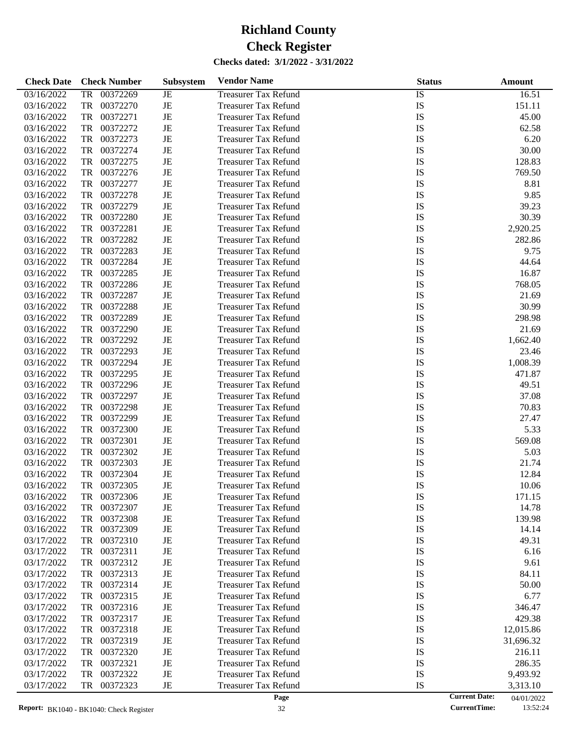# Richland County
# Check Register

**Checks dated: 3/1/2022 - 3/31/2022**

| Check Date | Check Number | Subsystem | Vendor Name | Status | Amount |
|---|---|---|---|---|---|
| 03/16/2022 | TR 00372269 | JE | Treasurer Tax Refund | IS | 16.51 |
| 03/16/2022 | TR 00372270 | JE | Treasurer Tax Refund | IS | 151.11 |
| 03/16/2022 | TR 00372271 | JE | Treasurer Tax Refund | IS | 45.00 |
| 03/16/2022 | TR 00372272 | JE | Treasurer Tax Refund | IS | 62.58 |
| 03/16/2022 | TR 00372273 | JE | Treasurer Tax Refund | IS | 6.20 |
| 03/16/2022 | TR 00372274 | JE | Treasurer Tax Refund | IS | 30.00 |
| 03/16/2022 | TR 00372275 | JE | Treasurer Tax Refund | IS | 128.83 |
| 03/16/2022 | TR 00372276 | JE | Treasurer Tax Refund | IS | 769.50 |
| 03/16/2022 | TR 00372277 | JE | Treasurer Tax Refund | IS | 8.81 |
| 03/16/2022 | TR 00372278 | JE | Treasurer Tax Refund | IS | 9.85 |
| 03/16/2022 | TR 00372279 | JE | Treasurer Tax Refund | IS | 39.23 |
| 03/16/2022 | TR 00372280 | JE | Treasurer Tax Refund | IS | 30.39 |
| 03/16/2022 | TR 00372281 | JE | Treasurer Tax Refund | IS | 2,920.25 |
| 03/16/2022 | TR 00372282 | JE | Treasurer Tax Refund | IS | 282.86 |
| 03/16/2022 | TR 00372283 | JE | Treasurer Tax Refund | IS | 9.75 |
| 03/16/2022 | TR 00372284 | JE | Treasurer Tax Refund | IS | 44.64 |
| 03/16/2022 | TR 00372285 | JE | Treasurer Tax Refund | IS | 16.87 |
| 03/16/2022 | TR 00372286 | JE | Treasurer Tax Refund | IS | 768.05 |
| 03/16/2022 | TR 00372287 | JE | Treasurer Tax Refund | IS | 21.69 |
| 03/16/2022 | TR 00372288 | JE | Treasurer Tax Refund | IS | 30.99 |
| 03/16/2022 | TR 00372289 | JE | Treasurer Tax Refund | IS | 298.98 |
| 03/16/2022 | TR 00372290 | JE | Treasurer Tax Refund | IS | 21.69 |
| 03/16/2022 | TR 00372292 | JE | Treasurer Tax Refund | IS | 1,662.40 |
| 03/16/2022 | TR 00372293 | JE | Treasurer Tax Refund | IS | 23.46 |
| 03/16/2022 | TR 00372294 | JE | Treasurer Tax Refund | IS | 1,008.39 |
| 03/16/2022 | TR 00372295 | JE | Treasurer Tax Refund | IS | 471.87 |
| 03/16/2022 | TR 00372296 | JE | Treasurer Tax Refund | IS | 49.51 |
| 03/16/2022 | TR 00372297 | JE | Treasurer Tax Refund | IS | 37.08 |
| 03/16/2022 | TR 00372298 | JE | Treasurer Tax Refund | IS | 70.83 |
| 03/16/2022 | TR 00372299 | JE | Treasurer Tax Refund | IS | 27.47 |
| 03/16/2022 | TR 00372300 | JE | Treasurer Tax Refund | IS | 5.33 |
| 03/16/2022 | TR 00372301 | JE | Treasurer Tax Refund | IS | 569.08 |
| 03/16/2022 | TR 00372302 | JE | Treasurer Tax Refund | IS | 5.03 |
| 03/16/2022 | TR 00372303 | JE | Treasurer Tax Refund | IS | 21.74 |
| 03/16/2022 | TR 00372304 | JE | Treasurer Tax Refund | IS | 12.84 |
| 03/16/2022 | TR 00372305 | JE | Treasurer Tax Refund | IS | 10.06 |
| 03/16/2022 | TR 00372306 | JE | Treasurer Tax Refund | IS | 171.15 |
| 03/16/2022 | TR 00372307 | JE | Treasurer Tax Refund | IS | 14.78 |
| 03/16/2022 | TR 00372308 | JE | Treasurer Tax Refund | IS | 139.98 |
| 03/16/2022 | TR 00372309 | JE | Treasurer Tax Refund | IS | 14.14 |
| 03/17/2022 | TR 00372310 | JE | Treasurer Tax Refund | IS | 49.31 |
| 03/17/2022 | TR 00372311 | JE | Treasurer Tax Refund | IS | 6.16 |
| 03/17/2022 | TR 00372312 | JE | Treasurer Tax Refund | IS | 9.61 |
| 03/17/2022 | TR 00372313 | JE | Treasurer Tax Refund | IS | 84.11 |
| 03/17/2022 | TR 00372314 | JE | Treasurer Tax Refund | IS | 50.00 |
| 03/17/2022 | TR 00372315 | JE | Treasurer Tax Refund | IS | 6.77 |
| 03/17/2022 | TR 00372316 | JE | Treasurer Tax Refund | IS | 346.47 |
| 03/17/2022 | TR 00372317 | JE | Treasurer Tax Refund | IS | 429.38 |
| 03/17/2022 | TR 00372318 | JE | Treasurer Tax Refund | IS | 12,015.86 |
| 03/17/2022 | TR 00372319 | JE | Treasurer Tax Refund | IS | 31,696.32 |
| 03/17/2022 | TR 00372320 | JE | Treasurer Tax Refund | IS | 216.11 |
| 03/17/2022 | TR 00372321 | JE | Treasurer Tax Refund | IS | 286.35 |
| 03/17/2022 | TR 00372322 | JE | Treasurer Tax Refund | IS | 9,493.92 |
| 03/17/2022 | TR 00372323 | JE | Treasurer Tax Refund | IS | 3,313.10 |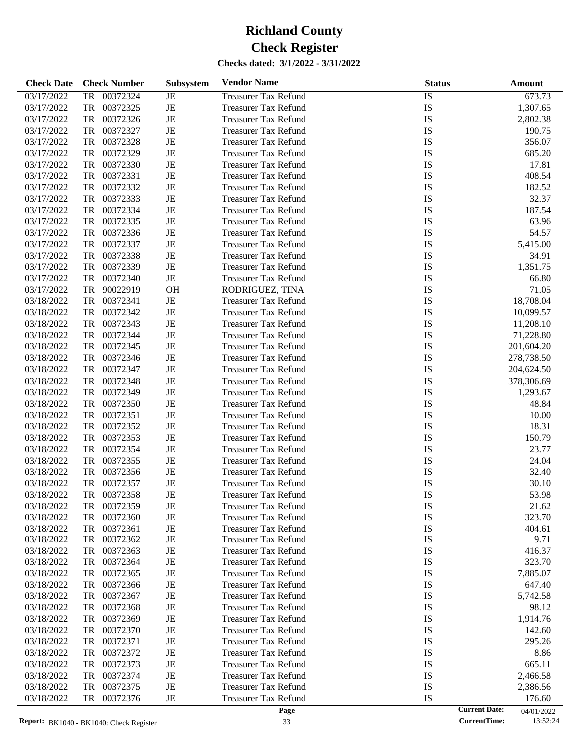# Richland County

# Check Register

**Checks dated: 3/1/2022 - 3/31/2022**

| Check Date | Check Number | Subsystem | Vendor Name | Status | Amount |
|---|---|---|---|---|---|
| 03/17/2022 | TR 00372324 | JE | Treasurer Tax Refund | IS | 673.73 |
| 03/17/2022 | TR 00372325 | JE | Treasurer Tax Refund | IS | 1,307.65 |
| 03/17/2022 | TR 00372326 | JE | Treasurer Tax Refund | IS | 2,802.38 |
| 03/17/2022 | TR 00372327 | JE | Treasurer Tax Refund | IS | 190.75 |
| 03/17/2022 | TR 00372328 | JE | Treasurer Tax Refund | IS | 356.07 |
| 03/17/2022 | TR 00372329 | JE | Treasurer Tax Refund | IS | 685.20 |
| 03/17/2022 | TR 00372330 | JE | Treasurer Tax Refund | IS | 17.81 |
| 03/17/2022 | TR 00372331 | JE | Treasurer Tax Refund | IS | 408.54 |
| 03/17/2022 | TR 00372332 | JE | Treasurer Tax Refund | IS | 182.52 |
| 03/17/2022 | TR 00372333 | JE | Treasurer Tax Refund | IS | 32.37 |
| 03/17/2022 | TR 00372334 | JE | Treasurer Tax Refund | IS | 187.54 |
| 03/17/2022 | TR 00372335 | JE | Treasurer Tax Refund | IS | 63.96 |
| 03/17/2022 | TR 00372336 | JE | Treasurer Tax Refund | IS | 54.57 |
| 03/17/2022 | TR 00372337 | JE | Treasurer Tax Refund | IS | 5,415.00 |
| 03/17/2022 | TR 00372338 | JE | Treasurer Tax Refund | IS | 34.91 |
| 03/17/2022 | TR 00372339 | JE | Treasurer Tax Refund | IS | 1,351.75 |
| 03/17/2022 | TR 00372340 | JE | Treasurer Tax Refund | IS | 66.80 |
| 03/17/2022 | TR 90022919 | OH | RODRIGUEZ, TINA | IS | 71.05 |
| 03/18/2022 | TR 00372341 | JE | Treasurer Tax Refund | IS | 18,708.04 |
| 03/18/2022 | TR 00372342 | JE | Treasurer Tax Refund | IS | 10,099.57 |
| 03/18/2022 | TR 00372343 | JE | Treasurer Tax Refund | IS | 11,208.10 |
| 03/18/2022 | TR 00372344 | JE | Treasurer Tax Refund | IS | 71,228.80 |
| 03/18/2022 | TR 00372345 | JE | Treasurer Tax Refund | IS | 201,604.20 |
| 03/18/2022 | TR 00372346 | JE | Treasurer Tax Refund | IS | 278,738.50 |
| 03/18/2022 | TR 00372347 | JE | Treasurer Tax Refund | IS | 204,624.50 |
| 03/18/2022 | TR 00372348 | JE | Treasurer Tax Refund | IS | 378,306.69 |
| 03/18/2022 | TR 00372349 | JE | Treasurer Tax Refund | IS | 1,293.67 |
| 03/18/2022 | TR 00372350 | JE | Treasurer Tax Refund | IS | 48.84 |
| 03/18/2022 | TR 00372351 | JE | Treasurer Tax Refund | IS | 10.00 |
| 03/18/2022 | TR 00372352 | JE | Treasurer Tax Refund | IS | 18.31 |
| 03/18/2022 | TR 00372353 | JE | Treasurer Tax Refund | IS | 150.79 |
| 03/18/2022 | TR 00372354 | JE | Treasurer Tax Refund | IS | 23.77 |
| 03/18/2022 | TR 00372355 | JE | Treasurer Tax Refund | IS | 24.04 |
| 03/18/2022 | TR 00372356 | JE | Treasurer Tax Refund | IS | 32.40 |
| 03/18/2022 | TR 00372357 | JE | Treasurer Tax Refund | IS | 30.10 |
| 03/18/2022 | TR 00372358 | JE | Treasurer Tax Refund | IS | 53.98 |
| 03/18/2022 | TR 00372359 | JE | Treasurer Tax Refund | IS | 21.62 |
| 03/18/2022 | TR 00372360 | JE | Treasurer Tax Refund | IS | 323.70 |
| 03/18/2022 | TR 00372361 | JE | Treasurer Tax Refund | IS | 404.61 |
| 03/18/2022 | TR 00372362 | JE | Treasurer Tax Refund | IS | 9.71 |
| 03/18/2022 | TR 00372363 | JE | Treasurer Tax Refund | IS | 416.37 |
| 03/18/2022 | TR 00372364 | JE | Treasurer Tax Refund | IS | 323.70 |
| 03/18/2022 | TR 00372365 | JE | Treasurer Tax Refund | IS | 7,885.07 |
| 03/18/2022 | TR 00372366 | JE | Treasurer Tax Refund | IS | 647.40 |
| 03/18/2022 | TR 00372367 | JE | Treasurer Tax Refund | IS | 5,742.58 |
| 03/18/2022 | TR 00372368 | JE | Treasurer Tax Refund | IS | 98.12 |
| 03/18/2022 | TR 00372369 | JE | Treasurer Tax Refund | IS | 1,914.76 |
| 03/18/2022 | TR 00372370 | JE | Treasurer Tax Refund | IS | 142.60 |
| 03/18/2022 | TR 00372371 | JE | Treasurer Tax Refund | IS | 295.26 |
| 03/18/2022 | TR 00372372 | JE | Treasurer Tax Refund | IS | 8.86 |
| 03/18/2022 | TR 00372373 | JE | Treasurer Tax Refund | IS | 665.11 |
| 03/18/2022 | TR 00372374 | JE | Treasurer Tax Refund | IS | 2,466.58 |
| 03/18/2022 | TR 00372375 | JE | Treasurer Tax Refund | IS | 2,386.56 |
| 03/18/2022 | TR 00372376 | JE | Treasurer Tax Refund | IS | 176.60 |

**Report:** BK1040 - BK1040: Check Register

**Current Date:** 04/01/2022
**CurrentTime:** 13:52:24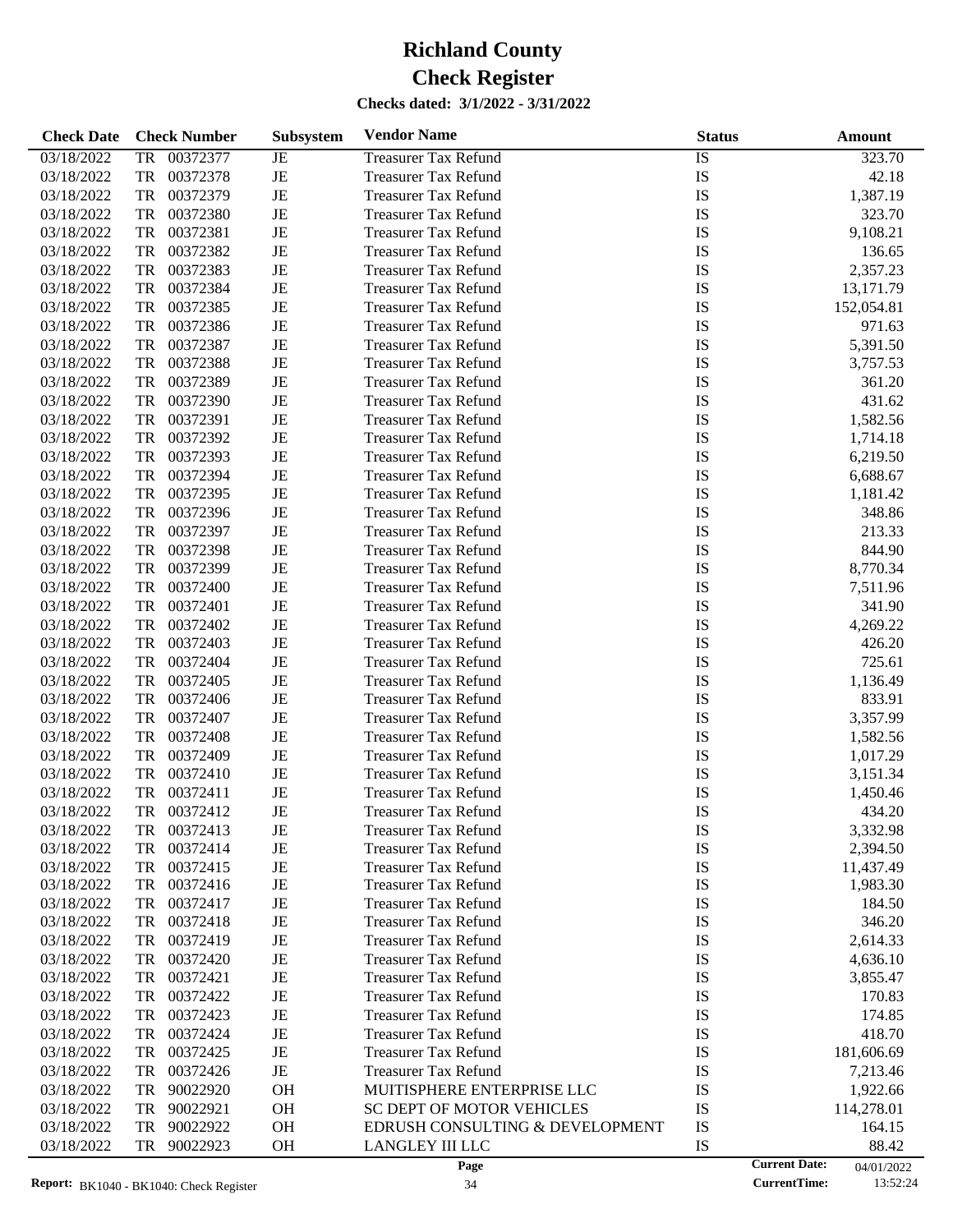# Richland County
# Check Register

**Checks dated: 3/1/2022 - 3/31/2022**

| Check Date | Check Number | Subsystem | Vendor Name | Status | Amount |
|---|---|---|---|---|---|
| 03/18/2022 | TR 00372377 | JE | Treasurer Tax Refund | IS | 323.70 |
| 03/18/2022 | TR 00372378 | JE | Treasurer Tax Refund | IS | 42.18 |
| 03/18/2022 | TR 00372379 | JE | Treasurer Tax Refund | IS | 1,387.19 |
| 03/18/2022 | TR 00372380 | JE | Treasurer Tax Refund | IS | 323.70 |
| 03/18/2022 | TR 00372381 | JE | Treasurer Tax Refund | IS | 9,108.21 |
| 03/18/2022 | TR 00372382 | JE | Treasurer Tax Refund | IS | 136.65 |
| 03/18/2022 | TR 00372383 | JE | Treasurer Tax Refund | IS | 2,357.23 |
| 03/18/2022 | TR 00372384 | JE | Treasurer Tax Refund | IS | 13,171.79 |
| 03/18/2022 | TR 00372385 | JE | Treasurer Tax Refund | IS | 152,054.81 |
| 03/18/2022 | TR 00372386 | JE | Treasurer Tax Refund | IS | 971.63 |
| 03/18/2022 | TR 00372387 | JE | Treasurer Tax Refund | IS | 5,391.50 |
| 03/18/2022 | TR 00372388 | JE | Treasurer Tax Refund | IS | 3,757.53 |
| 03/18/2022 | TR 00372389 | JE | Treasurer Tax Refund | IS | 361.20 |
| 03/18/2022 | TR 00372390 | JE | Treasurer Tax Refund | IS | 431.62 |
| 03/18/2022 | TR 00372391 | JE | Treasurer Tax Refund | IS | 1,582.56 |
| 03/18/2022 | TR 00372392 | JE | Treasurer Tax Refund | IS | 1,714.18 |
| 03/18/2022 | TR 00372393 | JE | Treasurer Tax Refund | IS | 6,219.50 |
| 03/18/2022 | TR 00372394 | JE | Treasurer Tax Refund | IS | 6,688.67 |
| 03/18/2022 | TR 00372395 | JE | Treasurer Tax Refund | IS | 1,181.42 |
| 03/18/2022 | TR 00372396 | JE | Treasurer Tax Refund | IS | 348.86 |
| 03/18/2022 | TR 00372397 | JE | Treasurer Tax Refund | IS | 213.33 |
| 03/18/2022 | TR 00372398 | JE | Treasurer Tax Refund | IS | 844.90 |
| 03/18/2022 | TR 00372399 | JE | Treasurer Tax Refund | IS | 8,770.34 |
| 03/18/2022 | TR 00372400 | JE | Treasurer Tax Refund | IS | 7,511.96 |
| 03/18/2022 | TR 00372401 | JE | Treasurer Tax Refund | IS | 341.90 |
| 03/18/2022 | TR 00372402 | JE | Treasurer Tax Refund | IS | 4,269.22 |
| 03/18/2022 | TR 00372403 | JE | Treasurer Tax Refund | IS | 426.20 |
| 03/18/2022 | TR 00372404 | JE | Treasurer Tax Refund | IS | 725.61 |
| 03/18/2022 | TR 00372405 | JE | Treasurer Tax Refund | IS | 1,136.49 |
| 03/18/2022 | TR 00372406 | JE | Treasurer Tax Refund | IS | 833.91 |
| 03/18/2022 | TR 00372407 | JE | Treasurer Tax Refund | IS | 3,357.99 |
| 03/18/2022 | TR 00372408 | JE | Treasurer Tax Refund | IS | 1,582.56 |
| 03/18/2022 | TR 00372409 | JE | Treasurer Tax Refund | IS | 1,017.29 |
| 03/18/2022 | TR 00372410 | JE | Treasurer Tax Refund | IS | 3,151.34 |
| 03/18/2022 | TR 00372411 | JE | Treasurer Tax Refund | IS | 1,450.46 |
| 03/18/2022 | TR 00372412 | JE | Treasurer Tax Refund | IS | 434.20 |
| 03/18/2022 | TR 00372413 | JE | Treasurer Tax Refund | IS | 3,332.98 |
| 03/18/2022 | TR 00372414 | JE | Treasurer Tax Refund | IS | 2,394.50 |
| 03/18/2022 | TR 00372415 | JE | Treasurer Tax Refund | IS | 11,437.49 |
| 03/18/2022 | TR 00372416 | JE | Treasurer Tax Refund | IS | 1,983.30 |
| 03/18/2022 | TR 00372417 | JE | Treasurer Tax Refund | IS | 184.50 |
| 03/18/2022 | TR 00372418 | JE | Treasurer Tax Refund | IS | 346.20 |
| 03/18/2022 | TR 00372419 | JE | Treasurer Tax Refund | IS | 2,614.33 |
| 03/18/2022 | TR 00372420 | JE | Treasurer Tax Refund | IS | 4,636.10 |
| 03/18/2022 | TR 00372421 | JE | Treasurer Tax Refund | IS | 3,855.47 |
| 03/18/2022 | TR 00372422 | JE | Treasurer Tax Refund | IS | 170.83 |
| 03/18/2022 | TR 00372423 | JE | Treasurer Tax Refund | IS | 174.85 |
| 03/18/2022 | TR 00372424 | JE | Treasurer Tax Refund | IS | 418.70 |
| 03/18/2022 | TR 00372425 | JE | Treasurer Tax Refund | IS | 181,606.69 |
| 03/18/2022 | TR 00372426 | JE | Treasurer Tax Refund | IS | 7,213.46 |
| 03/18/2022 | TR 90022920 | OH | MUITISPHERE ENTERPRISE LLC | IS | 1,922.66 |
| 03/18/2022 | TR 90022921 | OH | SC DEPT OF MOTOR VEHICLES | IS | 114,278.01 |
| 03/18/2022 | TR 90022922 | OH | EDRUSH CONSULTING & DEVELOPMENT | IS | 164.15 |
| 03/18/2022 | TR 90022923 | OH | LANGLEY III LLC | IS | 88.42 |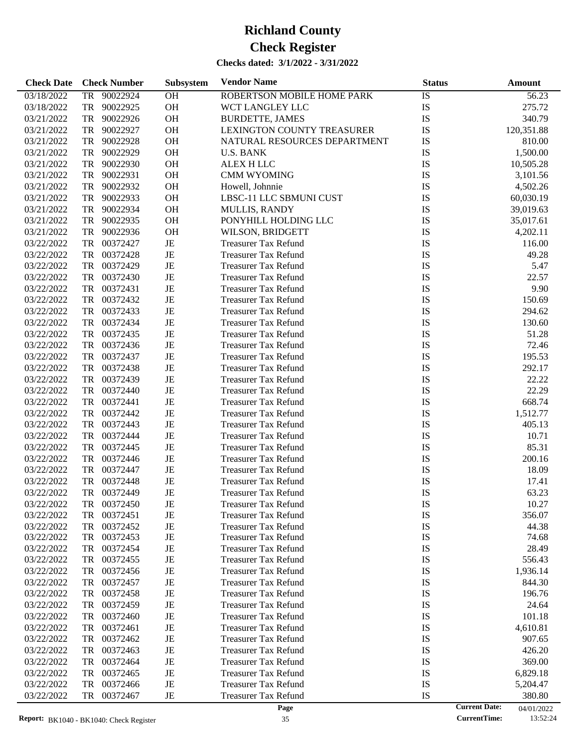# Richland County

# Check Register

**Checks dated: 3/1/2022 - 3/31/2022**

| Check Date | Check Number | Subsystem | Vendor Name | Status | Amount |
|---|---|---|---|---|---|
| 03/18/2022 | TR 90022924 | OH | ROBERTSON MOBILE HOME PARK | IS | 56.23 |
| 03/18/2022 | TR 90022925 | OH | WCT LANGLEY LLC | IS | 275.72 |
| 03/21/2022 | TR 90022926 | OH | BURDETTE, JAMES | IS | 340.79 |
| 03/21/2022 | TR 90022927 | OH | LEXINGTON COUNTY TREASURER | IS | 120,351.88 |
| 03/21/2022 | TR 90022928 | OH | NATURAL RESOURCES DEPARTMENT | IS | 810.00 |
| 03/21/2022 | TR 90022929 | OH | U.S. BANK | IS | 1,500.00 |
| 03/21/2022 | TR 90022930 | OH | ALEX H LLC | IS | 10,505.28 |
| 03/21/2022 | TR 90022931 | OH | CMM WYOMING | IS | 3,101.56 |
| 03/21/2022 | TR 90022932 | OH | Howell, Johnnie | IS | 4,502.26 |
| 03/21/2022 | TR 90022933 | OH | LBSC-11 LLC SBMUNI CUST | IS | 60,030.19 |
| 03/21/2022 | TR 90022934 | OH | MULLIS, RANDY | IS | 39,019.63 |
| 03/21/2022 | TR 90022935 | OH | PONYHILL HOLDING LLC | IS | 35,017.61 |
| 03/21/2022 | TR 90022936 | OH | WILSON, BRIDGETT | IS | 4,202.11 |
| 03/22/2022 | TR 00372427 | JE | Treasurer Tax Refund | IS | 116.00 |
| 03/22/2022 | TR 00372428 | JE | Treasurer Tax Refund | IS | 49.28 |
| 03/22/2022 | TR 00372429 | JE | Treasurer Tax Refund | IS | 5.47 |
| 03/22/2022 | TR 00372430 | JE | Treasurer Tax Refund | IS | 22.57 |
| 03/22/2022 | TR 00372431 | JE | Treasurer Tax Refund | IS | 9.90 |
| 03/22/2022 | TR 00372432 | JE | Treasurer Tax Refund | IS | 150.69 |
| 03/22/2022 | TR 00372433 | JE | Treasurer Tax Refund | IS | 294.62 |
| 03/22/2022 | TR 00372434 | JE | Treasurer Tax Refund | IS | 130.60 |
| 03/22/2022 | TR 00372435 | JE | Treasurer Tax Refund | IS | 51.28 |
| 03/22/2022 | TR 00372436 | JE | Treasurer Tax Refund | IS | 72.46 |
| 03/22/2022 | TR 00372437 | JE | Treasurer Tax Refund | IS | 195.53 |
| 03/22/2022 | TR 00372438 | JE | Treasurer Tax Refund | IS | 292.17 |
| 03/22/2022 | TR 00372439 | JE | Treasurer Tax Refund | IS | 22.22 |
| 03/22/2022 | TR 00372440 | JE | Treasurer Tax Refund | IS | 22.29 |
| 03/22/2022 | TR 00372441 | JE | Treasurer Tax Refund | IS | 668.74 |
| 03/22/2022 | TR 00372442 | JE | Treasurer Tax Refund | IS | 1,512.77 |
| 03/22/2022 | TR 00372443 | JE | Treasurer Tax Refund | IS | 405.13 |
| 03/22/2022 | TR 00372444 | JE | Treasurer Tax Refund | IS | 10.71 |
| 03/22/2022 | TR 00372445 | JE | Treasurer Tax Refund | IS | 85.31 |
| 03/22/2022 | TR 00372446 | JE | Treasurer Tax Refund | IS | 200.16 |
| 03/22/2022 | TR 00372447 | JE | Treasurer Tax Refund | IS | 18.09 |
| 03/22/2022 | TR 00372448 | JE | Treasurer Tax Refund | IS | 17.41 |
| 03/22/2022 | TR 00372449 | JE | Treasurer Tax Refund | IS | 63.23 |
| 03/22/2022 | TR 00372450 | JE | Treasurer Tax Refund | IS | 10.27 |
| 03/22/2022 | TR 00372451 | JE | Treasurer Tax Refund | IS | 356.07 |
| 03/22/2022 | TR 00372452 | JE | Treasurer Tax Refund | IS | 44.38 |
| 03/22/2022 | TR 00372453 | JE | Treasurer Tax Refund | IS | 74.68 |
| 03/22/2022 | TR 00372454 | JE | Treasurer Tax Refund | IS | 28.49 |
| 03/22/2022 | TR 00372455 | JE | Treasurer Tax Refund | IS | 556.43 |
| 03/22/2022 | TR 00372456 | JE | Treasurer Tax Refund | IS | 1,936.14 |
| 03/22/2022 | TR 00372457 | JE | Treasurer Tax Refund | IS | 844.30 |
| 03/22/2022 | TR 00372458 | JE | Treasurer Tax Refund | IS | 196.76 |
| 03/22/2022 | TR 00372459 | JE | Treasurer Tax Refund | IS | 24.64 |
| 03/22/2022 | TR 00372460 | JE | Treasurer Tax Refund | IS | 101.18 |
| 03/22/2022 | TR 00372461 | JE | Treasurer Tax Refund | IS | 4,610.81 |
| 03/22/2022 | TR 00372462 | JE | Treasurer Tax Refund | IS | 907.65 |
| 03/22/2022 | TR 00372463 | JE | Treasurer Tax Refund | IS | 426.20 |
| 03/22/2022 | TR 00372464 | JE | Treasurer Tax Refund | IS | 369.00 |
| 03/22/2022 | TR 00372465 | JE | Treasurer Tax Refund | IS | 6,829.18 |
| 03/22/2022 | TR 00372466 | JE | Treasurer Tax Refund | IS | 5,204.47 |
| 03/22/2022 | TR 00372467 | JE | Treasurer Tax Refund | IS | 380.80 |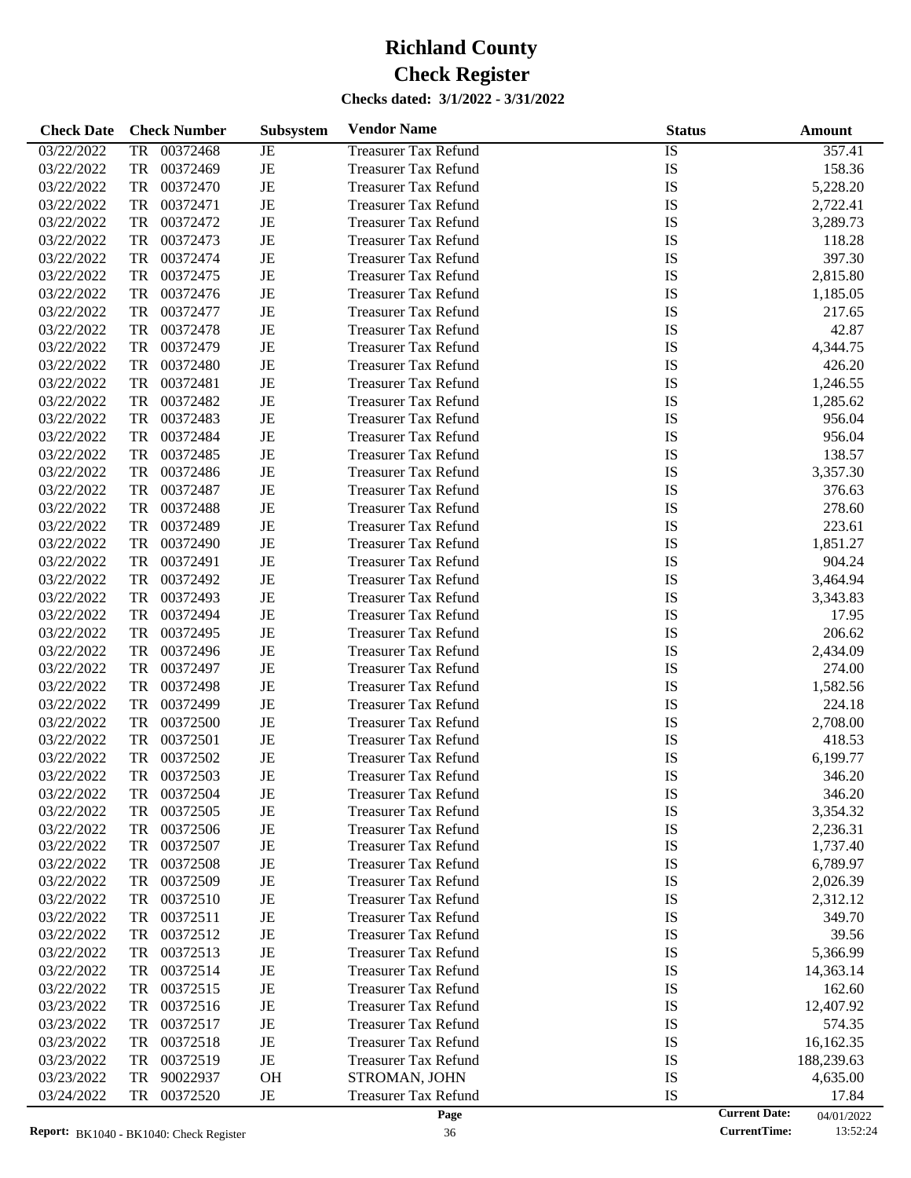# Richland County

# Check Register

**Checks dated: 3/1/2022 - 3/31/2022**

| Check Date | Check Number | Subsystem | Vendor Name | Status | Amount |
|---|---|---|---|---|---|
| 03/22/2022 | TR 00372468 | JE | Treasurer Tax Refund | IS | 357.41 |
| 03/22/2022 | TR 00372469 | JE | Treasurer Tax Refund | IS | 158.36 |
| 03/22/2022 | TR 00372470 | JE | Treasurer Tax Refund | IS | 5,228.20 |
| 03/22/2022 | TR 00372471 | JE | Treasurer Tax Refund | IS | 2,722.41 |
| 03/22/2022 | TR 00372472 | JE | Treasurer Tax Refund | IS | 3,289.73 |
| 03/22/2022 | TR 00372473 | JE | Treasurer Tax Refund | IS | 118.28 |
| 03/22/2022 | TR 00372474 | JE | Treasurer Tax Refund | IS | 397.30 |
| 03/22/2022 | TR 00372475 | JE | Treasurer Tax Refund | IS | 2,815.80 |
| 03/22/2022 | TR 00372476 | JE | Treasurer Tax Refund | IS | 1,185.05 |
| 03/22/2022 | TR 00372477 | JE | Treasurer Tax Refund | IS | 217.65 |
| 03/22/2022 | TR 00372478 | JE | Treasurer Tax Refund | IS | 42.87 |
| 03/22/2022 | TR 00372479 | JE | Treasurer Tax Refund | IS | 4,344.75 |
| 03/22/2022 | TR 00372480 | JE | Treasurer Tax Refund | IS | 426.20 |
| 03/22/2022 | TR 00372481 | JE | Treasurer Tax Refund | IS | 1,246.55 |
| 03/22/2022 | TR 00372482 | JE | Treasurer Tax Refund | IS | 1,285.62 |
| 03/22/2022 | TR 00372483 | JE | Treasurer Tax Refund | IS | 956.04 |
| 03/22/2022 | TR 00372484 | JE | Treasurer Tax Refund | IS | 956.04 |
| 03/22/2022 | TR 00372485 | JE | Treasurer Tax Refund | IS | 138.57 |
| 03/22/2022 | TR 00372486 | JE | Treasurer Tax Refund | IS | 3,357.30 |
| 03/22/2022 | TR 00372487 | JE | Treasurer Tax Refund | IS | 376.63 |
| 03/22/2022 | TR 00372488 | JE | Treasurer Tax Refund | IS | 278.60 |
| 03/22/2022 | TR 00372489 | JE | Treasurer Tax Refund | IS | 223.61 |
| 03/22/2022 | TR 00372490 | JE | Treasurer Tax Refund | IS | 1,851.27 |
| 03/22/2022 | TR 00372491 | JE | Treasurer Tax Refund | IS | 904.24 |
| 03/22/2022 | TR 00372492 | JE | Treasurer Tax Refund | IS | 3,464.94 |
| 03/22/2022 | TR 00372493 | JE | Treasurer Tax Refund | IS | 3,343.83 |
| 03/22/2022 | TR 00372494 | JE | Treasurer Tax Refund | IS | 17.95 |
| 03/22/2022 | TR 00372495 | JE | Treasurer Tax Refund | IS | 206.62 |
| 03/22/2022 | TR 00372496 | JE | Treasurer Tax Refund | IS | 2,434.09 |
| 03/22/2022 | TR 00372497 | JE | Treasurer Tax Refund | IS | 274.00 |
| 03/22/2022 | TR 00372498 | JE | Treasurer Tax Refund | IS | 1,582.56 |
| 03/22/2022 | TR 00372499 | JE | Treasurer Tax Refund | IS | 224.18 |
| 03/22/2022 | TR 00372500 | JE | Treasurer Tax Refund | IS | 2,708.00 |
| 03/22/2022 | TR 00372501 | JE | Treasurer Tax Refund | IS | 418.53 |
| 03/22/2022 | TR 00372502 | JE | Treasurer Tax Refund | IS | 6,199.77 |
| 03/22/2022 | TR 00372503 | JE | Treasurer Tax Refund | IS | 346.20 |
| 03/22/2022 | TR 00372504 | JE | Treasurer Tax Refund | IS | 346.20 |
| 03/22/2022 | TR 00372505 | JE | Treasurer Tax Refund | IS | 3,354.32 |
| 03/22/2022 | TR 00372506 | JE | Treasurer Tax Refund | IS | 2,236.31 |
| 03/22/2022 | TR 00372507 | JE | Treasurer Tax Refund | IS | 1,737.40 |
| 03/22/2022 | TR 00372508 | JE | Treasurer Tax Refund | IS | 6,789.97 |
| 03/22/2022 | TR 00372509 | JE | Treasurer Tax Refund | IS | 2,026.39 |
| 03/22/2022 | TR 00372510 | JE | Treasurer Tax Refund | IS | 2,312.12 |
| 03/22/2022 | TR 00372511 | JE | Treasurer Tax Refund | IS | 349.70 |
| 03/22/2022 | TR 00372512 | JE | Treasurer Tax Refund | IS | 39.56 |
| 03/22/2022 | TR 00372513 | JE | Treasurer Tax Refund | IS | 5,366.99 |
| 03/22/2022 | TR 00372514 | JE | Treasurer Tax Refund | IS | 14,363.14 |
| 03/22/2022 | TR 00372515 | JE | Treasurer Tax Refund | IS | 162.60 |
| 03/23/2022 | TR 00372516 | JE | Treasurer Tax Refund | IS | 12,407.92 |
| 03/23/2022 | TR 00372517 | JE | Treasurer Tax Refund | IS | 574.35 |
| 03/23/2022 | TR 00372518 | JE | Treasurer Tax Refund | IS | 16,162.35 |
| 03/23/2022 | TR 00372519 | JE | Treasurer Tax Refund | IS | 188,239.63 |
| 03/23/2022 | TR 90022937 | OH | STROMAN, JOHN | IS | 4,635.00 |
| 03/24/2022 | TR 00372520 | JE | Treasurer Tax Refund | IS | 17.84 |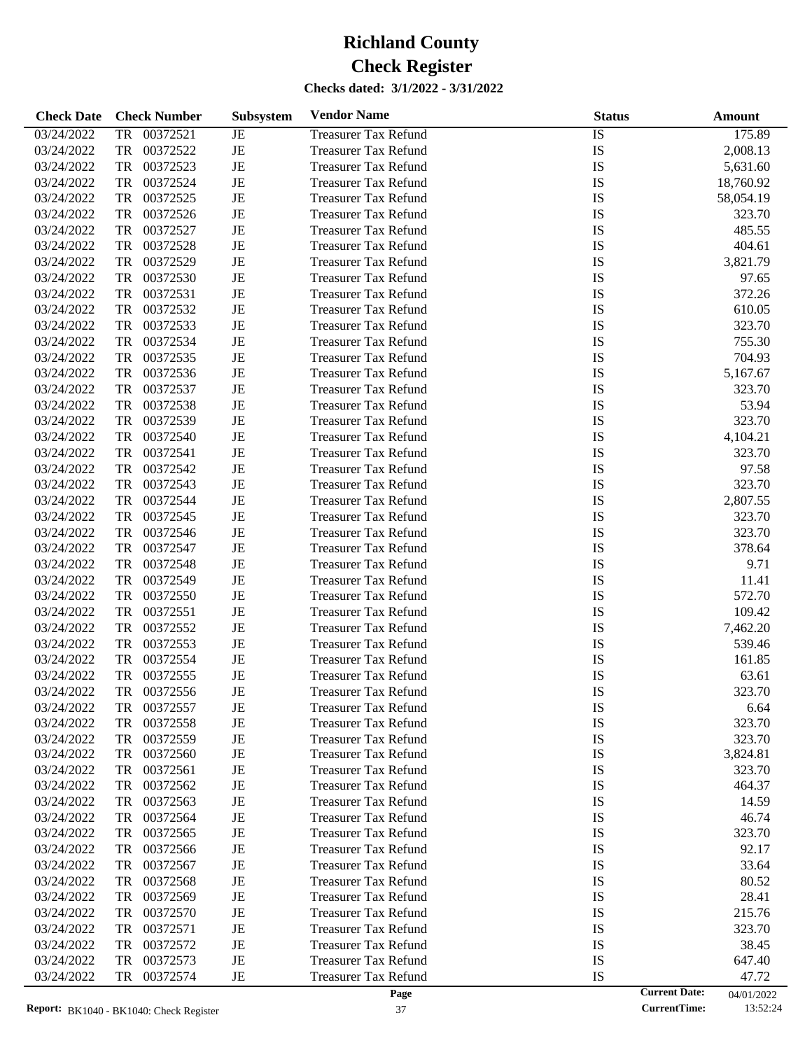# Richland County
# Check Register

**Checks dated: 3/1/2022 - 3/31/2022**

| Check Date | Check Number | Subsystem | Vendor Name | Status | Amount |
|---|---|---|---|---|---|
| 03/24/2022 | TR 00372521 | JE | Treasurer Tax Refund | IS | 175.89 |
| 03/24/2022 | TR 00372522 | JE | Treasurer Tax Refund | IS | 2,008.13 |
| 03/24/2022 | TR 00372523 | JE | Treasurer Tax Refund | IS | 5,631.60 |
| 03/24/2022 | TR 00372524 | JE | Treasurer Tax Refund | IS | 18,760.92 |
| 03/24/2022 | TR 00372525 | JE | Treasurer Tax Refund | IS | 58,054.19 |
| 03/24/2022 | TR 00372526 | JE | Treasurer Tax Refund | IS | 323.70 |
| 03/24/2022 | TR 00372527 | JE | Treasurer Tax Refund | IS | 485.55 |
| 03/24/2022 | TR 00372528 | JE | Treasurer Tax Refund | IS | 404.61 |
| 03/24/2022 | TR 00372529 | JE | Treasurer Tax Refund | IS | 3,821.79 |
| 03/24/2022 | TR 00372530 | JE | Treasurer Tax Refund | IS | 97.65 |
| 03/24/2022 | TR 00372531 | JE | Treasurer Tax Refund | IS | 372.26 |
| 03/24/2022 | TR 00372532 | JE | Treasurer Tax Refund | IS | 610.05 |
| 03/24/2022 | TR 00372533 | JE | Treasurer Tax Refund | IS | 323.70 |
| 03/24/2022 | TR 00372534 | JE | Treasurer Tax Refund | IS | 755.30 |
| 03/24/2022 | TR 00372535 | JE | Treasurer Tax Refund | IS | 704.93 |
| 03/24/2022 | TR 00372536 | JE | Treasurer Tax Refund | IS | 5,167.67 |
| 03/24/2022 | TR 00372537 | JE | Treasurer Tax Refund | IS | 323.70 |
| 03/24/2022 | TR 00372538 | JE | Treasurer Tax Refund | IS | 53.94 |
| 03/24/2022 | TR 00372539 | JE | Treasurer Tax Refund | IS | 323.70 |
| 03/24/2022 | TR 00372540 | JE | Treasurer Tax Refund | IS | 4,104.21 |
| 03/24/2022 | TR 00372541 | JE | Treasurer Tax Refund | IS | 323.70 |
| 03/24/2022 | TR 00372542 | JE | Treasurer Tax Refund | IS | 97.58 |
| 03/24/2022 | TR 00372543 | JE | Treasurer Tax Refund | IS | 323.70 |
| 03/24/2022 | TR 00372544 | JE | Treasurer Tax Refund | IS | 2,807.55 |
| 03/24/2022 | TR 00372545 | JE | Treasurer Tax Refund | IS | 323.70 |
| 03/24/2022 | TR 00372546 | JE | Treasurer Tax Refund | IS | 323.70 |
| 03/24/2022 | TR 00372547 | JE | Treasurer Tax Refund | IS | 378.64 |
| 03/24/2022 | TR 00372548 | JE | Treasurer Tax Refund | IS | 9.71 |
| 03/24/2022 | TR 00372549 | JE | Treasurer Tax Refund | IS | 11.41 |
| 03/24/2022 | TR 00372550 | JE | Treasurer Tax Refund | IS | 572.70 |
| 03/24/2022 | TR 00372551 | JE | Treasurer Tax Refund | IS | 109.42 |
| 03/24/2022 | TR 00372552 | JE | Treasurer Tax Refund | IS | 7,462.20 |
| 03/24/2022 | TR 00372553 | JE | Treasurer Tax Refund | IS | 539.46 |
| 03/24/2022 | TR 00372554 | JE | Treasurer Tax Refund | IS | 161.85 |
| 03/24/2022 | TR 00372555 | JE | Treasurer Tax Refund | IS | 63.61 |
| 03/24/2022 | TR 00372556 | JE | Treasurer Tax Refund | IS | 323.70 |
| 03/24/2022 | TR 00372557 | JE | Treasurer Tax Refund | IS | 6.64 |
| 03/24/2022 | TR 00372558 | JE | Treasurer Tax Refund | IS | 323.70 |
| 03/24/2022 | TR 00372559 | JE | Treasurer Tax Refund | IS | 323.70 |
| 03/24/2022 | TR 00372560 | JE | Treasurer Tax Refund | IS | 3,824.81 |
| 03/24/2022 | TR 00372561 | JE | Treasurer Tax Refund | IS | 323.70 |
| 03/24/2022 | TR 00372562 | JE | Treasurer Tax Refund | IS | 464.37 |
| 03/24/2022 | TR 00372563 | JE | Treasurer Tax Refund | IS | 14.59 |
| 03/24/2022 | TR 00372564 | JE | Treasurer Tax Refund | IS | 46.74 |
| 03/24/2022 | TR 00372565 | JE | Treasurer Tax Refund | IS | 323.70 |
| 03/24/2022 | TR 00372566 | JE | Treasurer Tax Refund | IS | 92.17 |
| 03/24/2022 | TR 00372567 | JE | Treasurer Tax Refund | IS | 33.64 |
| 03/24/2022 | TR 00372568 | JE | Treasurer Tax Refund | IS | 80.52 |
| 03/24/2022 | TR 00372569 | JE | Treasurer Tax Refund | IS | 28.41 |
| 03/24/2022 | TR 00372570 | JE | Treasurer Tax Refund | IS | 215.76 |
| 03/24/2022 | TR 00372571 | JE | Treasurer Tax Refund | IS | 323.70 |
| 03/24/2022 | TR 00372572 | JE | Treasurer Tax Refund | IS | 38.45 |
| 03/24/2022 | TR 00372573 | JE | Treasurer Tax Refund | IS | 647.40 |
| 03/24/2022 | TR 00372574 | JE | Treasurer Tax Refund | IS | 47.72 |

**Report:** BK1040 - BK1040: Check Register

**Current Date:** 04/01/2022
**CurrentTime:** 13:52:24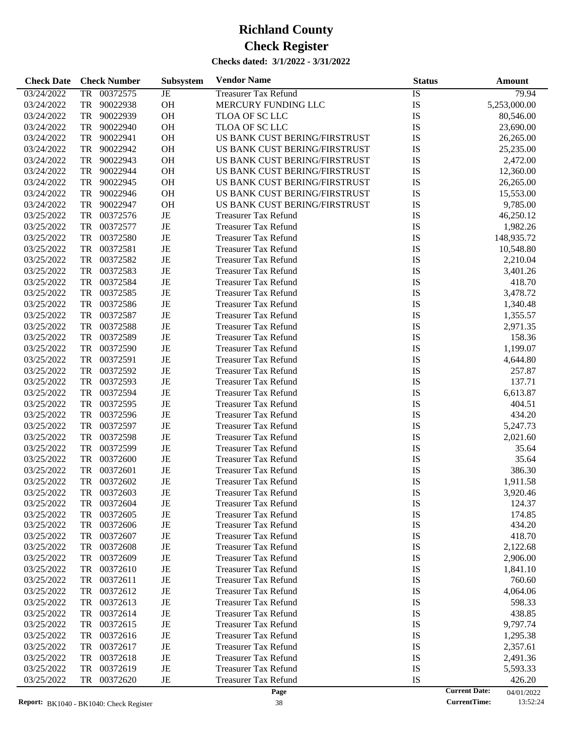# Richland County

# Check Register

**Checks dated: 3/1/2022 - 3/31/2022**

| Check Date | Check Number | Subsystem | Vendor Name | Status | Amount |
|---|---|---|---|---|---|
| 03/24/2022 | TR 00372575 | JE | Treasurer Tax Refund | IS | 79.94 |
| 03/24/2022 | TR 90022938 | OH | MERCURY FUNDING LLC | IS | 5,253,000.00 |
| 03/24/2022 | TR 90022939 | OH | TLOA OF SC LLC | IS | 80,546.00 |
| 03/24/2022 | TR 90022940 | OH | TLOA OF SC LLC | IS | 23,690.00 |
| 03/24/2022 | TR 90022941 | OH | US BANK CUST BERING/FIRSTRUST | IS | 26,265.00 |
| 03/24/2022 | TR 90022942 | OH | US BANK CUST BERING/FIRSTRUST | IS | 25,235.00 |
| 03/24/2022 | TR 90022943 | OH | US BANK CUST BERING/FIRSTRUST | IS | 2,472.00 |
| 03/24/2022 | TR 90022944 | OH | US BANK CUST BERING/FIRSTRUST | IS | 12,360.00 |
| 03/24/2022 | TR 90022945 | OH | US BANK CUST BERING/FIRSTRUST | IS | 26,265.00 |
| 03/24/2022 | TR 90022946 | OH | US BANK CUST BERING/FIRSTRUST | IS | 15,553.00 |
| 03/24/2022 | TR 90022947 | OH | US BANK CUST BERING/FIRSTRUST | IS | 9,785.00 |
| 03/25/2022 | TR 00372576 | JE | Treasurer Tax Refund | IS | 46,250.12 |
| 03/25/2022 | TR 00372577 | JE | Treasurer Tax Refund | IS | 1,982.26 |
| 03/25/2022 | TR 00372580 | JE | Treasurer Tax Refund | IS | 148,935.72 |
| 03/25/2022 | TR 00372581 | JE | Treasurer Tax Refund | IS | 10,548.80 |
| 03/25/2022 | TR 00372582 | JE | Treasurer Tax Refund | IS | 2,210.04 |
| 03/25/2022 | TR 00372583 | JE | Treasurer Tax Refund | IS | 3,401.26 |
| 03/25/2022 | TR 00372584 | JE | Treasurer Tax Refund | IS | 418.70 |
| 03/25/2022 | TR 00372585 | JE | Treasurer Tax Refund | IS | 3,478.72 |
| 03/25/2022 | TR 00372586 | JE | Treasurer Tax Refund | IS | 1,340.48 |
| 03/25/2022 | TR 00372587 | JE | Treasurer Tax Refund | IS | 1,355.57 |
| 03/25/2022 | TR 00372588 | JE | Treasurer Tax Refund | IS | 2,971.35 |
| 03/25/2022 | TR 00372589 | JE | Treasurer Tax Refund | IS | 158.36 |
| 03/25/2022 | TR 00372590 | JE | Treasurer Tax Refund | IS | 1,199.07 |
| 03/25/2022 | TR 00372591 | JE | Treasurer Tax Refund | IS | 4,644.80 |
| 03/25/2022 | TR 00372592 | JE | Treasurer Tax Refund | IS | 257.87 |
| 03/25/2022 | TR 00372593 | JE | Treasurer Tax Refund | IS | 137.71 |
| 03/25/2022 | TR 00372594 | JE | Treasurer Tax Refund | IS | 6,613.87 |
| 03/25/2022 | TR 00372595 | JE | Treasurer Tax Refund | IS | 404.51 |
| 03/25/2022 | TR 00372596 | JE | Treasurer Tax Refund | IS | 434.20 |
| 03/25/2022 | TR 00372597 | JE | Treasurer Tax Refund | IS | 5,247.73 |
| 03/25/2022 | TR 00372598 | JE | Treasurer Tax Refund | IS | 2,021.60 |
| 03/25/2022 | TR 00372599 | JE | Treasurer Tax Refund | IS | 35.64 |
| 03/25/2022 | TR 00372600 | JE | Treasurer Tax Refund | IS | 35.64 |
| 03/25/2022 | TR 00372601 | JE | Treasurer Tax Refund | IS | 386.30 |
| 03/25/2022 | TR 00372602 | JE | Treasurer Tax Refund | IS | 1,911.58 |
| 03/25/2022 | TR 00372603 | JE | Treasurer Tax Refund | IS | 3,920.46 |
| 03/25/2022 | TR 00372604 | JE | Treasurer Tax Refund | IS | 124.37 |
| 03/25/2022 | TR 00372605 | JE | Treasurer Tax Refund | IS | 174.85 |
| 03/25/2022 | TR 00372606 | JE | Treasurer Tax Refund | IS | 434.20 |
| 03/25/2022 | TR 00372607 | JE | Treasurer Tax Refund | IS | 418.70 |
| 03/25/2022 | TR 00372608 | JE | Treasurer Tax Refund | IS | 2,122.68 |
| 03/25/2022 | TR 00372609 | JE | Treasurer Tax Refund | IS | 2,906.00 |
| 03/25/2022 | TR 00372610 | JE | Treasurer Tax Refund | IS | 1,841.10 |
| 03/25/2022 | TR 00372611 | JE | Treasurer Tax Refund | IS | 760.60 |
| 03/25/2022 | TR 00372612 | JE | Treasurer Tax Refund | IS | 4,064.06 |
| 03/25/2022 | TR 00372613 | JE | Treasurer Tax Refund | IS | 598.33 |
| 03/25/2022 | TR 00372614 | JE | Treasurer Tax Refund | IS | 438.85 |
| 03/25/2022 | TR 00372615 | JE | Treasurer Tax Refund | IS | 9,797.74 |
| 03/25/2022 | TR 00372616 | JE | Treasurer Tax Refund | IS | 1,295.38 |
| 03/25/2022 | TR 00372617 | JE | Treasurer Tax Refund | IS | 2,357.61 |
| 03/25/2022 | TR 00372618 | JE | Treasurer Tax Refund | IS | 2,491.36 |
| 03/25/2022 | TR 00372619 | JE | Treasurer Tax Refund | IS | 5,593.33 |
| 03/25/2022 | TR 00372620 | JE | Treasurer Tax Refund | IS | 426.20 |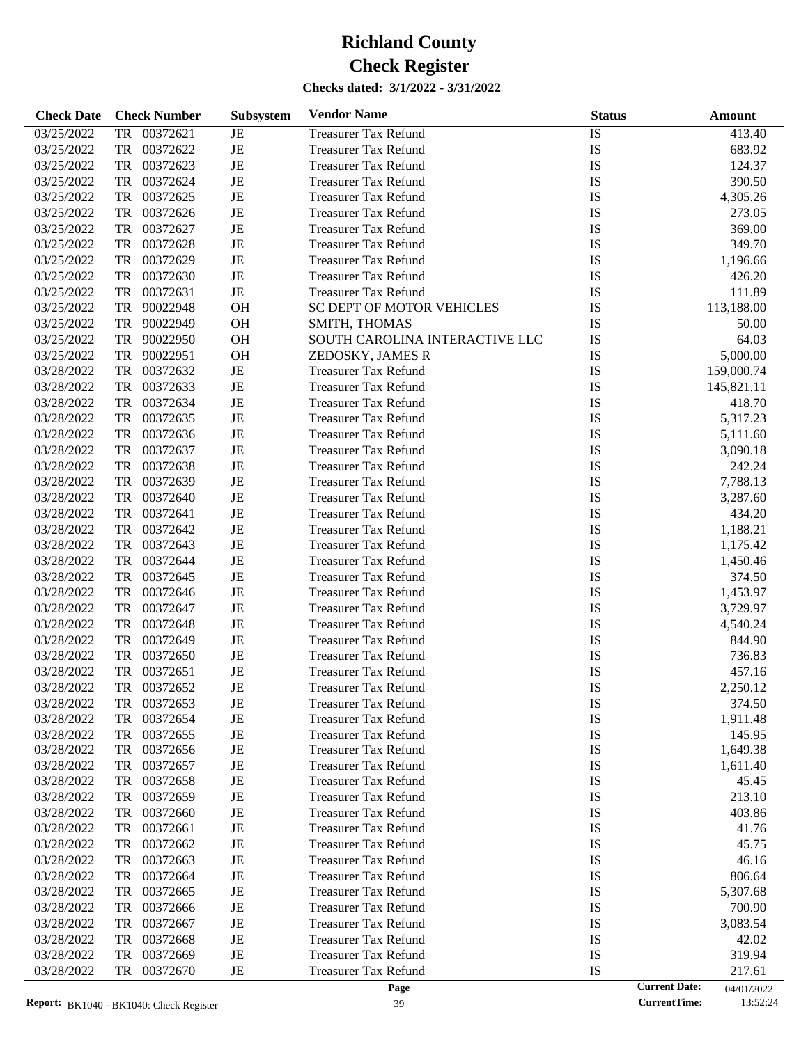# Richland County

# Check Register

**Checks dated: 3/1/2022 - 3/31/2022**

| Check Date | Check Number | Subsystem | Vendor Name | Status | Amount |
|---|---|---|---|---|---|
| 03/25/2022 | TR 00372621 | JE | Treasurer Tax Refund | IS | 413.40 |
| 03/25/2022 | TR 00372622 | JE | Treasurer Tax Refund | IS | 683.92 |
| 03/25/2022 | TR 00372623 | JE | Treasurer Tax Refund | IS | 124.37 |
| 03/25/2022 | TR 00372624 | JE | Treasurer Tax Refund | IS | 390.50 |
| 03/25/2022 | TR 00372625 | JE | Treasurer Tax Refund | IS | 4,305.26 |
| 03/25/2022 | TR 00372626 | JE | Treasurer Tax Refund | IS | 273.05 |
| 03/25/2022 | TR 00372627 | JE | Treasurer Tax Refund | IS | 369.00 |
| 03/25/2022 | TR 00372628 | JE | Treasurer Tax Refund | IS | 349.70 |
| 03/25/2022 | TR 00372629 | JE | Treasurer Tax Refund | IS | 1,196.66 |
| 03/25/2022 | TR 00372630 | JE | Treasurer Tax Refund | IS | 426.20 |
| 03/25/2022 | TR 00372631 | JE | Treasurer Tax Refund | IS | 111.89 |
| 03/25/2022 | TR 90022948 | OH | SC DEPT OF MOTOR VEHICLES | IS | 113,188.00 |
| 03/25/2022 | TR 90022949 | OH | SMITH, THOMAS | IS | 50.00 |
| 03/25/2022 | TR 90022950 | OH | SOUTH CAROLINA INTERACTIVE LLC | IS | 64.03 |
| 03/25/2022 | TR 90022951 | OH | ZEDOSKY, JAMES R | IS | 5,000.00 |
| 03/28/2022 | TR 00372632 | JE | Treasurer Tax Refund | IS | 159,000.74 |
| 03/28/2022 | TR 00372633 | JE | Treasurer Tax Refund | IS | 145,821.11 |
| 03/28/2022 | TR 00372634 | JE | Treasurer Tax Refund | IS | 418.70 |
| 03/28/2022 | TR 00372635 | JE | Treasurer Tax Refund | IS | 5,317.23 |
| 03/28/2022 | TR 00372636 | JE | Treasurer Tax Refund | IS | 5,111.60 |
| 03/28/2022 | TR 00372637 | JE | Treasurer Tax Refund | IS | 3,090.18 |
| 03/28/2022 | TR 00372638 | JE | Treasurer Tax Refund | IS | 242.24 |
| 03/28/2022 | TR 00372639 | JE | Treasurer Tax Refund | IS | 7,788.13 |
| 03/28/2022 | TR 00372640 | JE | Treasurer Tax Refund | IS | 3,287.60 |
| 03/28/2022 | TR 00372641 | JE | Treasurer Tax Refund | IS | 434.20 |
| 03/28/2022 | TR 00372642 | JE | Treasurer Tax Refund | IS | 1,188.21 |
| 03/28/2022 | TR 00372643 | JE | Treasurer Tax Refund | IS | 1,175.42 |
| 03/28/2022 | TR 00372644 | JE | Treasurer Tax Refund | IS | 1,450.46 |
| 03/28/2022 | TR 00372645 | JE | Treasurer Tax Refund | IS | 374.50 |
| 03/28/2022 | TR 00372646 | JE | Treasurer Tax Refund | IS | 1,453.97 |
| 03/28/2022 | TR 00372647 | JE | Treasurer Tax Refund | IS | 3,729.97 |
| 03/28/2022 | TR 00372648 | JE | Treasurer Tax Refund | IS | 4,540.24 |
| 03/28/2022 | TR 00372649 | JE | Treasurer Tax Refund | IS | 844.90 |
| 03/28/2022 | TR 00372650 | JE | Treasurer Tax Refund | IS | 736.83 |
| 03/28/2022 | TR 00372651 | JE | Treasurer Tax Refund | IS | 457.16 |
| 03/28/2022 | TR 00372652 | JE | Treasurer Tax Refund | IS | 2,250.12 |
| 03/28/2022 | TR 00372653 | JE | Treasurer Tax Refund | IS | 374.50 |
| 03/28/2022 | TR 00372654 | JE | Treasurer Tax Refund | IS | 1,911.48 |
| 03/28/2022 | TR 00372655 | JE | Treasurer Tax Refund | IS | 145.95 |
| 03/28/2022 | TR 00372656 | JE | Treasurer Tax Refund | IS | 1,649.38 |
| 03/28/2022 | TR 00372657 | JE | Treasurer Tax Refund | IS | 1,611.40 |
| 03/28/2022 | TR 00372658 | JE | Treasurer Tax Refund | IS | 45.45 |
| 03/28/2022 | TR 00372659 | JE | Treasurer Tax Refund | IS | 213.10 |
| 03/28/2022 | TR 00372660 | JE | Treasurer Tax Refund | IS | 403.86 |
| 03/28/2022 | TR 00372661 | JE | Treasurer Tax Refund | IS | 41.76 |
| 03/28/2022 | TR 00372662 | JE | Treasurer Tax Refund | IS | 45.75 |
| 03/28/2022 | TR 00372663 | JE | Treasurer Tax Refund | IS | 46.16 |
| 03/28/2022 | TR 00372664 | JE | Treasurer Tax Refund | IS | 806.64 |
| 03/28/2022 | TR 00372665 | JE | Treasurer Tax Refund | IS | 5,307.68 |
| 03/28/2022 | TR 00372666 | JE | Treasurer Tax Refund | IS | 700.90 |
| 03/28/2022 | TR 00372667 | JE | Treasurer Tax Refund | IS | 3,083.54 |
| 03/28/2022 | TR 00372668 | JE | Treasurer Tax Refund | IS | 42.02 |
| 03/28/2022 | TR 00372669 | JE | Treasurer Tax Refund | IS | 319.94 |
| 03/28/2022 | TR 00372670 | JE | Treasurer Tax Refund | IS | 217.61 |

**Report:** BK1040 - BK1040: Check Register | **Current Date:** 04/01/2022 | **CurrentTime:** 13:52:24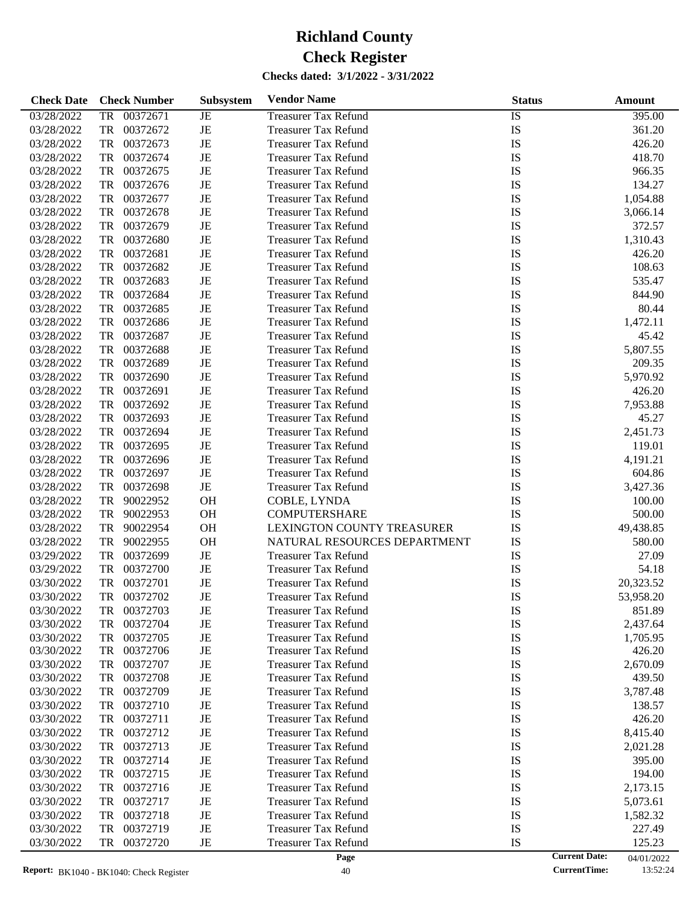# Richland County

# Check Register

**Checks dated: 3/1/2022 - 3/31/2022**

| Check Date | Check Number | Subsystem | Vendor Name | Status | Amount |
|---|---|---|---|---|---|
| 03/28/2022 | TR 00372671 | JE | Treasurer Tax Refund | IS | 395.00 |
| 03/28/2022 | TR 00372672 | JE | Treasurer Tax Refund | IS | 361.20 |
| 03/28/2022 | TR 00372673 | JE | Treasurer Tax Refund | IS | 426.20 |
| 03/28/2022 | TR 00372674 | JE | Treasurer Tax Refund | IS | 418.70 |
| 03/28/2022 | TR 00372675 | JE | Treasurer Tax Refund | IS | 966.35 |
| 03/28/2022 | TR 00372676 | JE | Treasurer Tax Refund | IS | 134.27 |
| 03/28/2022 | TR 00372677 | JE | Treasurer Tax Refund | IS | 1,054.88 |
| 03/28/2022 | TR 00372678 | JE | Treasurer Tax Refund | IS | 3,066.14 |
| 03/28/2022 | TR 00372679 | JE | Treasurer Tax Refund | IS | 372.57 |
| 03/28/2022 | TR 00372680 | JE | Treasurer Tax Refund | IS | 1,310.43 |
| 03/28/2022 | TR 00372681 | JE | Treasurer Tax Refund | IS | 426.20 |
| 03/28/2022 | TR 00372682 | JE | Treasurer Tax Refund | IS | 108.63 |
| 03/28/2022 | TR 00372683 | JE | Treasurer Tax Refund | IS | 535.47 |
| 03/28/2022 | TR 00372684 | JE | Treasurer Tax Refund | IS | 844.90 |
| 03/28/2022 | TR 00372685 | JE | Treasurer Tax Refund | IS | 80.44 |
| 03/28/2022 | TR 00372686 | JE | Treasurer Tax Refund | IS | 1,472.11 |
| 03/28/2022 | TR 00372687 | JE | Treasurer Tax Refund | IS | 45.42 |
| 03/28/2022 | TR 00372688 | JE | Treasurer Tax Refund | IS | 5,807.55 |
| 03/28/2022 | TR 00372689 | JE | Treasurer Tax Refund | IS | 209.35 |
| 03/28/2022 | TR 00372690 | JE | Treasurer Tax Refund | IS | 5,970.92 |
| 03/28/2022 | TR 00372691 | JE | Treasurer Tax Refund | IS | 426.20 |
| 03/28/2022 | TR 00372692 | JE | Treasurer Tax Refund | IS | 7,953.88 |
| 03/28/2022 | TR 00372693 | JE | Treasurer Tax Refund | IS | 45.27 |
| 03/28/2022 | TR 00372694 | JE | Treasurer Tax Refund | IS | 2,451.73 |
| 03/28/2022 | TR 00372695 | JE | Treasurer Tax Refund | IS | 119.01 |
| 03/28/2022 | TR 00372696 | JE | Treasurer Tax Refund | IS | 4,191.21 |
| 03/28/2022 | TR 00372697 | JE | Treasurer Tax Refund | IS | 604.86 |
| 03/28/2022 | TR 00372698 | JE | Treasurer Tax Refund | IS | 3,427.36 |
| 03/28/2022 | TR 90022952 | OH | COBLE, LYNDA | IS | 100.00 |
| 03/28/2022 | TR 90022953 | OH | COMPUTERSHARE | IS | 500.00 |
| 03/28/2022 | TR 90022954 | OH | LEXINGTON COUNTY TREASURER | IS | 49,438.85 |
| 03/28/2022 | TR 90022955 | OH | NATURAL RESOURCES DEPARTMENT | IS | 580.00 |
| 03/29/2022 | TR 00372699 | JE | Treasurer Tax Refund | IS | 27.09 |
| 03/29/2022 | TR 00372700 | JE | Treasurer Tax Refund | IS | 54.18 |
| 03/30/2022 | TR 00372701 | JE | Treasurer Tax Refund | IS | 20,323.52 |
| 03/30/2022 | TR 00372702 | JE | Treasurer Tax Refund | IS | 53,958.20 |
| 03/30/2022 | TR 00372703 | JE | Treasurer Tax Refund | IS | 851.89 |
| 03/30/2022 | TR 00372704 | JE | Treasurer Tax Refund | IS | 2,437.64 |
| 03/30/2022 | TR 00372705 | JE | Treasurer Tax Refund | IS | 1,705.95 |
| 03/30/2022 | TR 00372706 | JE | Treasurer Tax Refund | IS | 426.20 |
| 03/30/2022 | TR 00372707 | JE | Treasurer Tax Refund | IS | 2,670.09 |
| 03/30/2022 | TR 00372708 | JE | Treasurer Tax Refund | IS | 439.50 |
| 03/30/2022 | TR 00372709 | JE | Treasurer Tax Refund | IS | 3,787.48 |
| 03/30/2022 | TR 00372710 | JE | Treasurer Tax Refund | IS | 138.57 |
| 03/30/2022 | TR 00372711 | JE | Treasurer Tax Refund | IS | 426.20 |
| 03/30/2022 | TR 00372712 | JE | Treasurer Tax Refund | IS | 8,415.40 |
| 03/30/2022 | TR 00372713 | JE | Treasurer Tax Refund | IS | 2,021.28 |
| 03/30/2022 | TR 00372714 | JE | Treasurer Tax Refund | IS | 395.00 |
| 03/30/2022 | TR 00372715 | JE | Treasurer Tax Refund | IS | 194.00 |
| 03/30/2022 | TR 00372716 | JE | Treasurer Tax Refund | IS | 2,173.15 |
| 03/30/2022 | TR 00372717 | JE | Treasurer Tax Refund | IS | 5,073.61 |
| 03/30/2022 | TR 00372718 | JE | Treasurer Tax Refund | IS | 1,582.32 |
| 03/30/2022 | TR 00372719 | JE | Treasurer Tax Refund | IS | 227.49 |
| 03/30/2022 | TR 00372720 | JE | Treasurer Tax Refund | IS | 125.23 |

**Report:** BK1040 - BK1040: Check Register

**Current Date:** 04/01/2022
**CurrentTime:** 13:52:24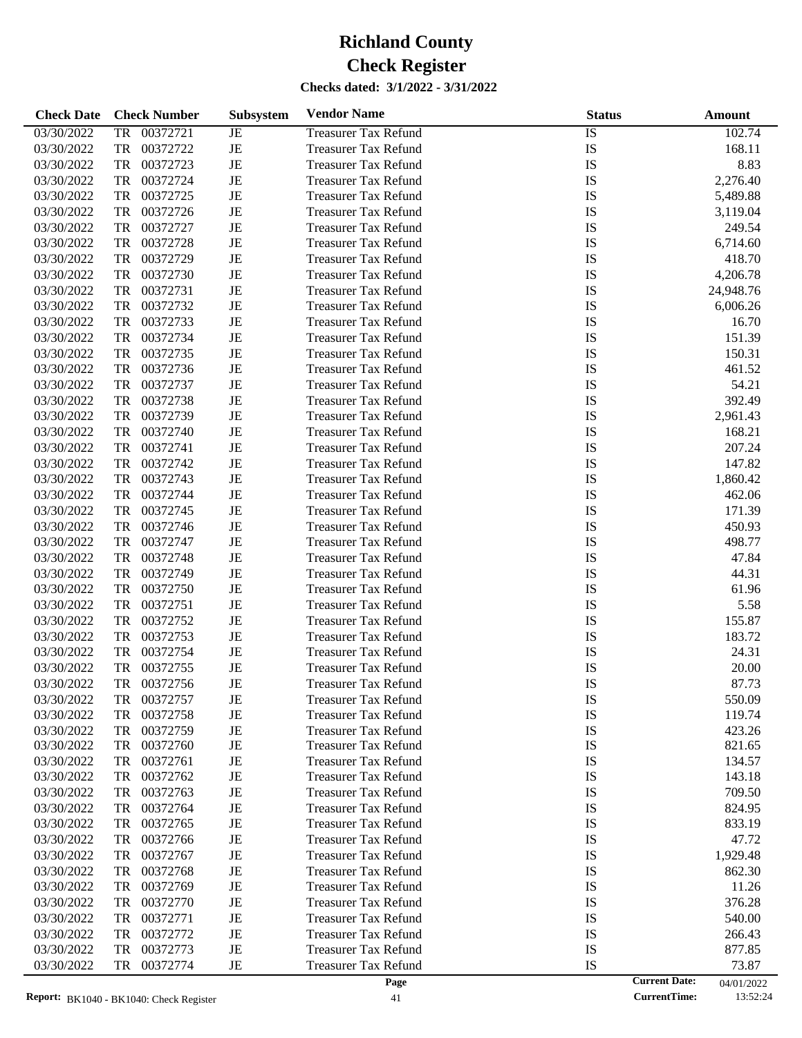# Richland County

# Check Register

**Checks dated: 3/1/2022 - 3/31/2022**

| Check Date | Check Number | Subsystem | Vendor Name | Status | Amount |
|---|---|---|---|---|---|
| 03/30/2022 | TR 00372721 | JE | Treasurer Tax Refund | IS | 102.74 |
| 03/30/2022 | TR 00372722 | JE | Treasurer Tax Refund | IS | 168.11 |
| 03/30/2022 | TR 00372723 | JE | Treasurer Tax Refund | IS | 8.83 |
| 03/30/2022 | TR 00372724 | JE | Treasurer Tax Refund | IS | 2,276.40 |
| 03/30/2022 | TR 00372725 | JE | Treasurer Tax Refund | IS | 5,489.88 |
| 03/30/2022 | TR 00372726 | JE | Treasurer Tax Refund | IS | 3,119.04 |
| 03/30/2022 | TR 00372727 | JE | Treasurer Tax Refund | IS | 249.54 |
| 03/30/2022 | TR 00372728 | JE | Treasurer Tax Refund | IS | 6,714.60 |
| 03/30/2022 | TR 00372729 | JE | Treasurer Tax Refund | IS | 418.70 |
| 03/30/2022 | TR 00372730 | JE | Treasurer Tax Refund | IS | 4,206.78 |
| 03/30/2022 | TR 00372731 | JE | Treasurer Tax Refund | IS | 24,948.76 |
| 03/30/2022 | TR 00372732 | JE | Treasurer Tax Refund | IS | 6,006.26 |
| 03/30/2022 | TR 00372733 | JE | Treasurer Tax Refund | IS | 16.70 |
| 03/30/2022 | TR 00372734 | JE | Treasurer Tax Refund | IS | 151.39 |
| 03/30/2022 | TR 00372735 | JE | Treasurer Tax Refund | IS | 150.31 |
| 03/30/2022 | TR 00372736 | JE | Treasurer Tax Refund | IS | 461.52 |
| 03/30/2022 | TR 00372737 | JE | Treasurer Tax Refund | IS | 54.21 |
| 03/30/2022 | TR 00372738 | JE | Treasurer Tax Refund | IS | 392.49 |
| 03/30/2022 | TR 00372739 | JE | Treasurer Tax Refund | IS | 2,961.43 |
| 03/30/2022 | TR 00372740 | JE | Treasurer Tax Refund | IS | 168.21 |
| 03/30/2022 | TR 00372741 | JE | Treasurer Tax Refund | IS | 207.24 |
| 03/30/2022 | TR 00372742 | JE | Treasurer Tax Refund | IS | 147.82 |
| 03/30/2022 | TR 00372743 | JE | Treasurer Tax Refund | IS | 1,860.42 |
| 03/30/2022 | TR 00372744 | JE | Treasurer Tax Refund | IS | 462.06 |
| 03/30/2022 | TR 00372745 | JE | Treasurer Tax Refund | IS | 171.39 |
| 03/30/2022 | TR 00372746 | JE | Treasurer Tax Refund | IS | 450.93 |
| 03/30/2022 | TR 00372747 | JE | Treasurer Tax Refund | IS | 498.77 |
| 03/30/2022 | TR 00372748 | JE | Treasurer Tax Refund | IS | 47.84 |
| 03/30/2022 | TR 00372749 | JE | Treasurer Tax Refund | IS | 44.31 |
| 03/30/2022 | TR 00372750 | JE | Treasurer Tax Refund | IS | 61.96 |
| 03/30/2022 | TR 00372751 | JE | Treasurer Tax Refund | IS | 5.58 |
| 03/30/2022 | TR 00372752 | JE | Treasurer Tax Refund | IS | 155.87 |
| 03/30/2022 | TR 00372753 | JE | Treasurer Tax Refund | IS | 183.72 |
| 03/30/2022 | TR 00372754 | JE | Treasurer Tax Refund | IS | 24.31 |
| 03/30/2022 | TR 00372755 | JE | Treasurer Tax Refund | IS | 20.00 |
| 03/30/2022 | TR 00372756 | JE | Treasurer Tax Refund | IS | 87.73 |
| 03/30/2022 | TR 00372757 | JE | Treasurer Tax Refund | IS | 550.09 |
| 03/30/2022 | TR 00372758 | JE | Treasurer Tax Refund | IS | 119.74 |
| 03/30/2022 | TR 00372759 | JE | Treasurer Tax Refund | IS | 423.26 |
| 03/30/2022 | TR 00372760 | JE | Treasurer Tax Refund | IS | 821.65 |
| 03/30/2022 | TR 00372761 | JE | Treasurer Tax Refund | IS | 134.57 |
| 03/30/2022 | TR 00372762 | JE | Treasurer Tax Refund | IS | 143.18 |
| 03/30/2022 | TR 00372763 | JE | Treasurer Tax Refund | IS | 709.50 |
| 03/30/2022 | TR 00372764 | JE | Treasurer Tax Refund | IS | 824.95 |
| 03/30/2022 | TR 00372765 | JE | Treasurer Tax Refund | IS | 833.19 |
| 03/30/2022 | TR 00372766 | JE | Treasurer Tax Refund | IS | 47.72 |
| 03/30/2022 | TR 00372767 | JE | Treasurer Tax Refund | IS | 1,929.48 |
| 03/30/2022 | TR 00372768 | JE | Treasurer Tax Refund | IS | 862.30 |
| 03/30/2022 | TR 00372769 | JE | Treasurer Tax Refund | IS | 11.26 |
| 03/30/2022 | TR 00372770 | JE | Treasurer Tax Refund | IS | 376.28 |
| 03/30/2022 | TR 00372771 | JE | Treasurer Tax Refund | IS | 540.00 |
| 03/30/2022 | TR 00372772 | JE | Treasurer Tax Refund | IS | 266.43 |
| 03/30/2022 | TR 00372773 | JE | Treasurer Tax Refund | IS | 877.85 |
| 03/30/2022 | TR 00372774 | JE | Treasurer Tax Refund | IS | 73.87 |

**Report:** BK1040 - BK1040: Check Register

**Current Date:** 04/01/2022
**CurrentTime:** 13:52:24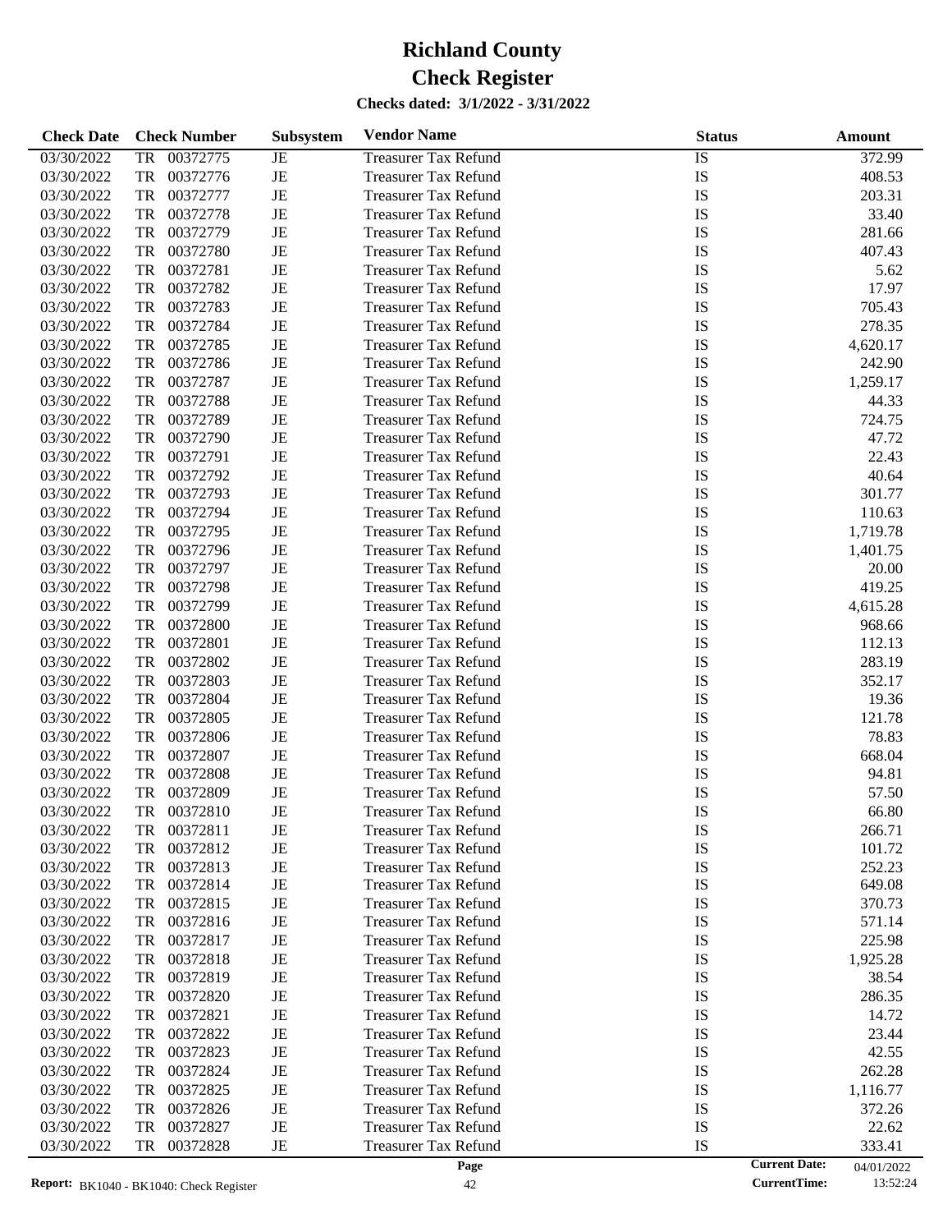# Richland County
# Check Register

**Checks dated: 3/1/2022 - 3/31/2022**

| Check Date | Check Number | | Subsystem | Vendor Name | Status | Amount |
|---|---|---|---|---|---|---|
| 03/30/2022 | TR | 00372775 | JE | Treasurer Tax Refund | IS | 372.99 |
| 03/30/2022 | TR | 00372776 | JE | Treasurer Tax Refund | IS | 408.53 |
| 03/30/2022 | TR | 00372777 | JE | Treasurer Tax Refund | IS | 203.31 |
| 03/30/2022 | TR | 00372778 | JE | Treasurer Tax Refund | IS | 33.40 |
| 03/30/2022 | TR | 00372779 | JE | Treasurer Tax Refund | IS | 281.66 |
| 03/30/2022 | TR | 00372780 | JE | Treasurer Tax Refund | IS | 407.43 |
| 03/30/2022 | TR | 00372781 | JE | Treasurer Tax Refund | IS | 5.62 |
| 03/30/2022 | TR | 00372782 | JE | Treasurer Tax Refund | IS | 17.97 |
| 03/30/2022 | TR | 00372783 | JE | Treasurer Tax Refund | IS | 705.43 |
| 03/30/2022 | TR | 00372784 | JE | Treasurer Tax Refund | IS | 278.35 |
| 03/30/2022 | TR | 00372785 | JE | Treasurer Tax Refund | IS | 4,620.17 |
| 03/30/2022 | TR | 00372786 | JE | Treasurer Tax Refund | IS | 242.90 |
| 03/30/2022 | TR | 00372787 | JE | Treasurer Tax Refund | IS | 1,259.17 |
| 03/30/2022 | TR | 00372788 | JE | Treasurer Tax Refund | IS | 44.33 |
| 03/30/2022 | TR | 00372789 | JE | Treasurer Tax Refund | IS | 724.75 |
| 03/30/2022 | TR | 00372790 | JE | Treasurer Tax Refund | IS | 47.72 |
| 03/30/2022 | TR | 00372791 | JE | Treasurer Tax Refund | IS | 22.43 |
| 03/30/2022 | TR | 00372792 | JE | Treasurer Tax Refund | IS | 40.64 |
| 03/30/2022 | TR | 00372793 | JE | Treasurer Tax Refund | IS | 301.77 |
| 03/30/2022 | TR | 00372794 | JE | Treasurer Tax Refund | IS | 110.63 |
| 03/30/2022 | TR | 00372795 | JE | Treasurer Tax Refund | IS | 1,719.78 |
| 03/30/2022 | TR | 00372796 | JE | Treasurer Tax Refund | IS | 1,401.75 |
| 03/30/2022 | TR | 00372797 | JE | Treasurer Tax Refund | IS | 20.00 |
| 03/30/2022 | TR | 00372798 | JE | Treasurer Tax Refund | IS | 419.25 |
| 03/30/2022 | TR | 00372799 | JE | Treasurer Tax Refund | IS | 4,615.28 |
| 03/30/2022 | TR | 00372800 | JE | Treasurer Tax Refund | IS | 968.66 |
| 03/30/2022 | TR | 00372801 | JE | Treasurer Tax Refund | IS | 112.13 |
| 03/30/2022 | TR | 00372802 | JE | Treasurer Tax Refund | IS | 283.19 |
| 03/30/2022 | TR | 00372803 | JE | Treasurer Tax Refund | IS | 352.17 |
| 03/30/2022 | TR | 00372804 | JE | Treasurer Tax Refund | IS | 19.36 |
| 03/30/2022 | TR | 00372805 | JE | Treasurer Tax Refund | IS | 121.78 |
| 03/30/2022 | TR | 00372806 | JE | Treasurer Tax Refund | IS | 78.83 |
| 03/30/2022 | TR | 00372807 | JE | Treasurer Tax Refund | IS | 668.04 |
| 03/30/2022 | TR | 00372808 | JE | Treasurer Tax Refund | IS | 94.81 |
| 03/30/2022 | TR | 00372809 | JE | Treasurer Tax Refund | IS | 57.50 |
| 03/30/2022 | TR | 00372810 | JE | Treasurer Tax Refund | IS | 66.80 |
| 03/30/2022 | TR | 00372811 | JE | Treasurer Tax Refund | IS | 266.71 |
| 03/30/2022 | TR | 00372812 | JE | Treasurer Tax Refund | IS | 101.72 |
| 03/30/2022 | TR | 00372813 | JE | Treasurer Tax Refund | IS | 252.23 |
| 03/30/2022 | TR | 00372814 | JE | Treasurer Tax Refund | IS | 649.08 |
| 03/30/2022 | TR | 00372815 | JE | Treasurer Tax Refund | IS | 370.73 |
| 03/30/2022 | TR | 00372816 | JE | Treasurer Tax Refund | IS | 571.14 |
| 03/30/2022 | TR | 00372817 | JE | Treasurer Tax Refund | IS | 225.98 |
| 03/30/2022 | TR | 00372818 | JE | Treasurer Tax Refund | IS | 1,925.28 |
| 03/30/2022 | TR | 00372819 | JE | Treasurer Tax Refund | IS | 38.54 |
| 03/30/2022 | TR | 00372820 | JE | Treasurer Tax Refund | IS | 286.35 |
| 03/30/2022 | TR | 00372821 | JE | Treasurer Tax Refund | IS | 14.72 |
| 03/30/2022 | TR | 00372822 | JE | Treasurer Tax Refund | IS | 23.44 |
| 03/30/2022 | TR | 00372823 | JE | Treasurer Tax Refund | IS | 42.55 |
| 03/30/2022 | TR | 00372824 | JE | Treasurer Tax Refund | IS | 262.28 |
| 03/30/2022 | TR | 00372825 | JE | Treasurer Tax Refund | IS | 1,116.77 |
| 03/30/2022 | TR | 00372826 | JE | Treasurer Tax Refund | IS | 372.26 |
| 03/30/2022 | TR | 00372827 | JE | Treasurer Tax Refund | IS | 22.62 |
| 03/30/2022 | TR | 00372828 | JE | Treasurer Tax Refund | IS | 333.41 |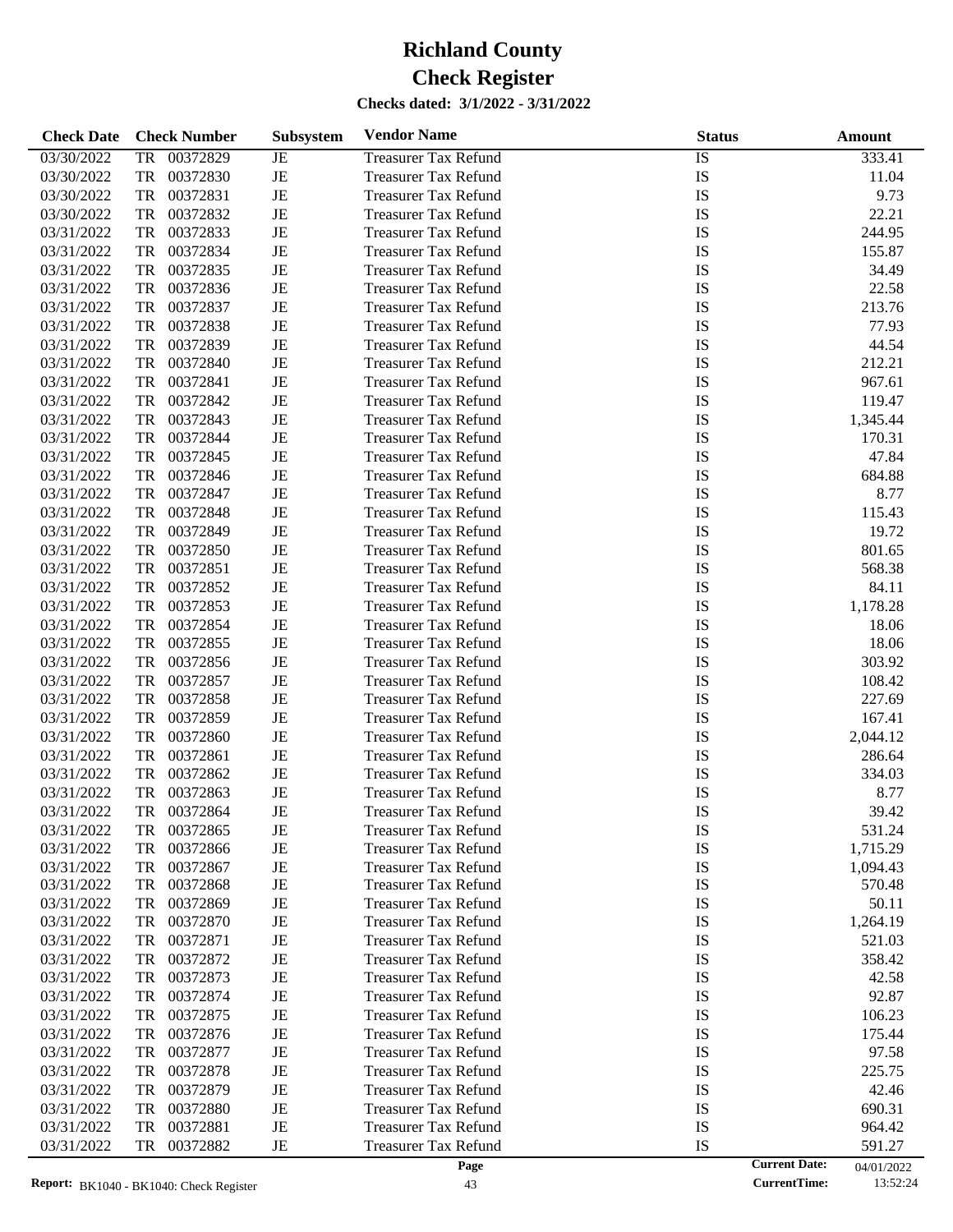# Richland County

# Check Register

**Checks dated: 3/1/2022 - 3/31/2022**

| Check Date | Check Number | Subsystem | Vendor Name | Status | Amount |
|---|---|---|---|---|---|
| 03/30/2022 | TR 00372829 | JE | Treasurer Tax Refund | IS | 333.41 |
| 03/30/2022 | TR 00372830 | JE | Treasurer Tax Refund | IS | 11.04 |
| 03/30/2022 | TR 00372831 | JE | Treasurer Tax Refund | IS | 9.73 |
| 03/30/2022 | TR 00372832 | JE | Treasurer Tax Refund | IS | 22.21 |
| 03/31/2022 | TR 00372833 | JE | Treasurer Tax Refund | IS | 244.95 |
| 03/31/2022 | TR 00372834 | JE | Treasurer Tax Refund | IS | 155.87 |
| 03/31/2022 | TR 00372835 | JE | Treasurer Tax Refund | IS | 34.49 |
| 03/31/2022 | TR 00372836 | JE | Treasurer Tax Refund | IS | 22.58 |
| 03/31/2022 | TR 00372837 | JE | Treasurer Tax Refund | IS | 213.76 |
| 03/31/2022 | TR 00372838 | JE | Treasurer Tax Refund | IS | 77.93 |
| 03/31/2022 | TR 00372839 | JE | Treasurer Tax Refund | IS | 44.54 |
| 03/31/2022 | TR 00372840 | JE | Treasurer Tax Refund | IS | 212.21 |
| 03/31/2022 | TR 00372841 | JE | Treasurer Tax Refund | IS | 967.61 |
| 03/31/2022 | TR 00372842 | JE | Treasurer Tax Refund | IS | 119.47 |
| 03/31/2022 | TR 00372843 | JE | Treasurer Tax Refund | IS | 1,345.44 |
| 03/31/2022 | TR 00372844 | JE | Treasurer Tax Refund | IS | 170.31 |
| 03/31/2022 | TR 00372845 | JE | Treasurer Tax Refund | IS | 47.84 |
| 03/31/2022 | TR 00372846 | JE | Treasurer Tax Refund | IS | 684.88 |
| 03/31/2022 | TR 00372847 | JE | Treasurer Tax Refund | IS | 8.77 |
| 03/31/2022 | TR 00372848 | JE | Treasurer Tax Refund | IS | 115.43 |
| 03/31/2022 | TR 00372849 | JE | Treasurer Tax Refund | IS | 19.72 |
| 03/31/2022 | TR 00372850 | JE | Treasurer Tax Refund | IS | 801.65 |
| 03/31/2022 | TR 00372851 | JE | Treasurer Tax Refund | IS | 568.38 |
| 03/31/2022 | TR 00372852 | JE | Treasurer Tax Refund | IS | 84.11 |
| 03/31/2022 | TR 00372853 | JE | Treasurer Tax Refund | IS | 1,178.28 |
| 03/31/2022 | TR 00372854 | JE | Treasurer Tax Refund | IS | 18.06 |
| 03/31/2022 | TR 00372855 | JE | Treasurer Tax Refund | IS | 18.06 |
| 03/31/2022 | TR 00372856 | JE | Treasurer Tax Refund | IS | 303.92 |
| 03/31/2022 | TR 00372857 | JE | Treasurer Tax Refund | IS | 108.42 |
| 03/31/2022 | TR 00372858 | JE | Treasurer Tax Refund | IS | 227.69 |
| 03/31/2022 | TR 00372859 | JE | Treasurer Tax Refund | IS | 167.41 |
| 03/31/2022 | TR 00372860 | JE | Treasurer Tax Refund | IS | 2,044.12 |
| 03/31/2022 | TR 00372861 | JE | Treasurer Tax Refund | IS | 286.64 |
| 03/31/2022 | TR 00372862 | JE | Treasurer Tax Refund | IS | 334.03 |
| 03/31/2022 | TR 00372863 | JE | Treasurer Tax Refund | IS | 8.77 |
| 03/31/2022 | TR 00372864 | JE | Treasurer Tax Refund | IS | 39.42 |
| 03/31/2022 | TR 00372865 | JE | Treasurer Tax Refund | IS | 531.24 |
| 03/31/2022 | TR 00372866 | JE | Treasurer Tax Refund | IS | 1,715.29 |
| 03/31/2022 | TR 00372867 | JE | Treasurer Tax Refund | IS | 1,094.43 |
| 03/31/2022 | TR 00372868 | JE | Treasurer Tax Refund | IS | 570.48 |
| 03/31/2022 | TR 00372869 | JE | Treasurer Tax Refund | IS | 50.11 |
| 03/31/2022 | TR 00372870 | JE | Treasurer Tax Refund | IS | 1,264.19 |
| 03/31/2022 | TR 00372871 | JE | Treasurer Tax Refund | IS | 521.03 |
| 03/31/2022 | TR 00372872 | JE | Treasurer Tax Refund | IS | 358.42 |
| 03/31/2022 | TR 00372873 | JE | Treasurer Tax Refund | IS | 42.58 |
| 03/31/2022 | TR 00372874 | JE | Treasurer Tax Refund | IS | 92.87 |
| 03/31/2022 | TR 00372875 | JE | Treasurer Tax Refund | IS | 106.23 |
| 03/31/2022 | TR 00372876 | JE | Treasurer Tax Refund | IS | 175.44 |
| 03/31/2022 | TR 00372877 | JE | Treasurer Tax Refund | IS | 97.58 |
| 03/31/2022 | TR 00372878 | JE | Treasurer Tax Refund | IS | 225.75 |
| 03/31/2022 | TR 00372879 | JE | Treasurer Tax Refund | IS | 42.46 |
| 03/31/2022 | TR 00372880 | JE | Treasurer Tax Refund | IS | 690.31 |
| 03/31/2022 | TR 00372881 | JE | Treasurer Tax Refund | IS | 964.42 |
| 03/31/2022 | TR 00372882 | JE | Treasurer Tax Refund | IS | 591.27 |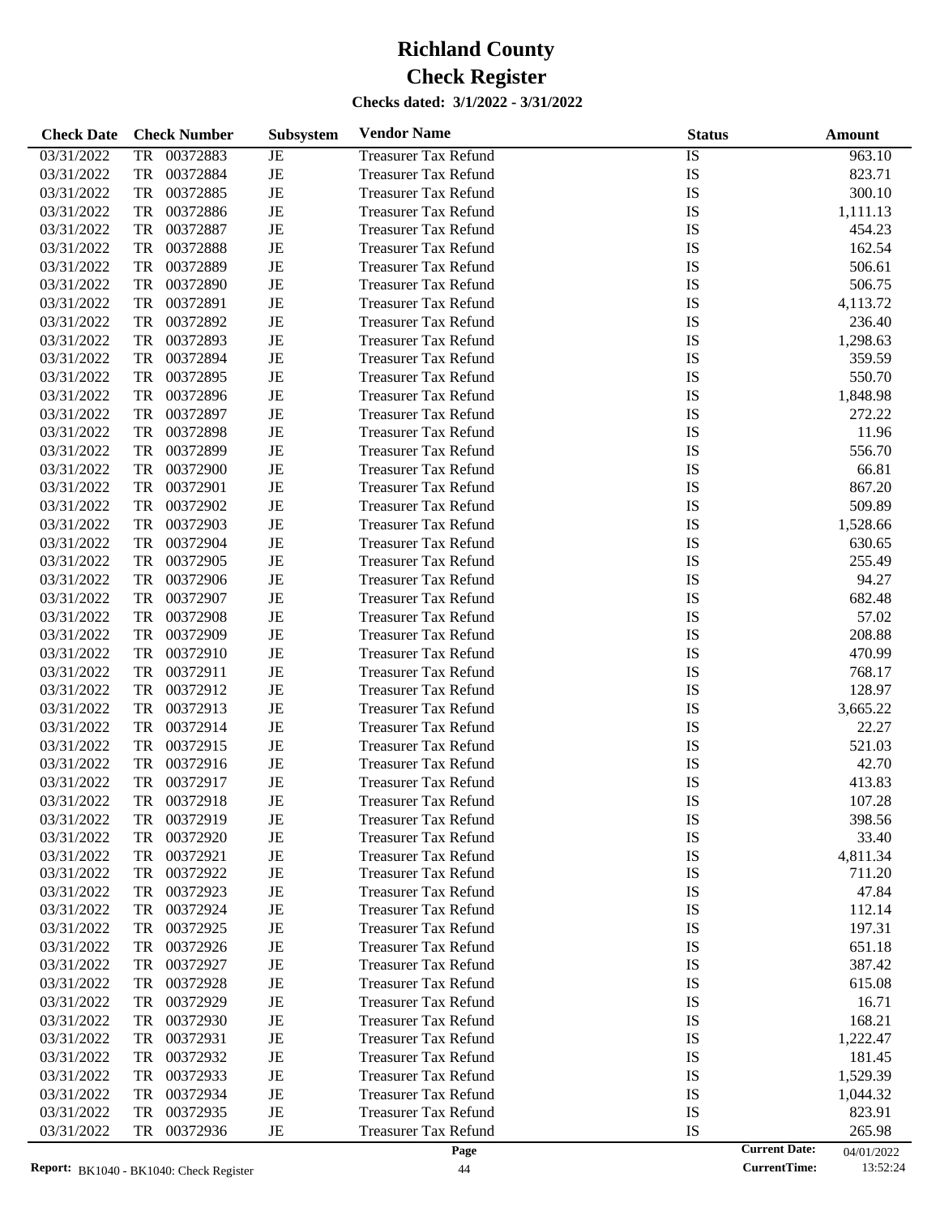# Richland County

# Check Register

**Checks dated: 3/1/2022 - 3/31/2022**

| Check Date | Check Number | Subsystem | Vendor Name | Status | Amount |
|---|---|---|---|---|---|
| 03/31/2022 | TR 00372883 | JE | Treasurer Tax Refund | IS | 963.10 |
| 03/31/2022 | TR 00372884 | JE | Treasurer Tax Refund | IS | 823.71 |
| 03/31/2022 | TR 00372885 | JE | Treasurer Tax Refund | IS | 300.10 |
| 03/31/2022 | TR 00372886 | JE | Treasurer Tax Refund | IS | 1,111.13 |
| 03/31/2022 | TR 00372887 | JE | Treasurer Tax Refund | IS | 454.23 |
| 03/31/2022 | TR 00372888 | JE | Treasurer Tax Refund | IS | 162.54 |
| 03/31/2022 | TR 00372889 | JE | Treasurer Tax Refund | IS | 506.61 |
| 03/31/2022 | TR 00372890 | JE | Treasurer Tax Refund | IS | 506.75 |
| 03/31/2022 | TR 00372891 | JE | Treasurer Tax Refund | IS | 4,113.72 |
| 03/31/2022 | TR 00372892 | JE | Treasurer Tax Refund | IS | 236.40 |
| 03/31/2022 | TR 00372893 | JE | Treasurer Tax Refund | IS | 1,298.63 |
| 03/31/2022 | TR 00372894 | JE | Treasurer Tax Refund | IS | 359.59 |
| 03/31/2022 | TR 00372895 | JE | Treasurer Tax Refund | IS | 550.70 |
| 03/31/2022 | TR 00372896 | JE | Treasurer Tax Refund | IS | 1,848.98 |
| 03/31/2022 | TR 00372897 | JE | Treasurer Tax Refund | IS | 272.22 |
| 03/31/2022 | TR 00372898 | JE | Treasurer Tax Refund | IS | 11.96 |
| 03/31/2022 | TR 00372899 | JE | Treasurer Tax Refund | IS | 556.70 |
| 03/31/2022 | TR 00372900 | JE | Treasurer Tax Refund | IS | 66.81 |
| 03/31/2022 | TR 00372901 | JE | Treasurer Tax Refund | IS | 867.20 |
| 03/31/2022 | TR 00372902 | JE | Treasurer Tax Refund | IS | 509.89 |
| 03/31/2022 | TR 00372903 | JE | Treasurer Tax Refund | IS | 1,528.66 |
| 03/31/2022 | TR 00372904 | JE | Treasurer Tax Refund | IS | 630.65 |
| 03/31/2022 | TR 00372905 | JE | Treasurer Tax Refund | IS | 255.49 |
| 03/31/2022 | TR 00372906 | JE | Treasurer Tax Refund | IS | 94.27 |
| 03/31/2022 | TR 00372907 | JE | Treasurer Tax Refund | IS | 682.48 |
| 03/31/2022 | TR 00372908 | JE | Treasurer Tax Refund | IS | 57.02 |
| 03/31/2022 | TR 00372909 | JE | Treasurer Tax Refund | IS | 208.88 |
| 03/31/2022 | TR 00372910 | JE | Treasurer Tax Refund | IS | 470.99 |
| 03/31/2022 | TR 00372911 | JE | Treasurer Tax Refund | IS | 768.17 |
| 03/31/2022 | TR 00372912 | JE | Treasurer Tax Refund | IS | 128.97 |
| 03/31/2022 | TR 00372913 | JE | Treasurer Tax Refund | IS | 3,665.22 |
| 03/31/2022 | TR 00372914 | JE | Treasurer Tax Refund | IS | 22.27 |
| 03/31/2022 | TR 00372915 | JE | Treasurer Tax Refund | IS | 521.03 |
| 03/31/2022 | TR 00372916 | JE | Treasurer Tax Refund | IS | 42.70 |
| 03/31/2022 | TR 00372917 | JE | Treasurer Tax Refund | IS | 413.83 |
| 03/31/2022 | TR 00372918 | JE | Treasurer Tax Refund | IS | 107.28 |
| 03/31/2022 | TR 00372919 | JE | Treasurer Tax Refund | IS | 398.56 |
| 03/31/2022 | TR 00372920 | JE | Treasurer Tax Refund | IS | 33.40 |
| 03/31/2022 | TR 00372921 | JE | Treasurer Tax Refund | IS | 4,811.34 |
| 03/31/2022 | TR 00372922 | JE | Treasurer Tax Refund | IS | 711.20 |
| 03/31/2022 | TR 00372923 | JE | Treasurer Tax Refund | IS | 47.84 |
| 03/31/2022 | TR 00372924 | JE | Treasurer Tax Refund | IS | 112.14 |
| 03/31/2022 | TR 00372925 | JE | Treasurer Tax Refund | IS | 197.31 |
| 03/31/2022 | TR 00372926 | JE | Treasurer Tax Refund | IS | 651.18 |
| 03/31/2022 | TR 00372927 | JE | Treasurer Tax Refund | IS | 387.42 |
| 03/31/2022 | TR 00372928 | JE | Treasurer Tax Refund | IS | 615.08 |
| 03/31/2022 | TR 00372929 | JE | Treasurer Tax Refund | IS | 16.71 |
| 03/31/2022 | TR 00372930 | JE | Treasurer Tax Refund | IS | 168.21 |
| 03/31/2022 | TR 00372931 | JE | Treasurer Tax Refund | IS | 1,222.47 |
| 03/31/2022 | TR 00372932 | JE | Treasurer Tax Refund | IS | 181.45 |
| 03/31/2022 | TR 00372933 | JE | Treasurer Tax Refund | IS | 1,529.39 |
| 03/31/2022 | TR 00372934 | JE | Treasurer Tax Refund | IS | 1,044.32 |
| 03/31/2022 | TR 00372935 | JE | Treasurer Tax Refund | IS | 823.91 |
| 03/31/2022 | TR 00372936 | JE | Treasurer Tax Refund | IS | 265.98 |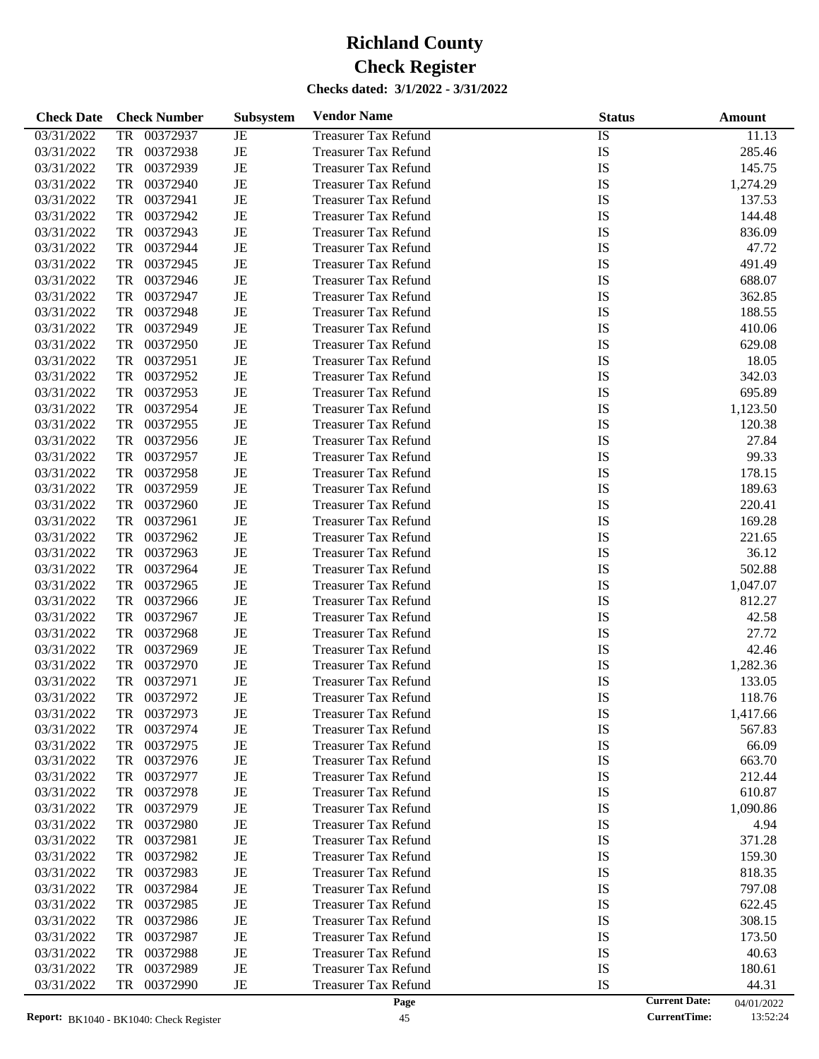# Richland County
# Check Register

**Checks dated: 3/1/2022 - 3/31/2022**

| Check Date | Check Number | Subsystem | Vendor Name | Status | Amount |
|---|---|---|---|---|---|
| 03/31/2022 | TR 00372937 | JE | Treasurer Tax Refund | IS | 11.13 |
| 03/31/2022 | TR 00372938 | JE | Treasurer Tax Refund | IS | 285.46 |
| 03/31/2022 | TR 00372939 | JE | Treasurer Tax Refund | IS | 145.75 |
| 03/31/2022 | TR 00372940 | JE | Treasurer Tax Refund | IS | 1,274.29 |
| 03/31/2022 | TR 00372941 | JE | Treasurer Tax Refund | IS | 137.53 |
| 03/31/2022 | TR 00372942 | JE | Treasurer Tax Refund | IS | 144.48 |
| 03/31/2022 | TR 00372943 | JE | Treasurer Tax Refund | IS | 836.09 |
| 03/31/2022 | TR 00372944 | JE | Treasurer Tax Refund | IS | 47.72 |
| 03/31/2022 | TR 00372945 | JE | Treasurer Tax Refund | IS | 491.49 |
| 03/31/2022 | TR 00372946 | JE | Treasurer Tax Refund | IS | 688.07 |
| 03/31/2022 | TR 00372947 | JE | Treasurer Tax Refund | IS | 362.85 |
| 03/31/2022 | TR 00372948 | JE | Treasurer Tax Refund | IS | 188.55 |
| 03/31/2022 | TR 00372949 | JE | Treasurer Tax Refund | IS | 410.06 |
| 03/31/2022 | TR 00372950 | JE | Treasurer Tax Refund | IS | 629.08 |
| 03/31/2022 | TR 00372951 | JE | Treasurer Tax Refund | IS | 18.05 |
| 03/31/2022 | TR 00372952 | JE | Treasurer Tax Refund | IS | 342.03 |
| 03/31/2022 | TR 00372953 | JE | Treasurer Tax Refund | IS | 695.89 |
| 03/31/2022 | TR 00372954 | JE | Treasurer Tax Refund | IS | 1,123.50 |
| 03/31/2022 | TR 00372955 | JE | Treasurer Tax Refund | IS | 120.38 |
| 03/31/2022 | TR 00372956 | JE | Treasurer Tax Refund | IS | 27.84 |
| 03/31/2022 | TR 00372957 | JE | Treasurer Tax Refund | IS | 99.33 |
| 03/31/2022 | TR 00372958 | JE | Treasurer Tax Refund | IS | 178.15 |
| 03/31/2022 | TR 00372959 | JE | Treasurer Tax Refund | IS | 189.63 |
| 03/31/2022 | TR 00372960 | JE | Treasurer Tax Refund | IS | 220.41 |
| 03/31/2022 | TR 00372961 | JE | Treasurer Tax Refund | IS | 169.28 |
| 03/31/2022 | TR 00372962 | JE | Treasurer Tax Refund | IS | 221.65 |
| 03/31/2022 | TR 00372963 | JE | Treasurer Tax Refund | IS | 36.12 |
| 03/31/2022 | TR 00372964 | JE | Treasurer Tax Refund | IS | 502.88 |
| 03/31/2022 | TR 00372965 | JE | Treasurer Tax Refund | IS | 1,047.07 |
| 03/31/2022 | TR 00372966 | JE | Treasurer Tax Refund | IS | 812.27 |
| 03/31/2022 | TR 00372967 | JE | Treasurer Tax Refund | IS | 42.58 |
| 03/31/2022 | TR 00372968 | JE | Treasurer Tax Refund | IS | 27.72 |
| 03/31/2022 | TR 00372969 | JE | Treasurer Tax Refund | IS | 42.46 |
| 03/31/2022 | TR 00372970 | JE | Treasurer Tax Refund | IS | 1,282.36 |
| 03/31/2022 | TR 00372971 | JE | Treasurer Tax Refund | IS | 133.05 |
| 03/31/2022 | TR 00372972 | JE | Treasurer Tax Refund | IS | 118.76 |
| 03/31/2022 | TR 00372973 | JE | Treasurer Tax Refund | IS | 1,417.66 |
| 03/31/2022 | TR 00372974 | JE | Treasurer Tax Refund | IS | 567.83 |
| 03/31/2022 | TR 00372975 | JE | Treasurer Tax Refund | IS | 66.09 |
| 03/31/2022 | TR 00372976 | JE | Treasurer Tax Refund | IS | 663.70 |
| 03/31/2022 | TR 00372977 | JE | Treasurer Tax Refund | IS | 212.44 |
| 03/31/2022 | TR 00372978 | JE | Treasurer Tax Refund | IS | 610.87 |
| 03/31/2022 | TR 00372979 | JE | Treasurer Tax Refund | IS | 1,090.86 |
| 03/31/2022 | TR 00372980 | JE | Treasurer Tax Refund | IS | 4.94 |
| 03/31/2022 | TR 00372981 | JE | Treasurer Tax Refund | IS | 371.28 |
| 03/31/2022 | TR 00372982 | JE | Treasurer Tax Refund | IS | 159.30 |
| 03/31/2022 | TR 00372983 | JE | Treasurer Tax Refund | IS | 818.35 |
| 03/31/2022 | TR 00372984 | JE | Treasurer Tax Refund | IS | 797.08 |
| 03/31/2022 | TR 00372985 | JE | Treasurer Tax Refund | IS | 622.45 |
| 03/31/2022 | TR 00372986 | JE | Treasurer Tax Refund | IS | 308.15 |
| 03/31/2022 | TR 00372987 | JE | Treasurer Tax Refund | IS | 173.50 |
| 03/31/2022 | TR 00372988 | JE | Treasurer Tax Refund | IS | 40.63 |
| 03/31/2022 | TR 00372989 | JE | Treasurer Tax Refund | IS | 180.61 |
| 03/31/2022 | TR 00372990 | JE | Treasurer Tax Refund | IS | 44.31 |

**Report:** BK1040 - BK1040: Check Register

**Current Date:** 04/01/2022
**CurrentTime:** 13:52:24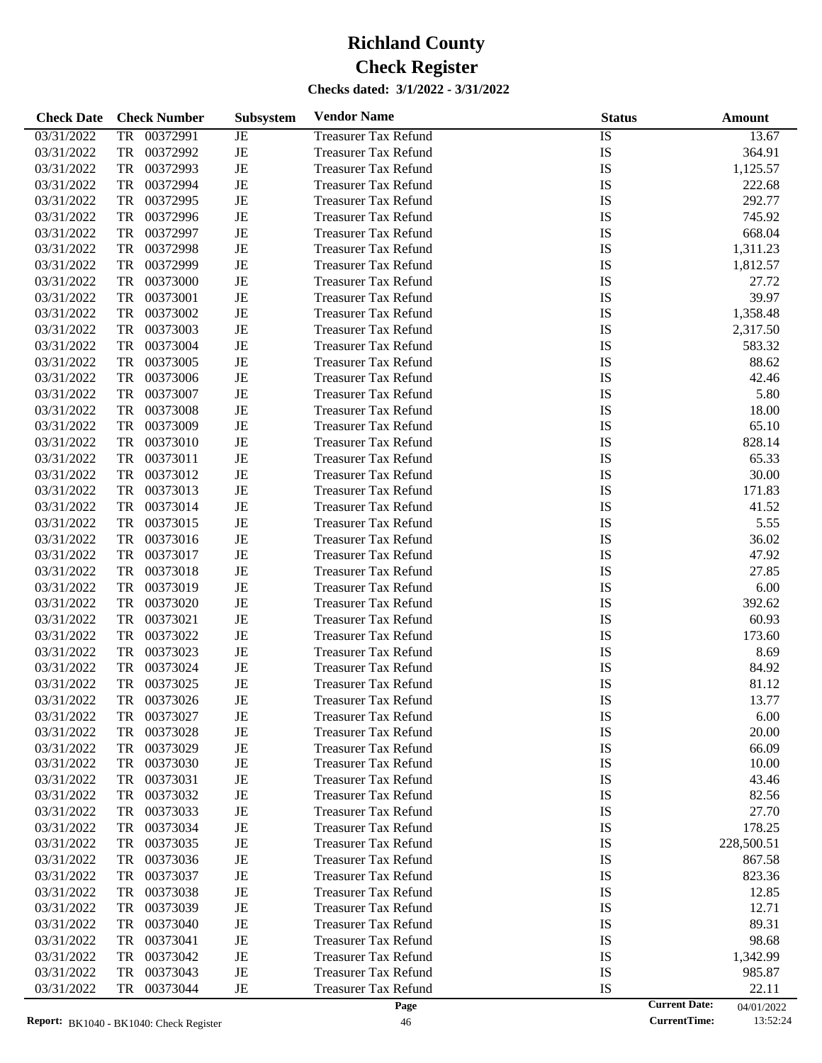# Richland County
# Check Register

**Checks dated: 3/1/2022 - 3/31/2022**

| Check Date | Check Number | Subsystem | Vendor Name | Status | Amount |
|---|---|---|---|---|---|
| 03/31/2022 | TR 00372991 | JE | Treasurer Tax Refund | IS | 13.67 |
| 03/31/2022 | TR 00372992 | JE | Treasurer Tax Refund | IS | 364.91 |
| 03/31/2022 | TR 00372993 | JE | Treasurer Tax Refund | IS | 1,125.57 |
| 03/31/2022 | TR 00372994 | JE | Treasurer Tax Refund | IS | 222.68 |
| 03/31/2022 | TR 00372995 | JE | Treasurer Tax Refund | IS | 292.77 |
| 03/31/2022 | TR 00372996 | JE | Treasurer Tax Refund | IS | 745.92 |
| 03/31/2022 | TR 00372997 | JE | Treasurer Tax Refund | IS | 668.04 |
| 03/31/2022 | TR 00372998 | JE | Treasurer Tax Refund | IS | 1,311.23 |
| 03/31/2022 | TR 00372999 | JE | Treasurer Tax Refund | IS | 1,812.57 |
| 03/31/2022 | TR 00373000 | JE | Treasurer Tax Refund | IS | 27.72 |
| 03/31/2022 | TR 00373001 | JE | Treasurer Tax Refund | IS | 39.97 |
| 03/31/2022 | TR 00373002 | JE | Treasurer Tax Refund | IS | 1,358.48 |
| 03/31/2022 | TR 00373003 | JE | Treasurer Tax Refund | IS | 2,317.50 |
| 03/31/2022 | TR 00373004 | JE | Treasurer Tax Refund | IS | 583.32 |
| 03/31/2022 | TR 00373005 | JE | Treasurer Tax Refund | IS | 88.62 |
| 03/31/2022 | TR 00373006 | JE | Treasurer Tax Refund | IS | 42.46 |
| 03/31/2022 | TR 00373007 | JE | Treasurer Tax Refund | IS | 5.80 |
| 03/31/2022 | TR 00373008 | JE | Treasurer Tax Refund | IS | 18.00 |
| 03/31/2022 | TR 00373009 | JE | Treasurer Tax Refund | IS | 65.10 |
| 03/31/2022 | TR 00373010 | JE | Treasurer Tax Refund | IS | 828.14 |
| 03/31/2022 | TR 00373011 | JE | Treasurer Tax Refund | IS | 65.33 |
| 03/31/2022 | TR 00373012 | JE | Treasurer Tax Refund | IS | 30.00 |
| 03/31/2022 | TR 00373013 | JE | Treasurer Tax Refund | IS | 171.83 |
| 03/31/2022 | TR 00373014 | JE | Treasurer Tax Refund | IS | 41.52 |
| 03/31/2022 | TR 00373015 | JE | Treasurer Tax Refund | IS | 5.55 |
| 03/31/2022 | TR 00373016 | JE | Treasurer Tax Refund | IS | 36.02 |
| 03/31/2022 | TR 00373017 | JE | Treasurer Tax Refund | IS | 47.92 |
| 03/31/2022 | TR 00373018 | JE | Treasurer Tax Refund | IS | 27.85 |
| 03/31/2022 | TR 00373019 | JE | Treasurer Tax Refund | IS | 6.00 |
| 03/31/2022 | TR 00373020 | JE | Treasurer Tax Refund | IS | 392.62 |
| 03/31/2022 | TR 00373021 | JE | Treasurer Tax Refund | IS | 60.93 |
| 03/31/2022 | TR 00373022 | JE | Treasurer Tax Refund | IS | 173.60 |
| 03/31/2022 | TR 00373023 | JE | Treasurer Tax Refund | IS | 8.69 |
| 03/31/2022 | TR 00373024 | JE | Treasurer Tax Refund | IS | 84.92 |
| 03/31/2022 | TR 00373025 | JE | Treasurer Tax Refund | IS | 81.12 |
| 03/31/2022 | TR 00373026 | JE | Treasurer Tax Refund | IS | 13.77 |
| 03/31/2022 | TR 00373027 | JE | Treasurer Tax Refund | IS | 6.00 |
| 03/31/2022 | TR 00373028 | JE | Treasurer Tax Refund | IS | 20.00 |
| 03/31/2022 | TR 00373029 | JE | Treasurer Tax Refund | IS | 66.09 |
| 03/31/2022 | TR 00373030 | JE | Treasurer Tax Refund | IS | 10.00 |
| 03/31/2022 | TR 00373031 | JE | Treasurer Tax Refund | IS | 43.46 |
| 03/31/2022 | TR 00373032 | JE | Treasurer Tax Refund | IS | 82.56 |
| 03/31/2022 | TR 00373033 | JE | Treasurer Tax Refund | IS | 27.70 |
| 03/31/2022 | TR 00373034 | JE | Treasurer Tax Refund | IS | 178.25 |
| 03/31/2022 | TR 00373035 | JE | Treasurer Tax Refund | IS | 228,500.51 |
| 03/31/2022 | TR 00373036 | JE | Treasurer Tax Refund | IS | 867.58 |
| 03/31/2022 | TR 00373037 | JE | Treasurer Tax Refund | IS | 823.36 |
| 03/31/2022 | TR 00373038 | JE | Treasurer Tax Refund | IS | 12.85 |
| 03/31/2022 | TR 00373039 | JE | Treasurer Tax Refund | IS | 12.71 |
| 03/31/2022 | TR 00373040 | JE | Treasurer Tax Refund | IS | 89.31 |
| 03/31/2022 | TR 00373041 | JE | Treasurer Tax Refund | IS | 98.68 |
| 03/31/2022 | TR 00373042 | JE | Treasurer Tax Refund | IS | 1,342.99 |
| 03/31/2022 | TR 00373043 | JE | Treasurer Tax Refund | IS | 985.87 |
| 03/31/2022 | TR 00373044 | JE | Treasurer Tax Refund | IS | 22.11 |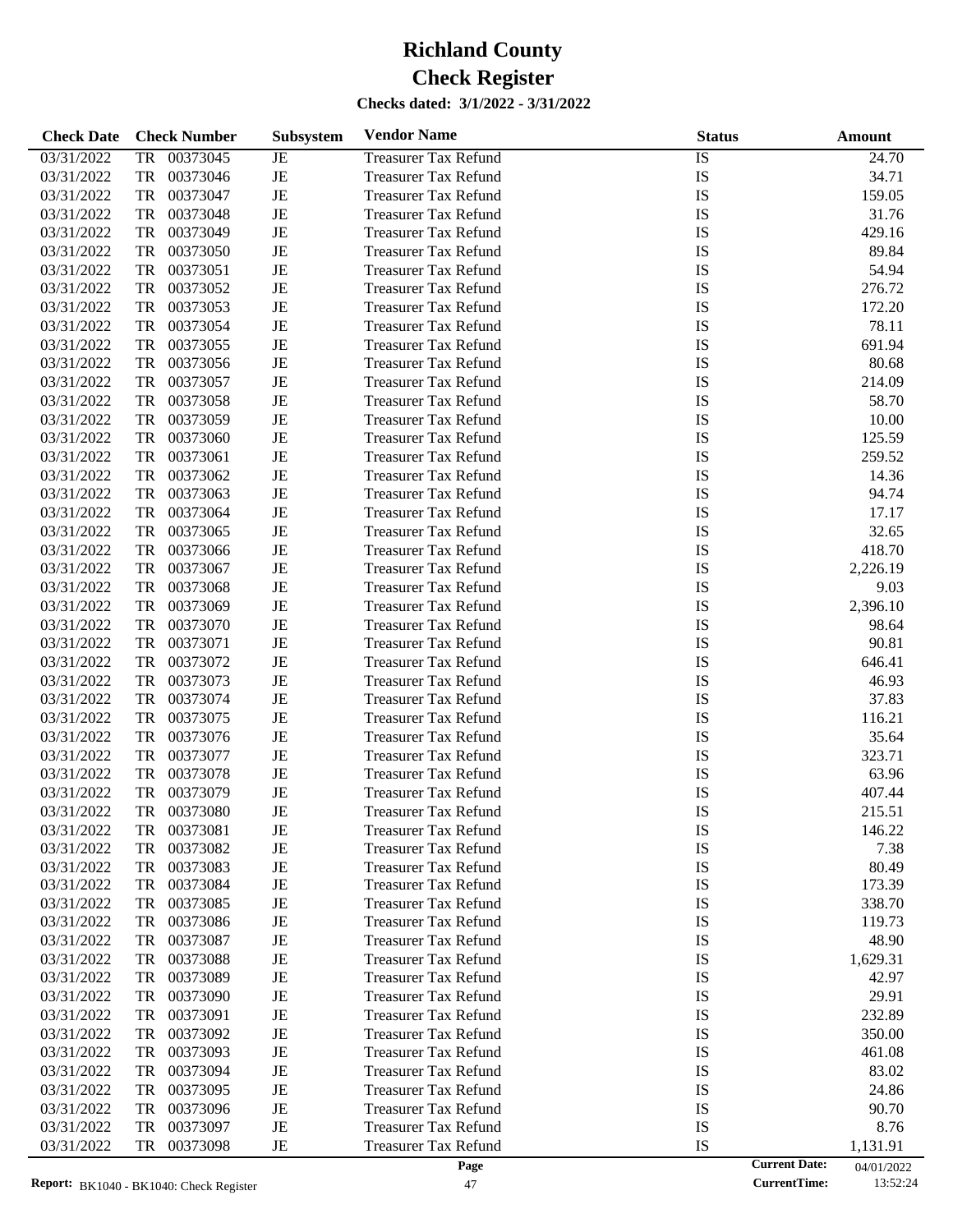# Richland County
# Check Register

**Checks dated: 3/1/2022 - 3/31/2022**

| Check Date | Check Number | Subsystem | Vendor Name | Status | Amount |
|---|---|---|---|---|---|
| 03/31/2022 | TR 00373045 | JE | Treasurer Tax Refund | IS | 24.70 |
| 03/31/2022 | TR 00373046 | JE | Treasurer Tax Refund | IS | 34.71 |
| 03/31/2022 | TR 00373047 | JE | Treasurer Tax Refund | IS | 159.05 |
| 03/31/2022 | TR 00373048 | JE | Treasurer Tax Refund | IS | 31.76 |
| 03/31/2022 | TR 00373049 | JE | Treasurer Tax Refund | IS | 429.16 |
| 03/31/2022 | TR 00373050 | JE | Treasurer Tax Refund | IS | 89.84 |
| 03/31/2022 | TR 00373051 | JE | Treasurer Tax Refund | IS | 54.94 |
| 03/31/2022 | TR 00373052 | JE | Treasurer Tax Refund | IS | 276.72 |
| 03/31/2022 | TR 00373053 | JE | Treasurer Tax Refund | IS | 172.20 |
| 03/31/2022 | TR 00373054 | JE | Treasurer Tax Refund | IS | 78.11 |
| 03/31/2022 | TR 00373055 | JE | Treasurer Tax Refund | IS | 691.94 |
| 03/31/2022 | TR 00373056 | JE | Treasurer Tax Refund | IS | 80.68 |
| 03/31/2022 | TR 00373057 | JE | Treasurer Tax Refund | IS | 214.09 |
| 03/31/2022 | TR 00373058 | JE | Treasurer Tax Refund | IS | 58.70 |
| 03/31/2022 | TR 00373059 | JE | Treasurer Tax Refund | IS | 10.00 |
| 03/31/2022 | TR 00373060 | JE | Treasurer Tax Refund | IS | 125.59 |
| 03/31/2022 | TR 00373061 | JE | Treasurer Tax Refund | IS | 259.52 |
| 03/31/2022 | TR 00373062 | JE | Treasurer Tax Refund | IS | 14.36 |
| 03/31/2022 | TR 00373063 | JE | Treasurer Tax Refund | IS | 94.74 |
| 03/31/2022 | TR 00373064 | JE | Treasurer Tax Refund | IS | 17.17 |
| 03/31/2022 | TR 00373065 | JE | Treasurer Tax Refund | IS | 32.65 |
| 03/31/2022 | TR 00373066 | JE | Treasurer Tax Refund | IS | 418.70 |
| 03/31/2022 | TR 00373067 | JE | Treasurer Tax Refund | IS | 2,226.19 |
| 03/31/2022 | TR 00373068 | JE | Treasurer Tax Refund | IS | 9.03 |
| 03/31/2022 | TR 00373069 | JE | Treasurer Tax Refund | IS | 2,396.10 |
| 03/31/2022 | TR 00373070 | JE | Treasurer Tax Refund | IS | 98.64 |
| 03/31/2022 | TR 00373071 | JE | Treasurer Tax Refund | IS | 90.81 |
| 03/31/2022 | TR 00373072 | JE | Treasurer Tax Refund | IS | 646.41 |
| 03/31/2022 | TR 00373073 | JE | Treasurer Tax Refund | IS | 46.93 |
| 03/31/2022 | TR 00373074 | JE | Treasurer Tax Refund | IS | 37.83 |
| 03/31/2022 | TR 00373075 | JE | Treasurer Tax Refund | IS | 116.21 |
| 03/31/2022 | TR 00373076 | JE | Treasurer Tax Refund | IS | 35.64 |
| 03/31/2022 | TR 00373077 | JE | Treasurer Tax Refund | IS | 323.71 |
| 03/31/2022 | TR 00373078 | JE | Treasurer Tax Refund | IS | 63.96 |
| 03/31/2022 | TR 00373079 | JE | Treasurer Tax Refund | IS | 407.44 |
| 03/31/2022 | TR 00373080 | JE | Treasurer Tax Refund | IS | 215.51 |
| 03/31/2022 | TR 00373081 | JE | Treasurer Tax Refund | IS | 146.22 |
| 03/31/2022 | TR 00373082 | JE | Treasurer Tax Refund | IS | 7.38 |
| 03/31/2022 | TR 00373083 | JE | Treasurer Tax Refund | IS | 80.49 |
| 03/31/2022 | TR 00373084 | JE | Treasurer Tax Refund | IS | 173.39 |
| 03/31/2022 | TR 00373085 | JE | Treasurer Tax Refund | IS | 338.70 |
| 03/31/2022 | TR 00373086 | JE | Treasurer Tax Refund | IS | 119.73 |
| 03/31/2022 | TR 00373087 | JE | Treasurer Tax Refund | IS | 48.90 |
| 03/31/2022 | TR 00373088 | JE | Treasurer Tax Refund | IS | 1,629.31 |
| 03/31/2022 | TR 00373089 | JE | Treasurer Tax Refund | IS | 42.97 |
| 03/31/2022 | TR 00373090 | JE | Treasurer Tax Refund | IS | 29.91 |
| 03/31/2022 | TR 00373091 | JE | Treasurer Tax Refund | IS | 232.89 |
| 03/31/2022 | TR 00373092 | JE | Treasurer Tax Refund | IS | 350.00 |
| 03/31/2022 | TR 00373093 | JE | Treasurer Tax Refund | IS | 461.08 |
| 03/31/2022 | TR 00373094 | JE | Treasurer Tax Refund | IS | 83.02 |
| 03/31/2022 | TR 00373095 | JE | Treasurer Tax Refund | IS | 24.86 |
| 03/31/2022 | TR 00373096 | JE | Treasurer Tax Refund | IS | 90.70 |
| 03/31/2022 | TR 00373097 | JE | Treasurer Tax Refund | IS | 8.76 |
| 03/31/2022 | TR 00373098 | JE | Treasurer Tax Refund | IS | 1,131.91 |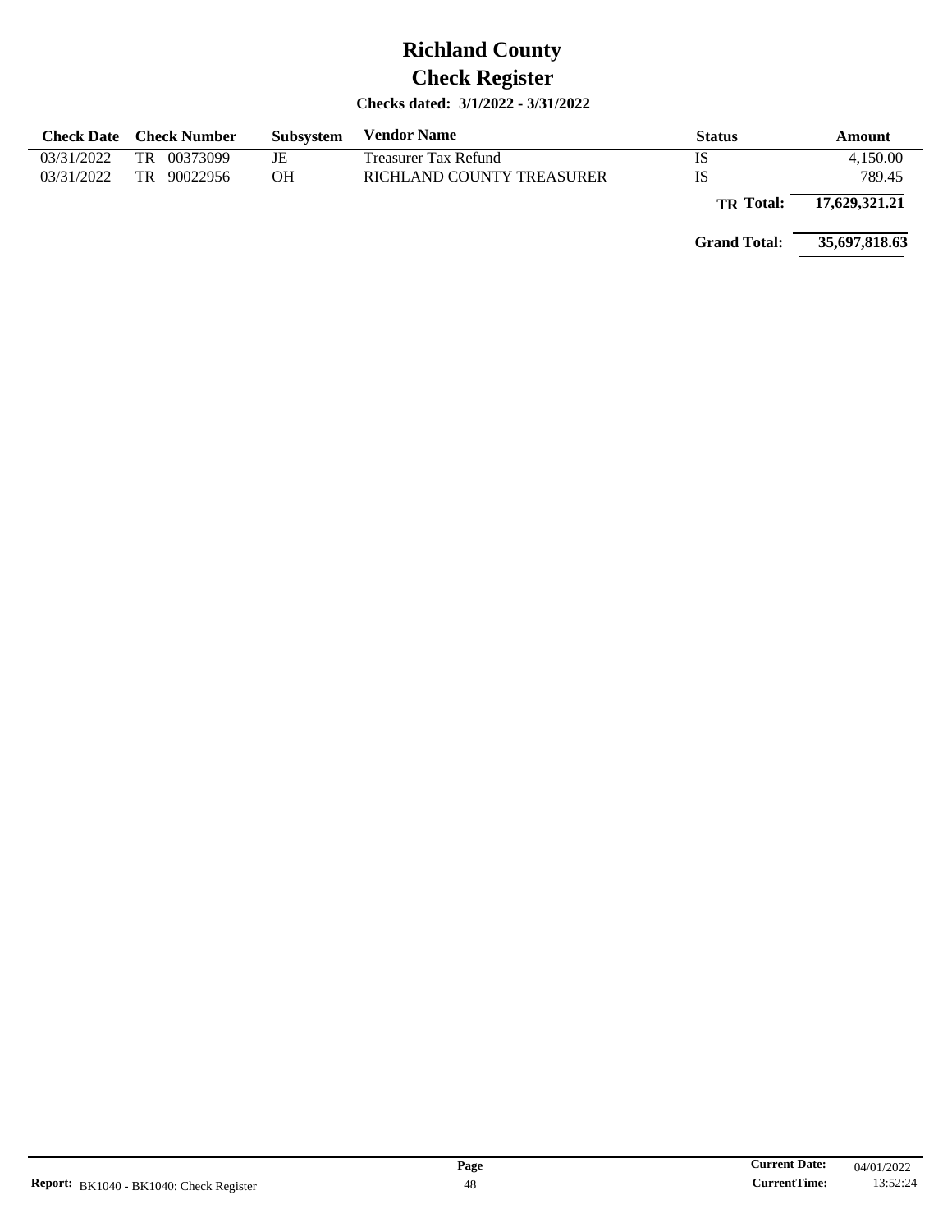# Richland County

# Check Register

**Checks dated: 3/1/2022 - 3/31/2022**

| Check Date | Check Number | Subsystem | Vendor Name | Status | Amount |
|---|---|---|---|---|---|
| 03/31/2022 | TR 00373099 | JE | Treasurer Tax Refund | IS | 4,150.00 |
| 03/31/2022 | TR 90022956 | OH | RICHLAND COUNTY TREASURER | IS | 789.45 |
| | | | | **TR Total:** | **17,629,321.21** |
| | | | | **Grand Total:** | **35,697,818.63** |

**Report:** BK1040 - BK1040: Check Register

**Current Date:** 04/01/2022

**CurrentTime:** 13:52:24